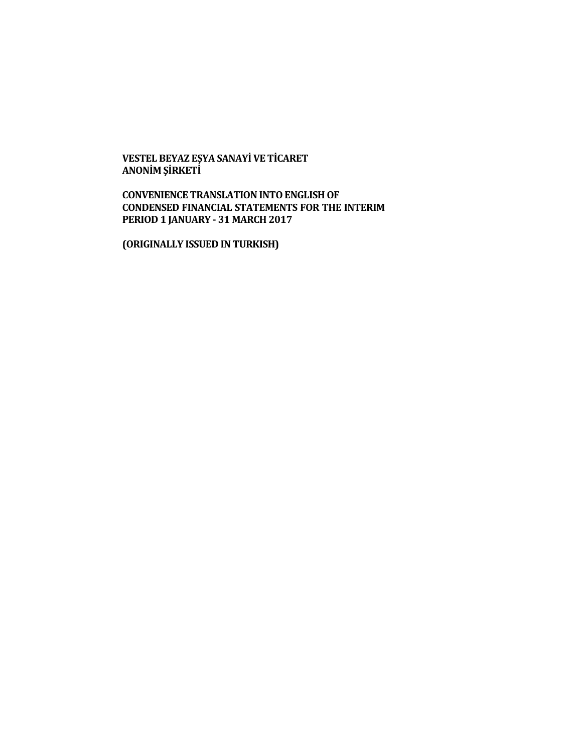**VESTEL BEYAZ EŞYA SANAYİ VE TİCARET ANONİM ŞİRKETİ**

**CONVENIENCE TRANSLATION INTO ENGLISH OF CONDENSED FINANCIAL STATEMENTS FOR THE INTERIM PERIOD 1 JANUARY - 31 MARCH 2017**

**(ORIGINALLY ISSUED IN TURKISH)**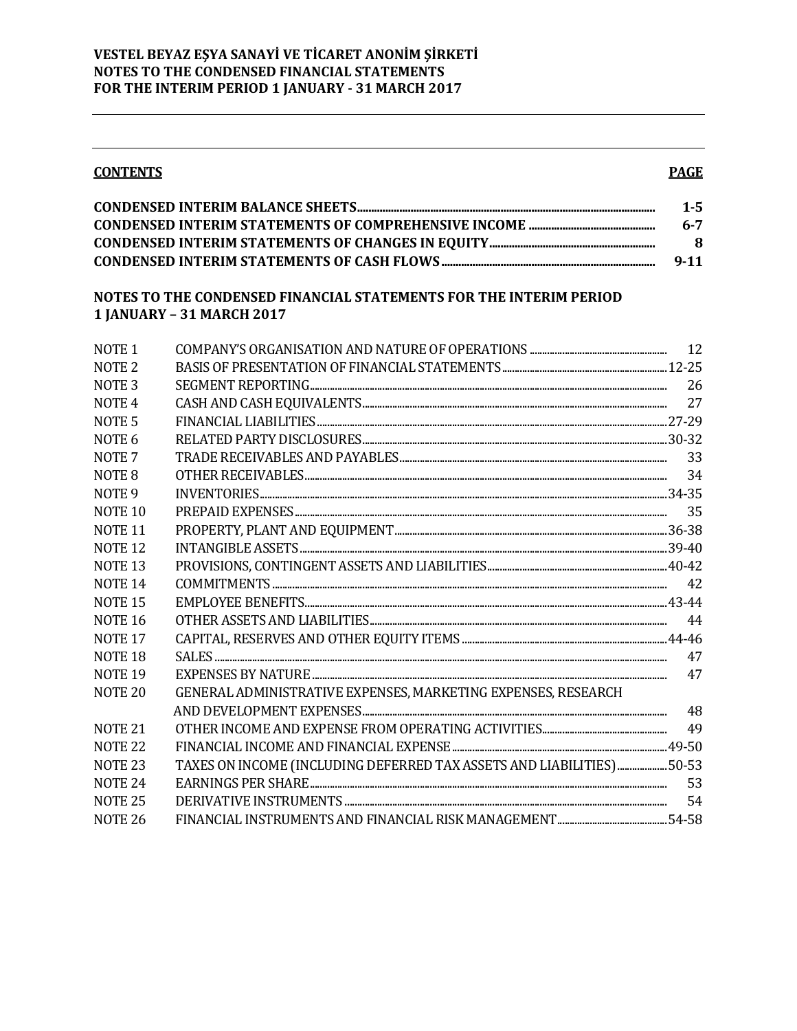**VESTEL BEYAZ EŞYA SANAYİ VE TİCARET ANONİM ŞİRKETİ**
**NOTES TO THE CONDENSED FINANCIAL STATEMENTS**
**FOR THE INTERIM PERIOD 1 JANUARY - 31 MARCH 2017**

| **CONTENTS** | **PAGE** |
|---|---|
| **CONDENSED INTERIM BALANCE SHEETS** | **1-5** |
| **CONDENSED INTERIM STATEMENTS OF COMPREHENSIVE INCOME** | **6-7** |
| **CONDENSED INTERIM STATEMENTS OF CHANGES IN EQUITY** | **8** |
| **CONDENSED INTERIM STATEMENTS OF CASH FLOWS** | **9-11** |

**NOTES TO THE CONDENSED FINANCIAL STATEMENTS FOR THE INTERIM PERIOD 1 JANUARY – 31 MARCH 2017**

| | | |
|---|---|---|
| NOTE 1 | COMPANY'S ORGANISATION AND NATURE OF OPERATIONS | 12 |
| NOTE 2 | BASIS OF PRESENTATION OF FINANCIAL STATEMENTS | 12-25 |
| NOTE 3 | SEGMENT REPORTING | 26 |
| NOTE 4 | CASH AND CASH EQUIVALENTS | 27 |
| NOTE 5 | FINANCIAL LIABILITIES | 27-29 |
| NOTE 6 | RELATED PARTY DISCLOSURES | 30-32 |
| NOTE 7 | TRADE RECEIVABLES AND PAYABLES | 33 |
| NOTE 8 | OTHER RECEIVABLES | 34 |
| NOTE 9 | INVENTORIES | 34-35 |
| NOTE 10 | PREPAID EXPENSES | 35 |
| NOTE 11 | PROPERTY, PLANT AND EQUIPMENT | 36-38 |
| NOTE 12 | INTANGIBLE ASSETS | 39-40 |
| NOTE 13 | PROVISIONS, CONTINGENT ASSETS AND LIABILITIES | 40-42 |
| NOTE 14 | COMMITMENTS | 42 |
| NOTE 15 | EMPLOYEE BENEFITS | 43-44 |
| NOTE 16 | OTHER ASSETS AND LIABILITIES | 44 |
| NOTE 17 | CAPITAL, RESERVES AND OTHER EQUITY ITEMS | 44-46 |
| NOTE 18 | SALES | 47 |
| NOTE 19 | EXPENSES BY NATURE | 47 |
| NOTE 20 | GENERAL ADMINISTRATIVE EXPENSES, MARKETING EXPENSES, RESEARCH AND DEVELOPMENT EXPENSES | 48 |
| NOTE 21 | OTHER INCOME AND EXPENSE FROM OPERATING ACTIVITIES | 49 |
| NOTE 22 | FINANCIAL INCOME AND FINANCIAL EXPENSE | 49-50 |
| NOTE 23 | TAXES ON INCOME (INCLUDING DEFERRED TAX ASSETS AND LIABILITIES) | 50-53 |
| NOTE 24 | EARNINGS PER SHARE | 53 |
| NOTE 25 | DERIVATIVE INSTRUMENTS | 54 |
| NOTE 26 | FINANCIAL INSTRUMENTS AND FINANCIAL RISK MANAGEMENT | 54-58 |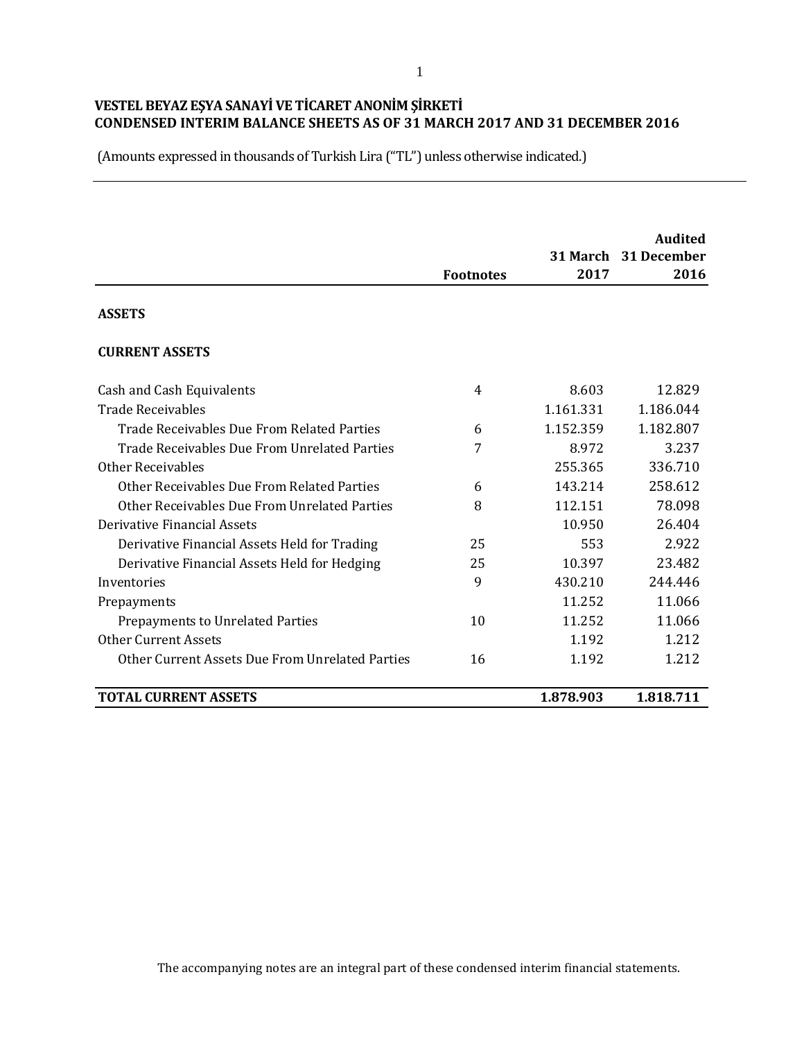**VESTEL BEYAZ EŞYA SANAYİ VE TİCARET ANONİM ŞİRKETİ**
**CONDENSED INTERIM BALANCE SHEETS AS OF 31 MARCH 2017 AND 31 DECEMBER 2016**

(Amounts expressed in thousands of Turkish Lira ("TL") unless otherwise indicated.)

| | Footnotes | 31 March 2017 | Audited 31 December 2016 |
|---|---|---|---|
| **ASSETS** | | | |
| **CURRENT ASSETS** | | | |
| Cash and Cash Equivalents | 4 | 8.603 | 12.829 |
| Trade Receivables | | 1.161.331 | 1.186.044 |
| Trade Receivables Due From Related Parties | 6 | 1.152.359 | 1.182.807 |
| Trade Receivables Due From Unrelated Parties | 7 | 8.972 | 3.237 |
| Other Receivables | | 255.365 | 336.710 |
| Other Receivables Due From Related Parties | 6 | 143.214 | 258.612 |
| Other Receivables Due From Unrelated Parties | 8 | 112.151 | 78.098 |
| Derivative Financial Assets | | 10.950 | 26.404 |
| Derivative Financial Assets Held for Trading | 25 | 553 | 2.922 |
| Derivative Financial Assets Held for Hedging | 25 | 10.397 | 23.482 |
| Inventories | 9 | 430.210 | 244.446 |
| Prepayments | | 11.252 | 11.066 |
| Prepayments to Unrelated Parties | 10 | 11.252 | 11.066 |
| Other Current Assets | | 1.192 | 1.212 |
| Other Current Assets Due From Unrelated Parties | 16 | 1.192 | 1.212 |
| **TOTAL CURRENT ASSETS** | | **1.878.903** | **1.818.711** |

The accompanying notes are an integral part of these condensed interim financial statements.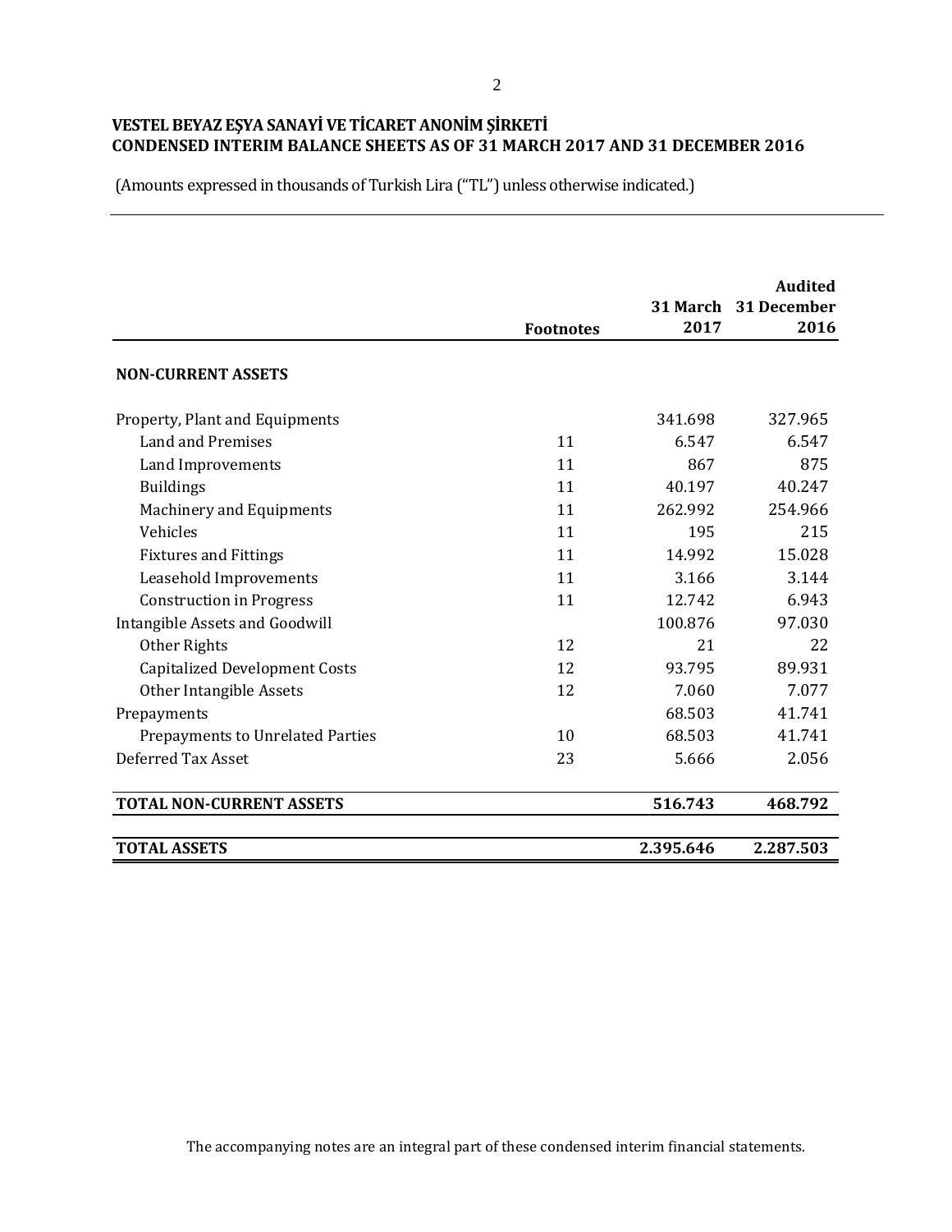**VESTEL BEYAZ EŞYA SANAYİ VE TİCARET ANONİM ŞİRKETİ**
**CONDENSED INTERIM BALANCE SHEETS AS OF 31 MARCH 2017 AND 31 DECEMBER 2016**

(Amounts expressed in thousands of Turkish Lira ("TL") unless otherwise indicated.)

| | Footnotes | 31 March 2017 | Audited 31 December 2016 |
|---|---|---|---|
| **NON-CURRENT ASSETS** | | | |
| Property, Plant and Equipments | | 341.698 | 327.965 |
| Land and Premises | 11 | 6.547 | 6.547 |
| Land Improvements | 11 | 867 | 875 |
| Buildings | 11 | 40.197 | 40.247 |
| Machinery and Equipments | 11 | 262.992 | 254.966 |
| Vehicles | 11 | 195 | 215 |
| Fixtures and Fittings | 11 | 14.992 | 15.028 |
| Leasehold Improvements | 11 | 3.166 | 3.144 |
| Construction in Progress | 11 | 12.742 | 6.943 |
| Intangible Assets and Goodwill | | 100.876 | 97.030 |
| Other Rights | 12 | 21 | 22 |
| Capitalized Development Costs | 12 | 93.795 | 89.931 |
| Other Intangible Assets | 12 | 7.060 | 7.077 |
| Prepayments | | 68.503 | 41.741 |
| Prepayments to Unrelated Parties | 10 | 68.503 | 41.741 |
| Deferred Tax Asset | 23 | 5.666 | 2.056 |
| **TOTAL NON-CURRENT ASSETS** | | **516.743** | **468.792** |
| **TOTAL ASSETS** | | **2.395.646** | **2.287.503** |

The accompanying notes are an integral part of these condensed interim financial statements.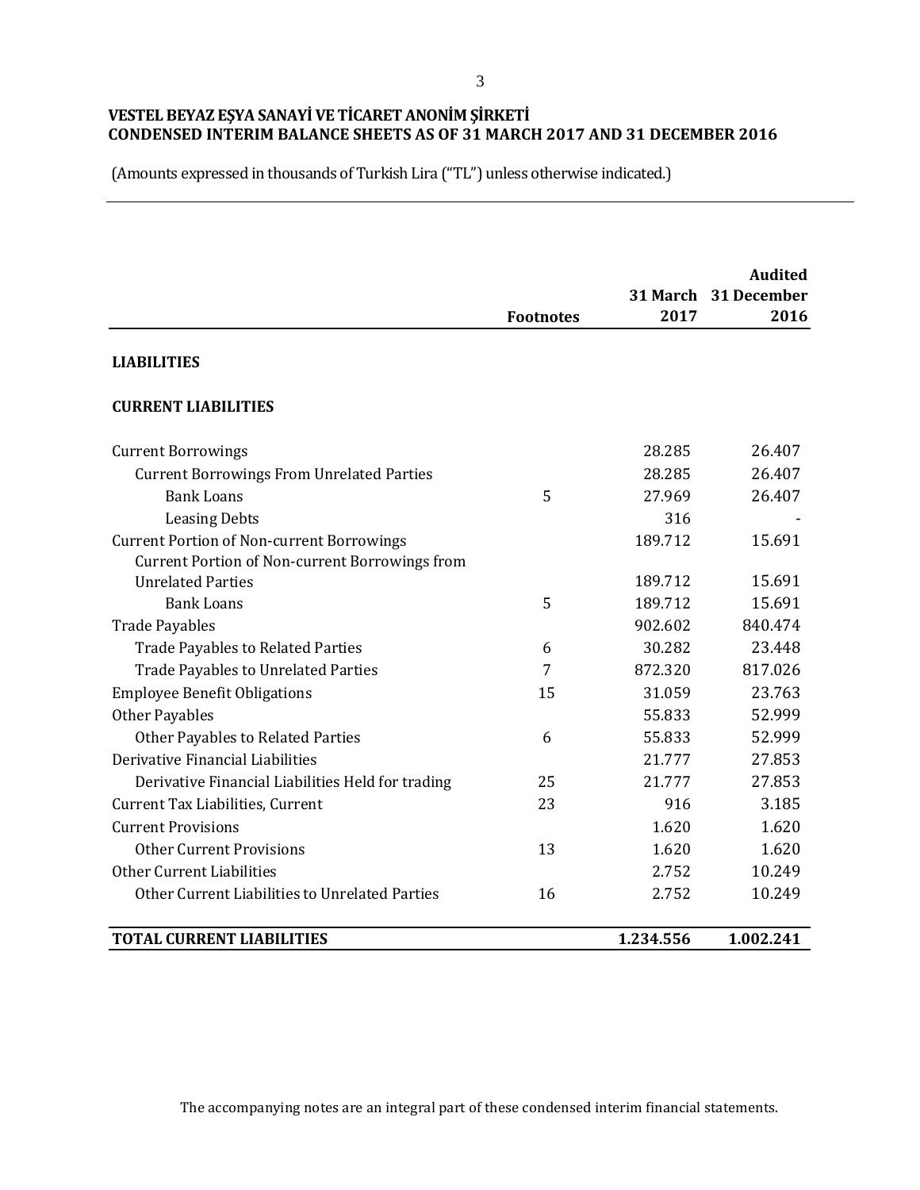**VESTEL BEYAZ EŞYA SANAYİ VE TİCARET ANONİM ŞİRKETİ**
**CONDENSED INTERIM BALANCE SHEETS AS OF 31 MARCH 2017 AND 31 DECEMBER 2016**

(Amounts expressed in thousands of Turkish Lira ("TL") unless otherwise indicated.)

| | Footnotes | 31 March 2017 | Audited 31 December 2016 |
|---|---|---|---|
| **LIABILITIES** | | | |
| **CURRENT LIABILITIES** | | | |
| Current Borrowings | | 28.285 | 26.407 |
| Current Borrowings From Unrelated Parties | | 28.285 | 26.407 |
| Bank Loans | 5 | 27.969 | 26.407 |
| Leasing Debts | | 316 | - |
| Current Portion of Non-current Borrowings | | 189.712 | 15.691 |
| Current Portion of Non-current Borrowings from Unrelated Parties | | 189.712 | 15.691 |
| Bank Loans | 5 | 189.712 | 15.691 |
| Trade Payables | | 902.602 | 840.474 |
| Trade Payables to Related Parties | 6 | 30.282 | 23.448 |
| Trade Payables to Unrelated Parties | 7 | 872.320 | 817.026 |
| Employee Benefit Obligations | 15 | 31.059 | 23.763 |
| Other Payables | | 55.833 | 52.999 |
| Other Payables to Related Parties | 6 | 55.833 | 52.999 |
| Derivative Financial Liabilities | | 21.777 | 27.853 |
| Derivative Financial Liabilities Held for trading | 25 | 21.777 | 27.853 |
| Current Tax Liabilities, Current | 23 | 916 | 3.185 |
| Current Provisions | | 1.620 | 1.620 |
| Other Current Provisions | 13 | 1.620 | 1.620 |
| Other Current Liabilities | | 2.752 | 10.249 |
| Other Current Liabilities to Unrelated Parties | 16 | 2.752 | 10.249 |
| **TOTAL CURRENT LIABILITIES** | | **1.234.556** | **1.002.241** |

The accompanying notes are an integral part of these condensed interim financial statements.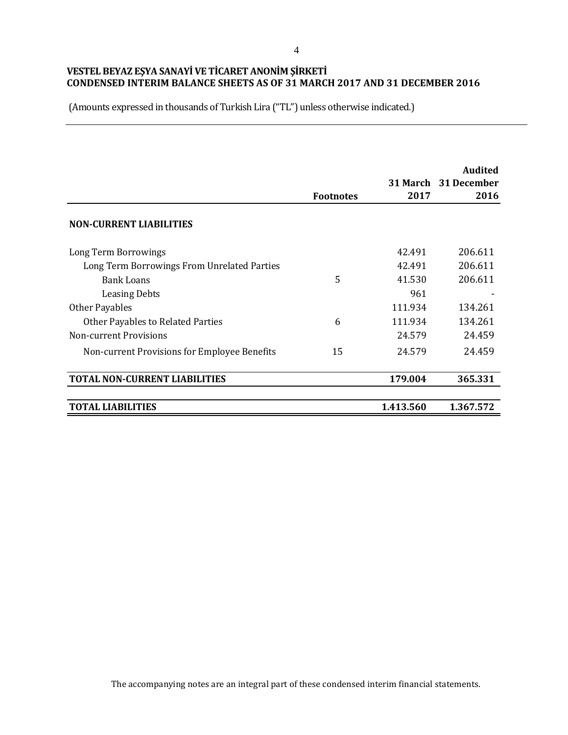**VESTEL BEYAZ EŞYA SANAYİ VE TİCARET ANONİM ŞİRKETİ**
**CONDENSED INTERIM BALANCE SHEETS AS OF 31 MARCH 2017 AND 31 DECEMBER 2016**

(Amounts expressed in thousands of Turkish Lira ("TL") unless otherwise indicated.)

| | Footnotes | 31 March 2017 | Audited 31 December 2016 |
|---|---|---|---|
| **NON-CURRENT LIABILITIES** | | | |
| Long Term Borrowings | | 42.491 | 206.611 |
| Long Term Borrowings From Unrelated Parties | | 42.491 | 206.611 |
| Bank Loans | 5 | 41.530 | 206.611 |
| Leasing Debts | | 961 | - |
| Other Payables | | 111.934 | 134.261 |
| Other Payables to Related Parties | 6 | 111.934 | 134.261 |
| Non-current Provisions | | 24.579 | 24.459 |
| Non-current Provisions for Employee Benefits | 15 | 24.579 | 24.459 |
| **TOTAL NON-CURRENT LIABILITIES** | | **179.004** | **365.331** |
| **TOTAL LIABILITIES** | | **1.413.560** | **1.367.572** |

The accompanying notes are an integral part of these condensed interim financial statements.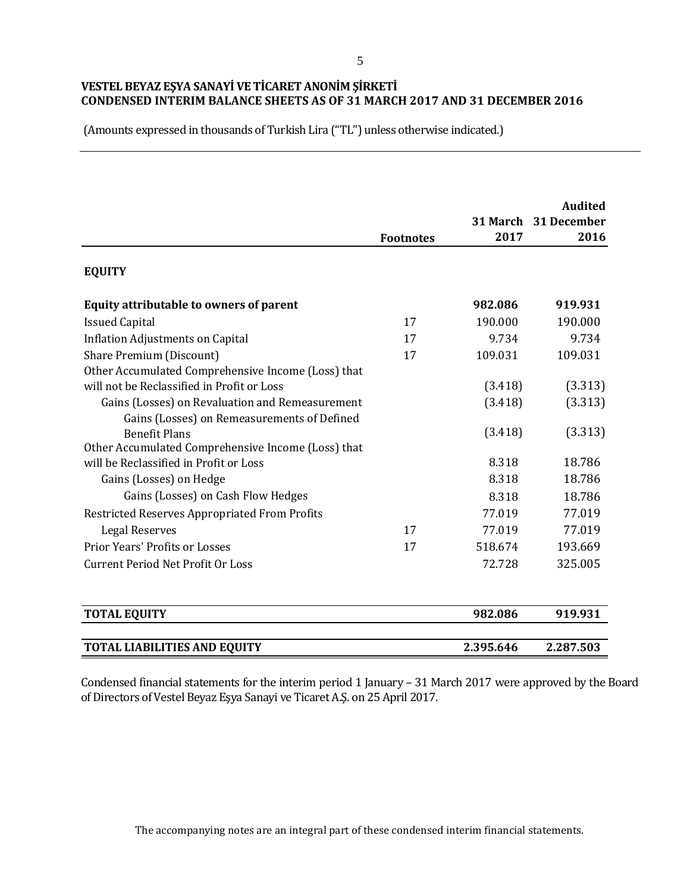**VESTEL BEYAZ EŞYA SANAYİ VE TİCARET ANONİM ŞİRKETİ**
**CONDENSED INTERIM BALANCE SHEETS AS OF 31 MARCH 2017 AND 31 DECEMBER 2016**

(Amounts expressed in thousands of Turkish Lira ("TL") unless otherwise indicated.)

| | Footnotes | 31 March 2017 | Audited 31 December 2016 |
|---|---|---|---|
| **EQUITY** | | | |
| **Equity attributable to owners of parent** | | **982.086** | **919.931** |
| Issued Capital | 17 | 190.000 | 190.000 |
| Inflation Adjustments on Capital | 17 | 9.734 | 9.734 |
| Share Premium (Discount) | 17 | 109.031 | 109.031 |
| Other Accumulated Comprehensive Income (Loss) that will not be Reclassified in Profit or Loss | | (3.418) | (3.313) |
| Gains (Losses) on Revaluation and Remeasurement | | (3.418) | (3.313) |
| Gains (Losses) on Remeasurements of Defined Benefit Plans | | (3.418) | (3.313) |
| Other Accumulated Comprehensive Income (Loss) that will be Reclassified in Profit or Loss | | 8.318 | 18.786 |
| Gains (Losses) on Hedge | | 8.318 | 18.786 |
| Gains (Losses) on Cash Flow Hedges | | 8.318 | 18.786 |
| Restricted Reserves Appropriated From Profits | | 77.019 | 77.019 |
| Legal Reserves | 17 | 77.019 | 77.019 |
| Prior Years' Profits or Losses | 17 | 518.674 | 193.669 |
| Current Period Net Profit Or Loss | | 72.728 | 325.005 |
| **TOTAL EQUITY** | | **982.086** | **919.931** |
| **TOTAL LIABILITIES AND EQUITY** | | **2.395.646** | **2.287.503** |

Condensed financial statements for the interim period 1 January – 31 March 2017 were approved by the Board of Directors of Vestel Beyaz Eşya Sanayi ve Ticaret A.Ş. on 25 April 2017.

The accompanying notes are an integral part of these condensed interim financial statements.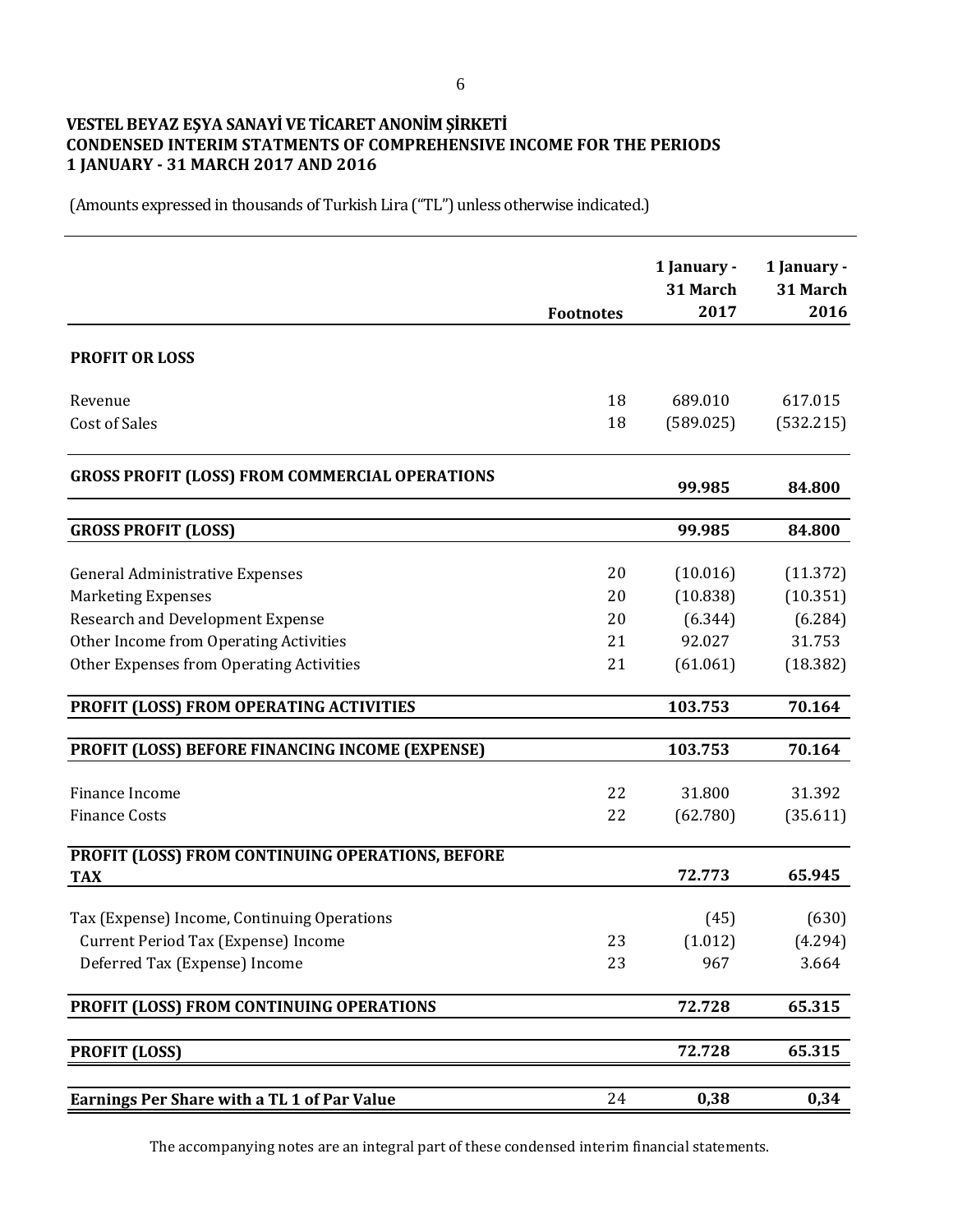**VESTEL BEYAZ EŞYA SANAYİ VE TİCARET ANONİM ŞİRKETİ**
**CONDENSED INTERIM STATMENTS OF COMPREHENSIVE INCOME FOR THE PERIODS**
**1 JANUARY - 31 MARCH 2017 AND 2016**

(Amounts expressed in thousands of Turkish Lira ("TL") unless otherwise indicated.)

| | Footnotes | 1 January - 31 March 2017 | 1 January - 31 March 2016 |
|---|---|---|---|
| **PROFIT OR LOSS** | | | |
| Revenue | 18 | 689.010 | 617.015 |
| Cost of Sales | 18 | (589.025) | (532.215) |
| **GROSS PROFIT (LOSS) FROM COMMERCIAL OPERATIONS** | | **99.985** | **84.800** |
| **GROSS PROFIT (LOSS)** | | **99.985** | **84.800** |
| General Administrative Expenses | 20 | (10.016) | (11.372) |
| Marketing Expenses | 20 | (10.838) | (10.351) |
| Research and Development Expense | 20 | (6.344) | (6.284) |
| Other Income from Operating Activities | 21 | 92.027 | 31.753 |
| Other Expenses from Operating Activities | 21 | (61.061) | (18.382) |
| **PROFIT (LOSS) FROM OPERATING ACTIVITIES** | | **103.753** | **70.164** |
| **PROFIT (LOSS) BEFORE FINANCING INCOME (EXPENSE)** | | **103.753** | **70.164** |
| Finance Income | 22 | 31.800 | 31.392 |
| Finance Costs | 22 | (62.780) | (35.611) |
| **PROFIT (LOSS) FROM CONTINUING OPERATIONS, BEFORE TAX** | | **72.773** | **65.945** |
| Tax (Expense) Income, Continuing Operations | | (45) | (630) |
| Current Period Tax (Expense) Income | 23 | (1.012) | (4.294) |
| Deferred Tax (Expense) Income | 23 | 967 | 3.664 |
| **PROFIT (LOSS) FROM CONTINUING OPERATIONS** | | **72.728** | **65.315** |
| **PROFIT (LOSS)** | | **72.728** | **65.315** |
| **Earnings Per Share with a TL 1 of Par Value** | 24 | **0,38** | **0,34** |

The accompanying notes are an integral part of these condensed interim financial statements.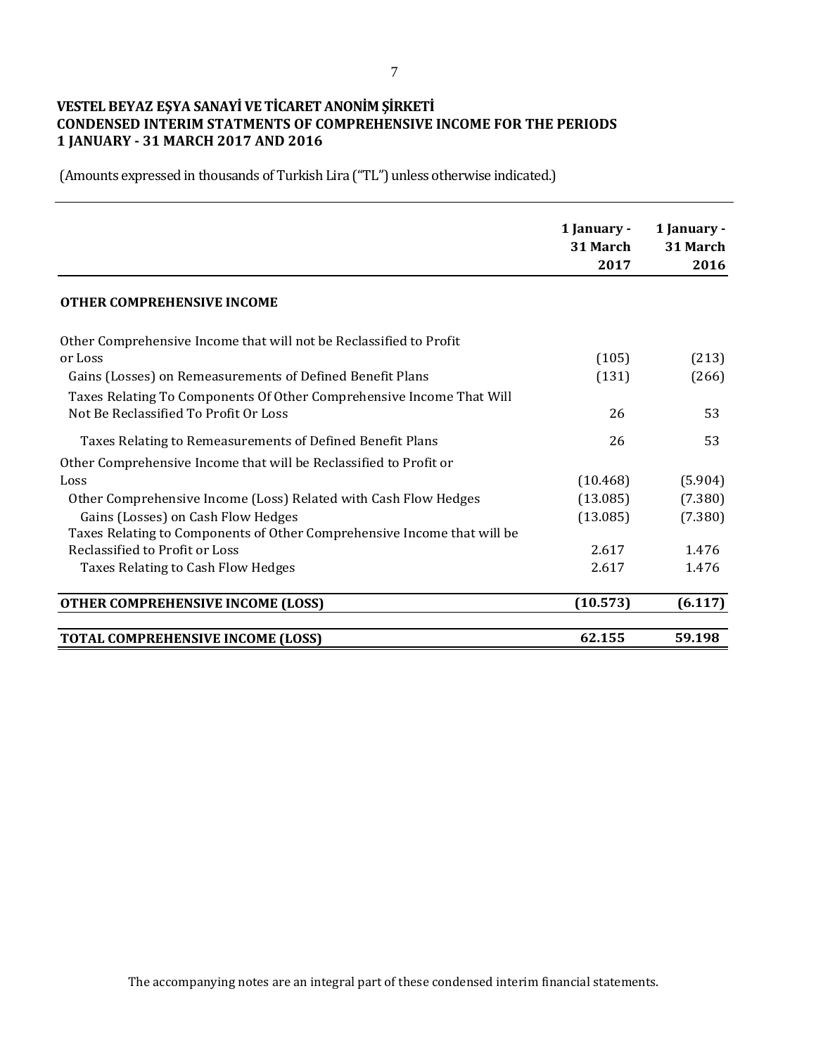**VESTEL BEYAZ EŞYA SANAYİ VE TİCARET ANONİM ŞİRKETİ**
**CONDENSED INTERIM STATMENTS OF COMPREHENSIVE INCOME FOR THE PERIODS**
**1 JANUARY - 31 MARCH 2017 AND 2016**

(Amounts expressed in thousands of Turkish Lira ("TL") unless otherwise indicated.)

| | 1 January - 31 March 2017 | 1 January - 31 March 2016 |
|---|---|---|
| **OTHER COMPREHENSIVE INCOME** | | |
| Other Comprehensive Income that will not be Reclassified to Profit or Loss | (105) | (213) |
| Gains (Losses) on Remeasurements of Defined Benefit Plans | (131) | (266) |
| Taxes Relating To Components Of Other Comprehensive Income That Will Not Be Reclassified To Profit Or Loss | 26 | 53 |
| Taxes Relating to Remeasurements of Defined Benefit Plans | 26 | 53 |
| Other Comprehensive Income that will be Reclassified to Profit or Loss | (10.468) | (5.904) |
| Other Comprehensive Income (Loss) Related with Cash Flow Hedges | (13.085) | (7.380) |
| Gains (Losses) on Cash Flow Hedges | (13.085) | (7.380) |
| Taxes Relating to Components of Other Comprehensive Income that will be Reclassified to Profit or Loss | 2.617 | 1.476 |
| Taxes Relating to Cash Flow Hedges | 2.617 | 1.476 |
| **OTHER COMPREHENSIVE INCOME (LOSS)** | **(10.573)** | **(6.117)** |
| **TOTAL COMPREHENSIVE INCOME (LOSS)** | **62.155** | **59.198** |

The accompanying notes are an integral part of these condensed interim financial statements.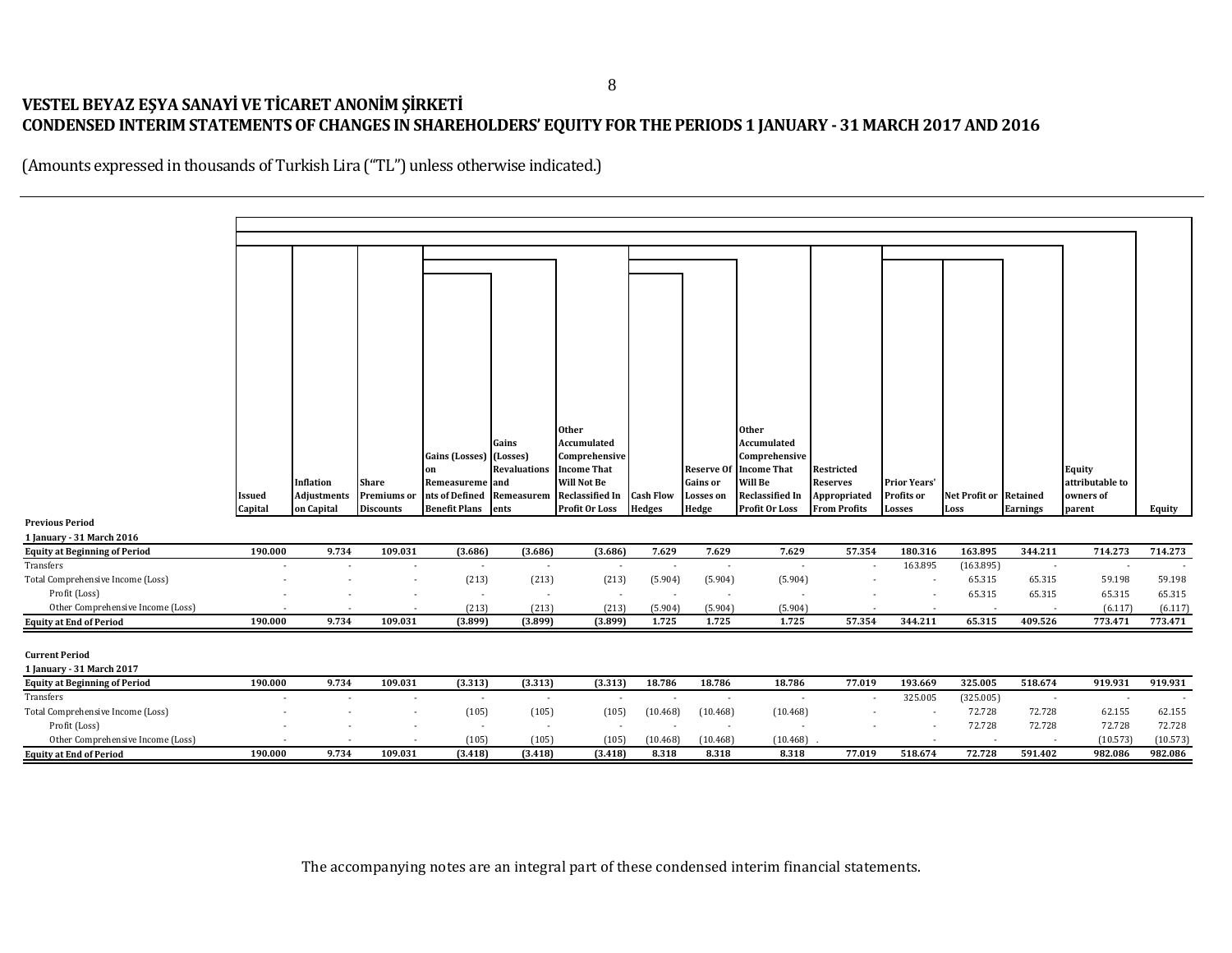# VESTEL BEYAZ EŞYA SANAYİ VE TİCARET ANONİM ŞİRKETİ

## CONDENSED INTERIM STATEMENTS OF CHANGES IN SHAREHOLDERS' EQUITY FOR THE PERIODS 1 JANUARY - 31 MARCH 2017 AND 2016

(Amounts expressed in thousands of Turkish Lira ("TL") unless otherwise indicated.)

| | Issued Capital | Inflation Adjustments on Capital | Share Premiums or Discounts | Gains (Losses) on Remeasurements of Defined Benefit Plans | Gains (Losses) Revaluations and Remeasurements | Other Accumulated Comprehensive Income That Will Not Be Reclassified In Profit Or Loss | Cash Flow Hedges | Reserve Of Gains or Losses on Hedge | Other Accumulated Comprehensive Income That Will Be Reclassified In Profit Or Loss | Restricted Reserves Appropriated From Profits | Prior Years' Profits or Losses | Net Profit or Loss | Retained Earnings | Equity attributable to owners of parent | Equity |
|---|---|---|---|---|---|---|---|---|---|---|---|---|---|---|---|
| **Previous Period** | | | | | | | | | | | | | | | |
| **1 January - 31 March 2016** | | | | | | | | | | | | | | | |
| **Equity at Beginning of Period** | **190.000** | **9.734** | **109.031** | **(3.686)** | **(3.686)** | **(3.686)** | **7.629** | **7.629** | **7.629** | **57.354** | **180.316** | **163.895** | **344.211** | **714.273** | **714.273** |
| Transfers | - | - | - | - | - | - | - | - | - | - | 163.895 | (163.895) | - | - | - |
| Total Comprehensive Income (Loss) | - | - | - | (213) | (213) | (213) | (5.904) | (5.904) | (5.904) | - | - | 65.315 | 65.315 | 59.198 | 59.198 |
| Profit (Loss) | - | - | - | - | - | - | - | - | - | - | - | 65.315 | 65.315 | 65.315 | 65.315 |
| Other Comprehensive Income (Loss) | - | - | - | (213) | (213) | (213) | (5.904) | (5.904) | (5.904) | - | - | - | - | (6.117) | (6.117) |
| **Equity at End of Period** | **190.000** | **9.734** | **109.031** | **(3.899)** | **(3.899)** | **(3.899)** | **1.725** | **1.725** | **1.725** | **57.354** | **344.211** | **65.315** | **409.526** | **773.471** | **773.471** |
| | | | | | | | | | | | | | | | |
| **Current Period** | | | | | | | | | | | | | | | |
| **1 January - 31 March 2017** | | | | | | | | | | | | | | | |
| **Equity at Beginning of Period** | **190.000** | **9.734** | **109.031** | **(3.313)** | **(3.313)** | **(3.313)** | **18.786** | **18.786** | **18.786** | **77.019** | **193.669** | **325.005** | **518.674** | **919.931** | **919.931** |
| Transfers | - | - | - | - | - | - | - | - | - | - | 325.005 | (325.005) | - | - | - |
| Total Comprehensive Income (Loss) | - | - | - | (105) | (105) | (105) | (10.468) | (10.468) | (10.468) | - | - | 72.728 | 72.728 | 62.155 | 62.155 |
| Profit (Loss) | - | - | - | - | - | - | - | - | - | - | - | 72.728 | 72.728 | 72.728 | 72.728 |
| Other Comprehensive Income (Loss) | - | - | - | (105) | (105) | (105) | (10.468) | (10.468) | (10.468) | | - | - | - | (10.573) | (10.573) |
| **Equity at End of Period** | **190.000** | **9.734** | **109.031** | **(3.418)** | **(3.418)** | **(3.418)** | **8.318** | **8.318** | **8.318** | **77.019** | **518.674** | **72.728** | **591.402** | **982.086** | **982.086** |

The accompanying notes are an integral part of these condensed interim financial statements.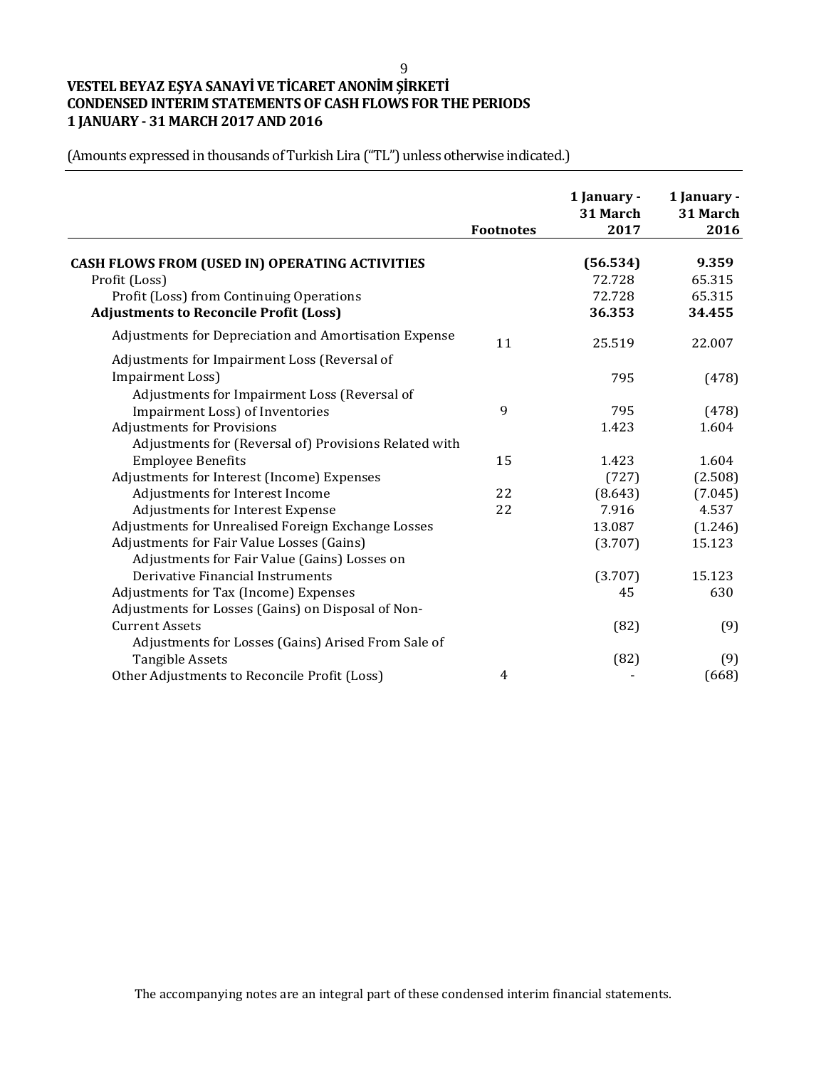# VESTEL BEYAZ EŞYA SANAYİ VE TİCARET ANONİM ŞİRKETİ
## CONDENSED INTERIM STATEMENTS OF CASH FLOWS FOR THE PERIODS
## 1 JANUARY - 31 MARCH 2017 AND 2016

(Amounts expressed in thousands of Turkish Lira ("TL") unless otherwise indicated.)

| | Footnotes | 1 January - 31 March 2017 | 1 January - 31 March 2016 |
|---|---|---|---|
| **CASH FLOWS FROM (USED IN) OPERATING ACTIVITIES** | | **(56.534)** | **9.359** |
| Profit (Loss) | | 72.728 | 65.315 |
| Profit (Loss) from Continuing Operations | | 72.728 | 65.315 |
| **Adjustments to Reconcile Profit (Loss)** | | **36.353** | **34.455** |
| Adjustments for Depreciation and Amortisation Expense | 11 | 25.519 | 22.007 |
| Adjustments for Impairment Loss (Reversal of Impairment Loss) | | 795 | (478) |
| Adjustments for Impairment Loss (Reversal of Impairment Loss) of Inventories | 9 | 795 | (478) |
| Adjustments for Provisions | | 1.423 | 1.604 |
| Adjustments for (Reversal of) Provisions Related with Employee Benefits | 15 | 1.423 | 1.604 |
| Adjustments for Interest (Income) Expenses | | (727) | (2.508) |
| Adjustments for Interest Income | 22 | (8.643) | (7.045) |
| Adjustments for Interest Expense | 22 | 7.916 | 4.537 |
| Adjustments for Unrealised Foreign Exchange Losses | | 13.087 | (1.246) |
| Adjustments for Fair Value Losses (Gains) | | (3.707) | 15.123 |
| Adjustments for Fair Value (Gains) Losses on Derivative Financial Instruments | | (3.707) | 15.123 |
| Adjustments for Tax (Income) Expenses | | 45 | 630 |
| Adjustments for Losses (Gains) on Disposal of Non-Current Assets | | (82) | (9) |
| Adjustments for Losses (Gains) Arised From Sale of Tangible Assets | | (82) | (9) |
| Other Adjustments to Reconcile Profit (Loss) | 4 | - | (668) |

The accompanying notes are an integral part of these condensed interim financial statements.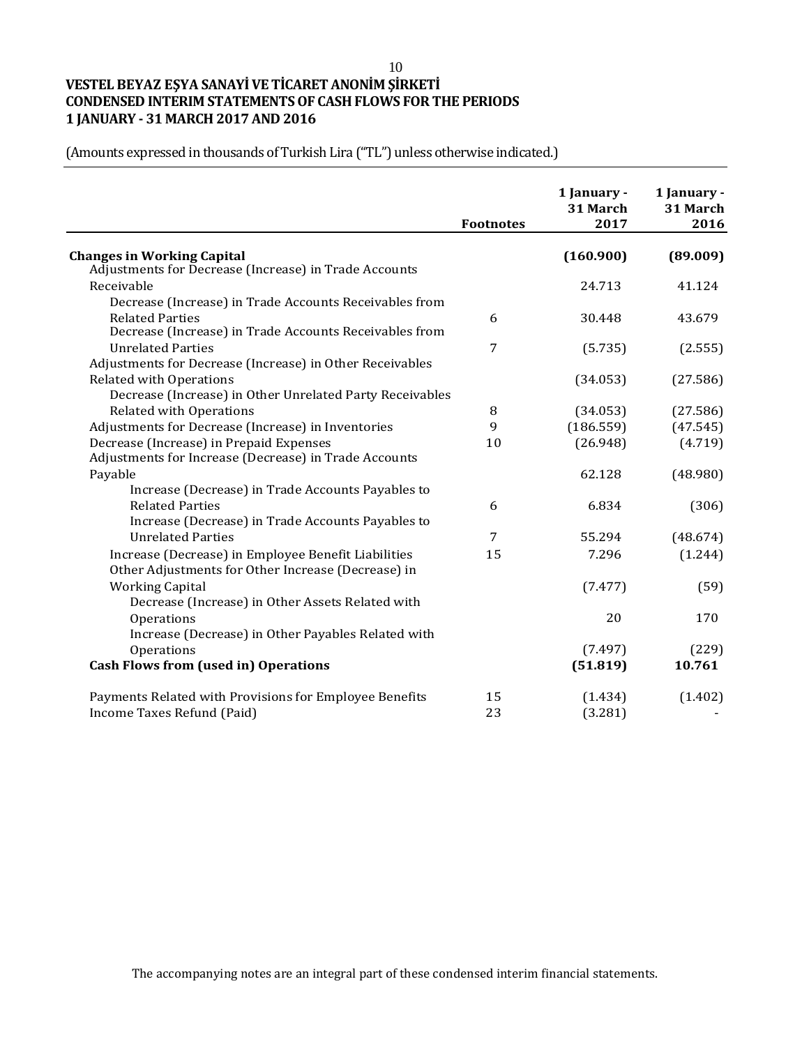**VESTEL BEYAZ EŞYA SANAYİ VE TİCARET ANONİM ŞİRKETİ**
**CONDENSED INTERIM STATEMENTS OF CASH FLOWS FOR THE PERIODS**
**1 JANUARY - 31 MARCH 2017 AND 2016**

(Amounts expressed in thousands of Turkish Lira ("TL") unless otherwise indicated.)

| | Footnotes | 1 January - 31 March 2017 | 1 January - 31 March 2016 |
|---|---|---|---|
| **Changes in Working Capital** | | **(160.900)** | **(89.009)** |
| Adjustments for Decrease (Increase) in Trade Accounts Receivable | | 24.713 | 41.124 |
| Decrease (Increase) in Trade Accounts Receivables from Related Parties | 6 | 30.448 | 43.679 |
| Decrease (Increase) in Trade Accounts Receivables from Unrelated Parties | 7 | (5.735) | (2.555) |
| Adjustments for Decrease (Increase) in Other Receivables Related with Operations | | (34.053) | (27.586) |
| Decrease (Increase) in Other Unrelated Party Receivables Related with Operations | 8 | (34.053) | (27.586) |
| Adjustments for Decrease (Increase) in Inventories | 9 | (186.559) | (47.545) |
| Decrease (Increase) in Prepaid Expenses | 10 | (26.948) | (4.719) |
| Adjustments for Increase (Decrease) in Trade Accounts Payable | | 62.128 | (48.980) |
| Increase (Decrease) in Trade Accounts Payables to Related Parties | 6 | 6.834 | (306) |
| Increase (Decrease) in Trade Accounts Payables to Unrelated Parties | 7 | 55.294 | (48.674) |
| Increase (Decrease) in Employee Benefit Liabilities | 15 | 7.296 | (1.244) |
| Other Adjustments for Other Increase (Decrease) in Working Capital | | (7.477) | (59) |
| Decrease (Increase) in Other Assets Related with Operations | | 20 | 170 |
| Increase (Decrease) in Other Payables Related with Operations | | (7.497) | (229) |
| **Cash Flows from (used in) Operations** | | **(51.819)** | **10.761** |
| | | | |
| Payments Related with Provisions for Employee Benefits | 15 | (1.434) | (1.402) |
| Income Taxes Refund (Paid) | 23 | (3.281) | - |

The accompanying notes are an integral part of these condensed interim financial statements.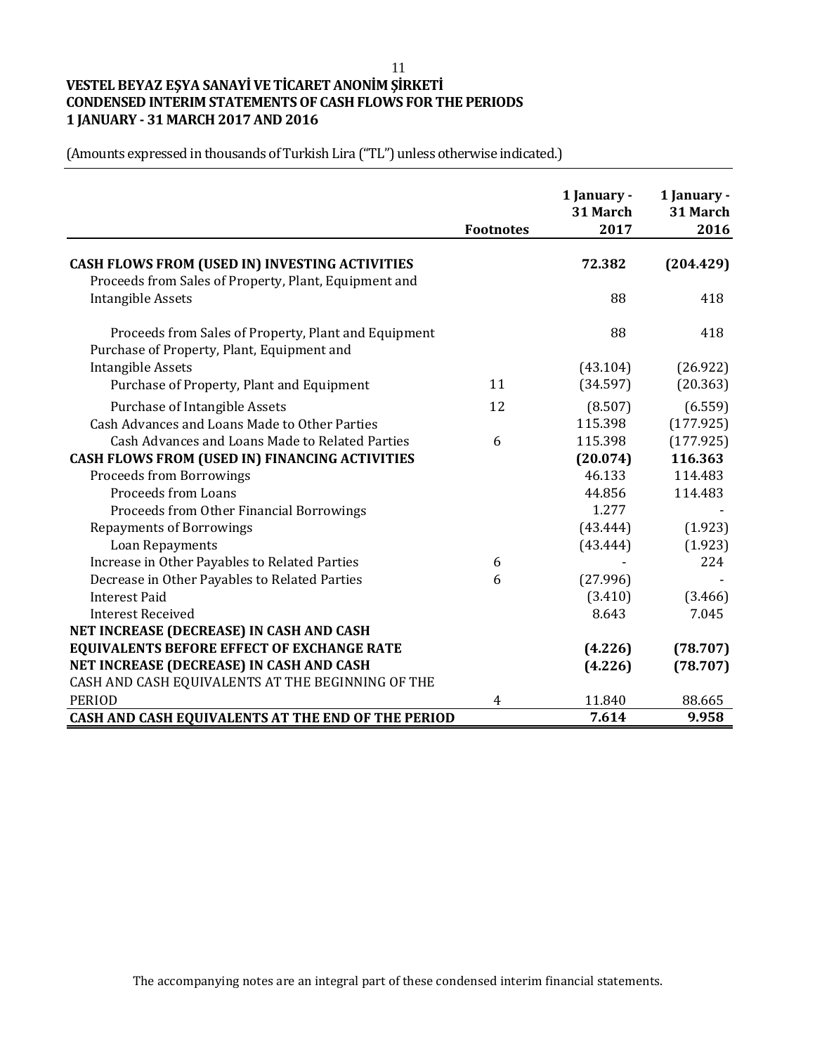**VESTEL BEYAZ EŞYA SANAYİ VE TİCARET ANONİM ŞİRKETİ**
**CONDENSED INTERIM STATEMENTS OF CASH FLOWS FOR THE PERIODS**
**1 JANUARY - 31 MARCH 2017 AND 2016**

(Amounts expressed in thousands of Turkish Lira ("TL") unless otherwise indicated.)

| | Footnotes | 1 January - 31 March 2017 | 1 January - 31 March 2016 |
|---|---|---|---|
| **CASH FLOWS FROM (USED IN) INVESTING ACTIVITIES** | | **72.382** | **(204.429)** |
| Proceeds from Sales of Property, Plant, Equipment and Intangible Assets | | 88 | 418 |
| Proceeds from Sales of Property, Plant and Equipment | | 88 | 418 |
| Purchase of Property, Plant, Equipment and Intangible Assets | | (43.104) | (26.922) |
| Purchase of Property, Plant and Equipment | 11 | (34.597) | (20.363) |
| Purchase of Intangible Assets | 12 | (8.507) | (6.559) |
| Cash Advances and Loans Made to Other Parties | | 115.398 | (177.925) |
| Cash Advances and Loans Made to Related Parties | 6 | 115.398 | (177.925) |
| **CASH FLOWS FROM (USED IN) FINANCING ACTIVITIES** | | **(20.074)** | **116.363** |
| Proceeds from Borrowings | | 46.133 | 114.483 |
| Proceeds from Loans | | 44.856 | 114.483 |
| Proceeds from Other Financial Borrowings | | 1.277 | - |
| Repayments of Borrowings | | (43.444) | (1.923) |
| Loan Repayments | | (43.444) | (1.923) |
| Increase in Other Payables to Related Parties | 6 | - | 224 |
| Decrease in Other Payables to Related Parties | 6 | (27.996) | - |
| Interest Paid | | (3.410) | (3.466) |
| Interest Received | | 8.643 | 7.045 |
| **NET INCREASE (DECREASE) IN CASH AND CASH EQUIVALENTS BEFORE EFFECT OF EXCHANGE RATE** | | **(4.226)** | **(78.707)** |
| **NET INCREASE (DECREASE) IN CASH AND CASH** | | **(4.226)** | **(78.707)** |
| CASH AND CASH EQUIVALENTS AT THE BEGINNING OF THE PERIOD | 4 | 11.840 | 88.665 |
| **CASH AND CASH EQUIVALENTS AT THE END OF THE PERIOD** | | **7.614** | **9.958** |

The accompanying notes are an integral part of these condensed interim financial statements.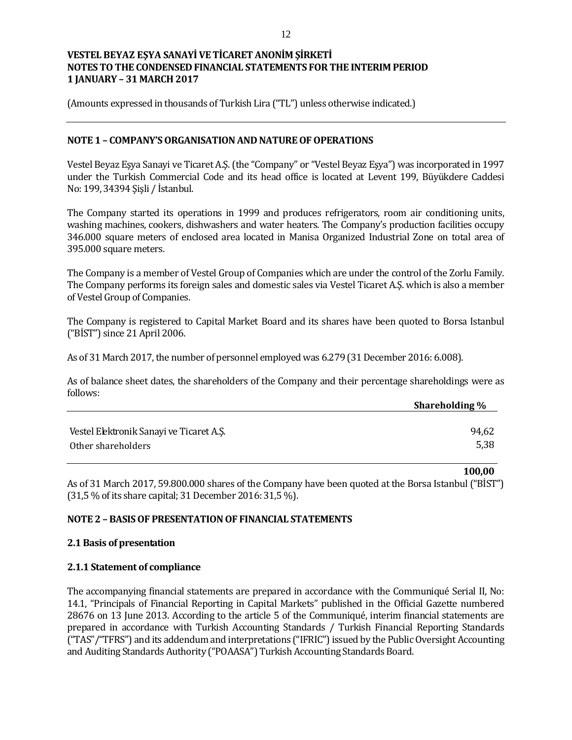**VESTEL BEYAZ EŞYA SANAYİ VE TİCARET ANONİM ŞİRKETİ**
**NOTES TO THE CONDENSED FINANCIAL STATEMENTS FOR THE INTERIM PERIOD**
**1 JANUARY – 31 MARCH 2017**

(Amounts expressed in thousands of Turkish Lira ("TL") unless otherwise indicated.)

## NOTE 1 – COMPANY'S ORGANISATION AND NATURE OF OPERATIONS

Vestel Beyaz Eşya Sanayi ve Ticaret A.Ş. (the "Company" or "Vestel Beyaz Eşya") was incorporated in 1997 under the Turkish Commercial Code and its head office is located at Levent 199, Büyükdere Caddesi No: 199, 34394 Şişli / İstanbul.

The Company started its operations in 1999 and produces refrigerators, room air conditioning units, washing machines, cookers, dishwashers and water heaters. The Company's production facilities occupy 346.000 square meters of enclosed area located in Manisa Organized Industrial Zone on total area of 395.000 square meters.

The Company is a member of Vestel Group of Companies which are under the control of the Zorlu Family. The Company performs its foreign sales and domestic sales via Vestel Ticaret A.Ş. which is also a member of Vestel Group of Companies.

The Company is registered to Capital Market Board and its shares have been quoted to Borsa Istanbul ("BİST") since 21 April 2006.

As of 31 March 2017, the number of personnel employed was 6.279 (31 December 2016: 6.008).

As of balance sheet dates, the shareholders of the Company and their percentage shareholdings were as follows:

| | **Shareholding %** |
|---|---|
| Vestel Elektronik Sanayi ve Ticaret A.Ş. | 94,62 |
| Other shareholders | 5,38 |
| | **100,00** |

As of 31 March 2017, 59.800.000 shares of the Company have been quoted at the Borsa Istanbul ("BİST") (31,5 % of its share capital; 31 December 2016: 31,5 %).

## NOTE 2 – BASIS OF PRESENTATION OF FINANCIAL STATEMENTS

### 2.1 Basis of presentation

### 2.1.1 Statement of compliance

The accompanying financial statements are prepared in accordance with the Communiqué Serial II, No: 14.1, "Principals of Financial Reporting in Capital Markets" published in the Official Gazette numbered 28676 on 13 June 2013. According to the article 5 of the Communiqué, interim financial statements are prepared in accordance with Turkish Accounting Standards / Turkish Financial Reporting Standards ("TAS"/"TFRS") and its addendum and interpretations ("IFRIC") issued by the Public Oversight Accounting and Auditing Standards Authority ("POAASA") Turkish Accounting Standards Board.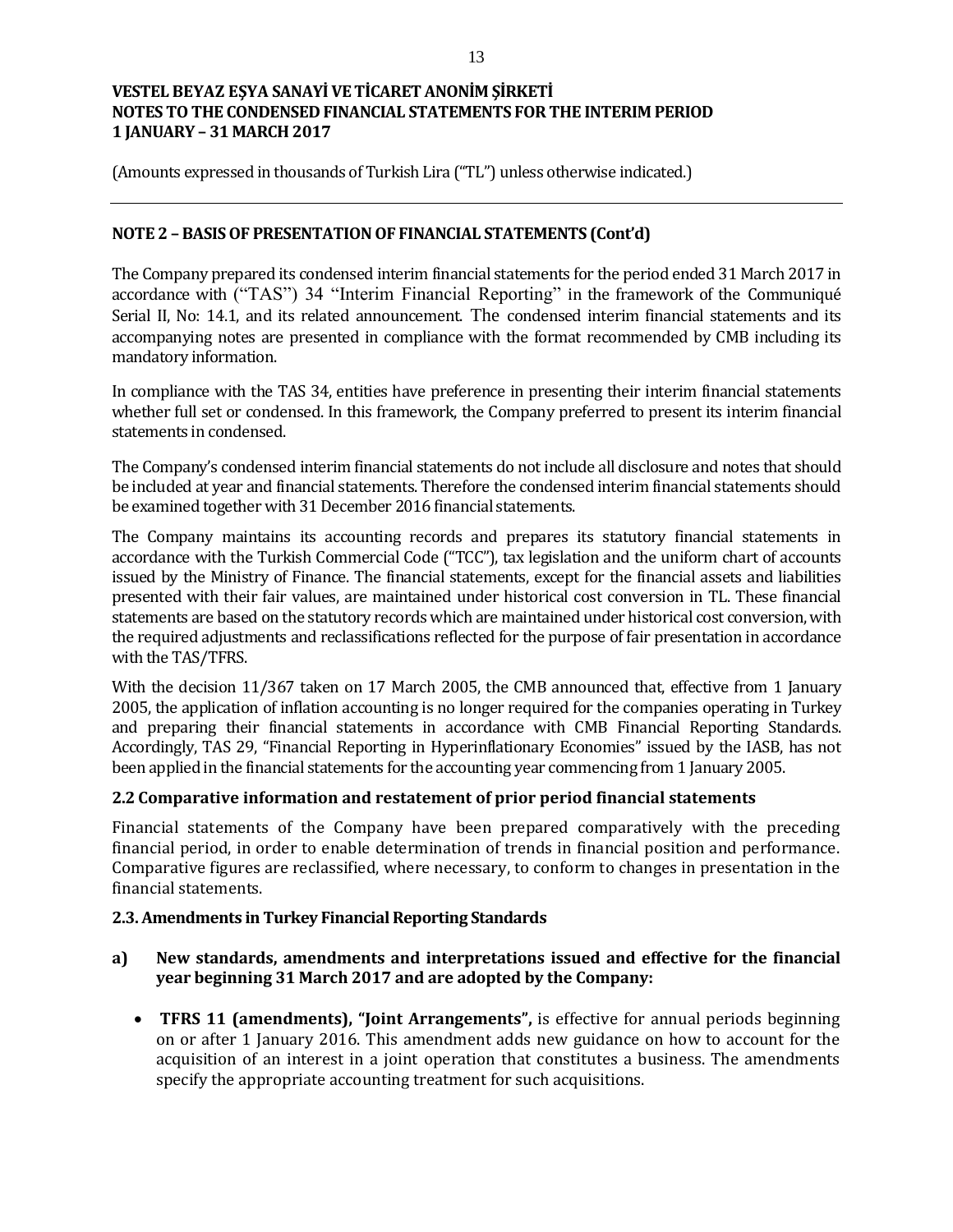## NOTE 2 – BASIS OF PRESENTATION OF FINANCIAL STATEMENTS (Cont'd)

The Company prepared its condensed interim financial statements for the period ended 31 March 2017 in accordance with ("TAS") 34 "Interim Financial Reporting" in the framework of the Communiqué Serial II, No: 14.1, and its related announcement. The condensed interim financial statements and its accompanying notes are presented in compliance with the format recommended by CMB including its mandatory information.

In compliance with the TAS 34, entities have preference in presenting their interim financial statements whether full set or condensed. In this framework, the Company preferred to present its interim financial statements in condensed.

The Company's condensed interim financial statements do not include all disclosure and notes that should be included at year and financial statements. Therefore the condensed interim financial statements should be examined together with 31 December 2016 financial statements.

The Company maintains its accounting records and prepares its statutory financial statements in accordance with the Turkish Commercial Code ("TCC"), tax legislation and the uniform chart of accounts issued by the Ministry of Finance. The financial statements, except for the financial assets and liabilities presented with their fair values, are maintained under historical cost conversion in TL. These financial statements are based on the statutory records which are maintained under historical cost conversion, with the required adjustments and reclassifications reflected for the purpose of fair presentation in accordance with the TAS/TFRS.

With the decision 11/367 taken on 17 March 2005, the CMB announced that, effective from 1 January 2005, the application of inflation accounting is no longer required for the companies operating in Turkey and preparing their financial statements in accordance with CMB Financial Reporting Standards. Accordingly, TAS 29, "Financial Reporting in Hyperinflationary Economies" issued by the IASB, has not been applied in the financial statements for the accounting year commencing from 1 January 2005.

### 2.2 Comparative information and restatement of prior period financial statements

Financial statements of the Company have been prepared comparatively with the preceding financial period, in order to enable determination of trends in financial position and performance. Comparative figures are reclassified, where necessary, to conform to changes in presentation in the financial statements.

### 2.3. Amendments in Turkey Financial Reporting Standards

**a) New standards, amendments and interpretations issued and effective for the financial year beginning 31 March 2017 and are adopted by the Company:**

- **TFRS 11 (amendments), "Joint Arrangements",** is effective for annual periods beginning on or after 1 January 2016. This amendment adds new guidance on how to account for the acquisition of an interest in a joint operation that constitutes a business. The amendments specify the appropriate accounting treatment for such acquisitions.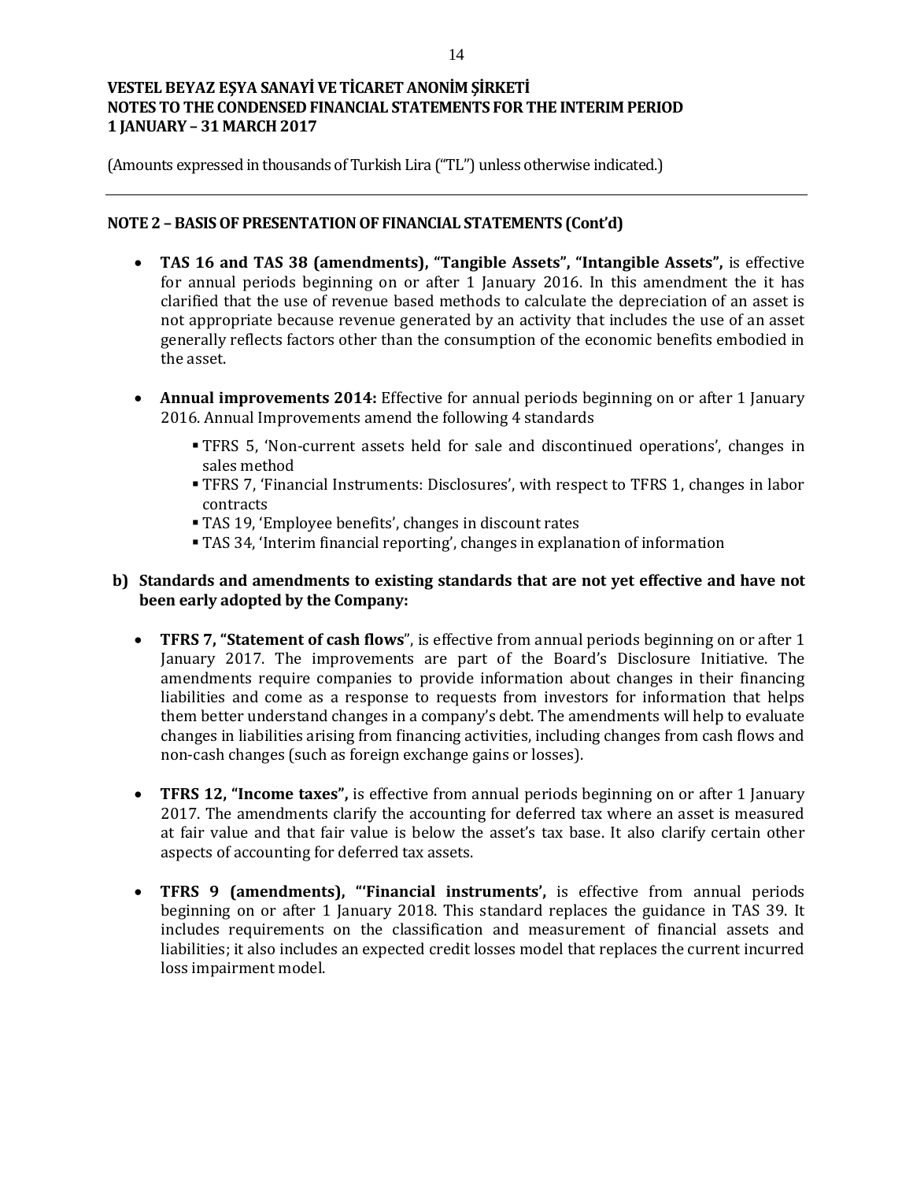## NOTE 2 – BASIS OF PRESENTATION OF FINANCIAL STATEMENTS (Cont'd)

- **TAS 16 and TAS 38 (amendments), "Tangible Assets", "Intangible Assets",** is effective for annual periods beginning on or after 1 January 2016. In this amendment the it has clarified that the use of revenue based methods to calculate the depreciation of an asset is not appropriate because revenue generated by an activity that includes the use of an asset generally reflects factors other than the consumption of the economic benefits embodied in the asset.

- **Annual improvements 2014:** Effective for annual periods beginning on or after 1 January 2016. Annual Improvements amend the following 4 standards
  - TFRS 5, 'Non-current assets held for sale and discontinued operations', changes in sales method
  - TFRS 7, 'Financial Instruments: Disclosures', with respect to TFRS 1, changes in labor contracts
  - TAS 19, 'Employee benefits', changes in discount rates
  - TAS 34, 'Interim financial reporting', changes in explanation of information

**b) Standards and amendments to existing standards that are not yet effective and have not been early adopted by the Company:**

- **TFRS 7, "Statement of cash flows**", is effective from annual periods beginning on or after 1 January 2017. The improvements are part of the Board's Disclosure Initiative. The amendments require companies to provide information about changes in their financing liabilities and come as a response to requests from investors for information that helps them better understand changes in a company's debt. The amendments will help to evaluate changes in liabilities arising from financing activities, including changes from cash flows and non-cash changes (such as foreign exchange gains or losses).

- **TFRS 12, "Income taxes",** is effective from annual periods beginning on or after 1 January 2017. The amendments clarify the accounting for deferred tax where an asset is measured at fair value and that fair value is below the asset's tax base. It also clarify certain other aspects of accounting for deferred tax assets.

- **TFRS 9 (amendments), "'Financial instruments',** is effective from annual periods beginning on or after 1 January 2018. This standard replaces the guidance in TAS 39. It includes requirements on the classification and measurement of financial assets and liabilities; it also includes an expected credit losses model that replaces the current incurred loss impairment model.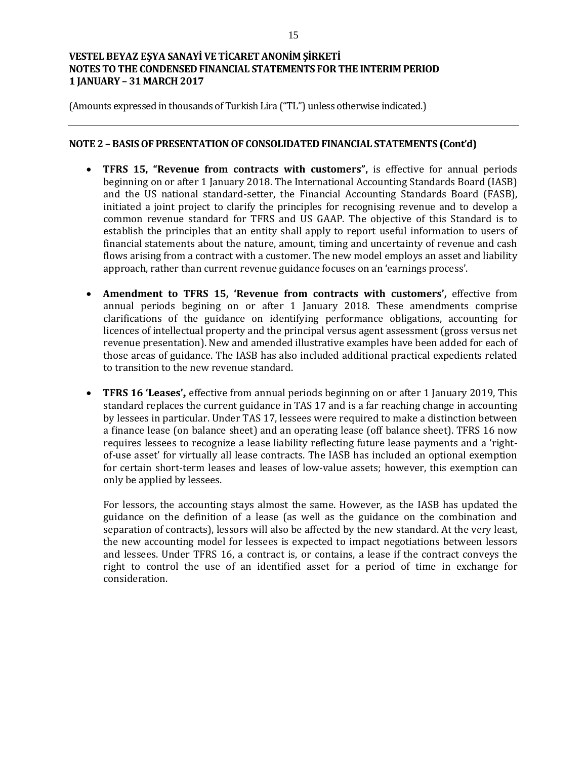## NOTE 2 – BASIS OF PRESENTATION OF CONSOLIDATED FINANCIAL STATEMENTS (Cont'd)

- **TFRS 15, "Revenue from contracts with customers",** is effective for annual periods beginning on or after 1 January 2018. The International Accounting Standards Board (IASB) and the US national standard-setter, the Financial Accounting Standards Board (FASB), initiated a joint project to clarify the principles for recognising revenue and to develop a common revenue standard for TFRS and US GAAP. The objective of this Standard is to establish the principles that an entity shall apply to report useful information to users of financial statements about the nature, amount, timing and uncertainty of revenue and cash flows arising from a contract with a customer. The new model employs an asset and liability approach, rather than current revenue guidance focuses on an 'earnings process'.

- **Amendment to TFRS 15, 'Revenue from contracts with customers',** effective from annual periods begining on or after 1 January 2018. These amendments comprise clarifications of the guidance on identifying performance obligations, accounting for licences of intellectual property and the principal versus agent assessment (gross versus net revenue presentation). New and amended illustrative examples have been added for each of those areas of guidance. The IASB has also included additional practical expedients related to transition to the new revenue standard.

- **TFRS 16 'Leases',** effective from annual periods beginning on or after 1 January 2019, This standard replaces the current guidance in TAS 17 and is a far reaching change in accounting by lessees in particular. Under TAS 17, lessees were required to make a distinction between a finance lease (on balance sheet) and an operating lease (off balance sheet). TFRS 16 now requires lessees to recognize a lease liability reflecting future lease payments and a 'right-of-use asset' for virtually all lease contracts. The IASB has included an optional exemption for certain short-term leases and leases of low-value assets; however, this exemption can only be applied by lessees.

  For lessors, the accounting stays almost the same. However, as the IASB has updated the guidance on the definition of a lease (as well as the guidance on the combination and separation of contracts), lessors will also be affected by the new standard. At the very least, the new accounting model for lessees is expected to impact negotiations between lessors and lessees. Under TFRS 16, a contract is, or contains, a lease if the contract conveys the right to control the use of an identified asset for a period of time in exchange for consideration.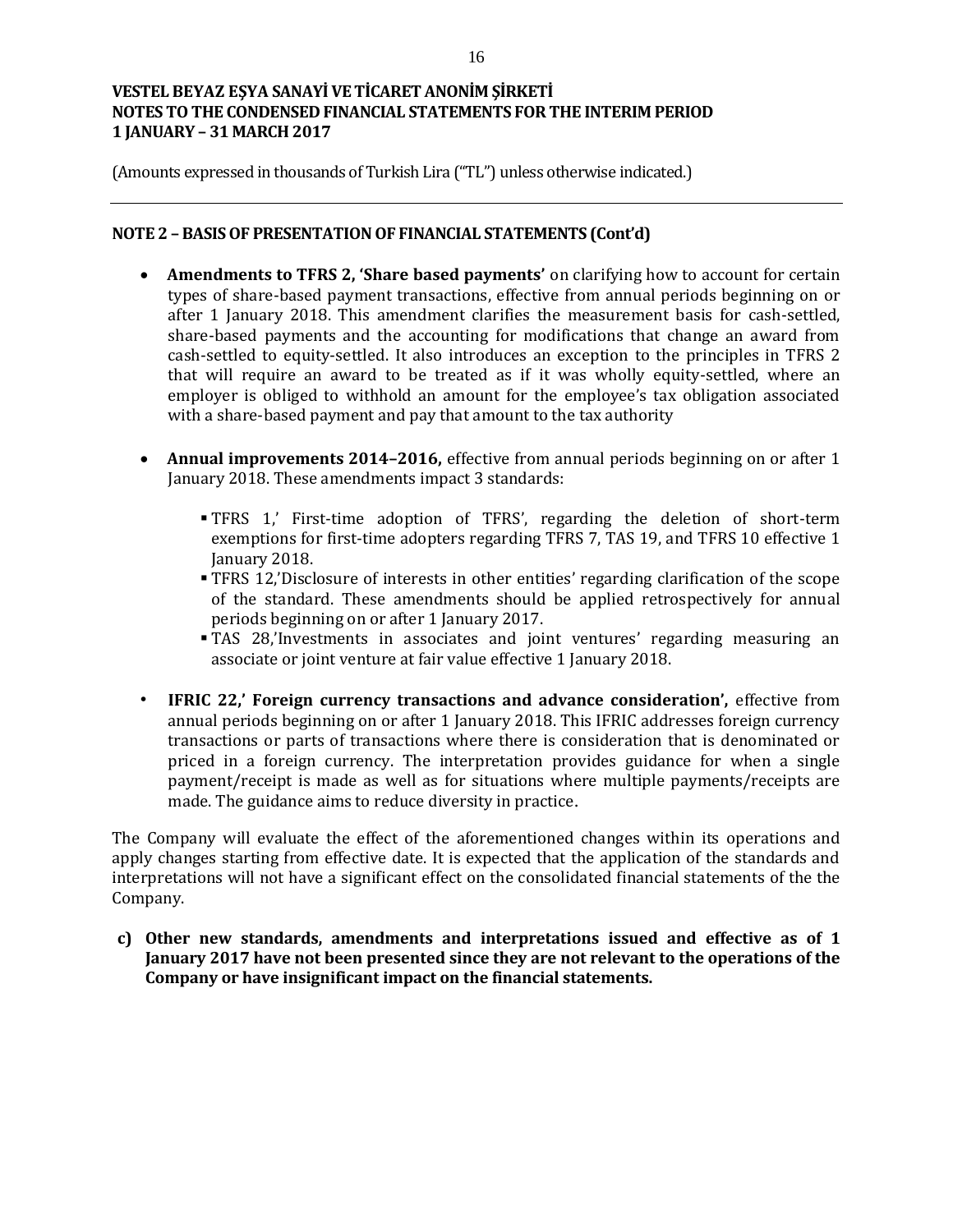## NOTE 2 – BASIS OF PRESENTATION OF FINANCIAL STATEMENTS (Cont'd)

- **Amendments to TFRS 2, 'Share based payments'** on clarifying how to account for certain types of share-based payment transactions, effective from annual periods beginning on or after 1 January 2018. This amendment clarifies the measurement basis for cash-settled, share-based payments and the accounting for modifications that change an award from cash-settled to equity-settled. It also introduces an exception to the principles in TFRS 2 that will require an award to be treated as if it was wholly equity-settled, where an employer is obliged to withhold an amount for the employee's tax obligation associated with a share-based payment and pay that amount to the tax authority

- **Annual improvements 2014–2016,** effective from annual periods beginning on or after 1 January 2018. These amendments impact 3 standards:

  - TFRS 1,' First-time adoption of TFRS', regarding the deletion of short-term exemptions for first-time adopters regarding TFRS 7, TAS 19, and TFRS 10 effective 1 January 2018.
  - TFRS 12,'Disclosure of interests in other entities' regarding clarification of the scope of the standard. These amendments should be applied retrospectively for annual periods beginning on or after 1 January 2017.
  - TAS 28,'Investments in associates and joint ventures' regarding measuring an associate or joint venture at fair value effective 1 January 2018.

- **IFRIC 22,' Foreign currency transactions and advance consideration',** effective from annual periods beginning on or after 1 January 2018. This IFRIC addresses foreign currency transactions or parts of transactions where there is consideration that is denominated or priced in a foreign currency. The interpretation provides guidance for when a single payment/receipt is made as well as for situations where multiple payments/receipts are made. The guidance aims to reduce diversity in practice.

The Company will evaluate the effect of the aforementioned changes within its operations and apply changes starting from effective date. It is expected that the application of the standards and interpretations will not have a significant effect on the consolidated financial statements of the the Company.

**c) Other new standards, amendments and interpretations issued and effective as of 1 January 2017 have not been presented since they are not relevant to the operations of the Company or have insignificant impact on the financial statements.**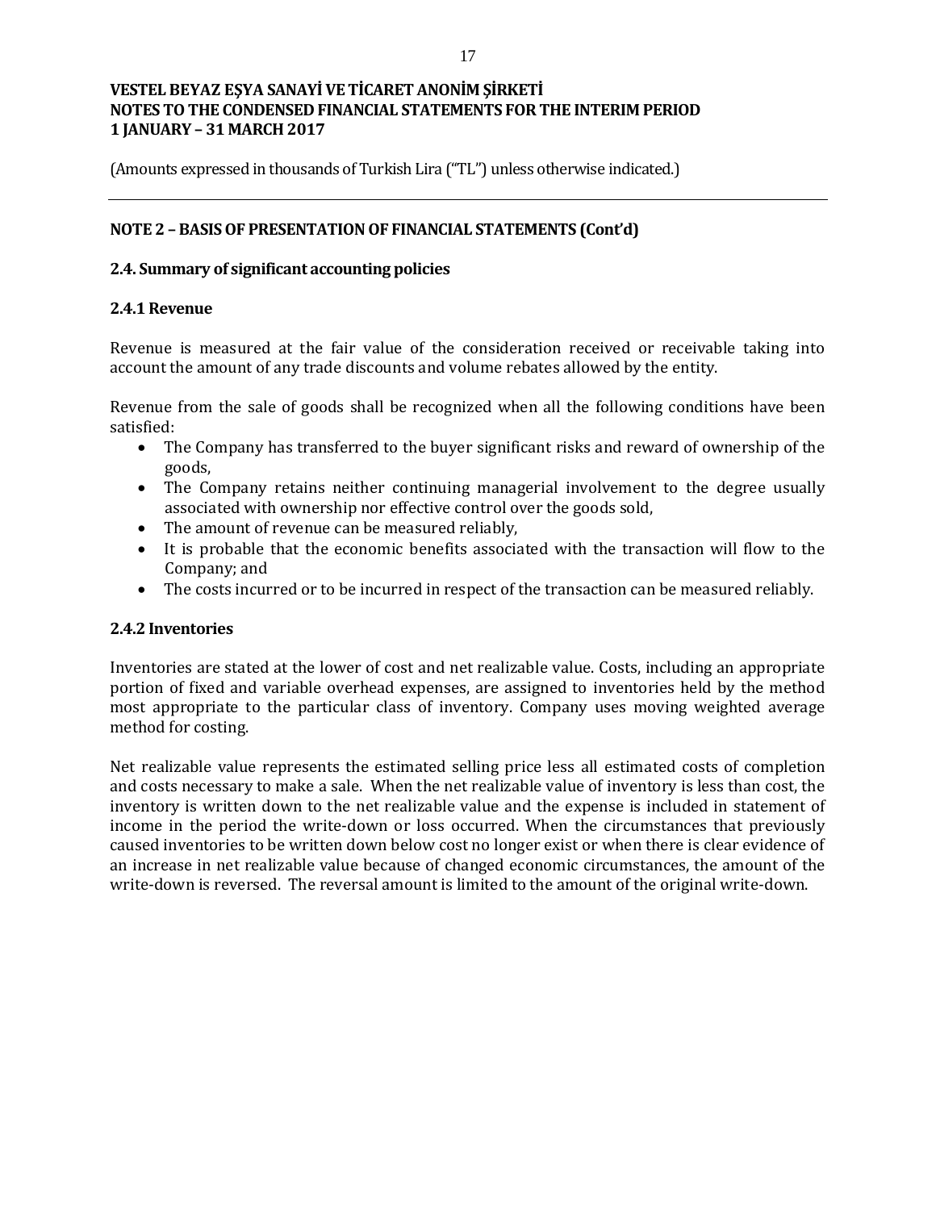## NOTE 2 – BASIS OF PRESENTATION OF FINANCIAL STATEMENTS (Cont'd)

### 2.4. Summary of significant accounting policies

#### 2.4.1 Revenue

Revenue is measured at the fair value of the consideration received or receivable taking into account the amount of any trade discounts and volume rebates allowed by the entity.

Revenue from the sale of goods shall be recognized when all the following conditions have been satisfied:

- The Company has transferred to the buyer significant risks and reward of ownership of the goods,
- The Company retains neither continuing managerial involvement to the degree usually associated with ownership nor effective control over the goods sold,
- The amount of revenue can be measured reliably,
- It is probable that the economic benefits associated with the transaction will flow to the Company; and
- The costs incurred or to be incurred in respect of the transaction can be measured reliably.

#### 2.4.2 Inventories

Inventories are stated at the lower of cost and net realizable value. Costs, including an appropriate portion of fixed and variable overhead expenses, are assigned to inventories held by the method most appropriate to the particular class of inventory. Company uses moving weighted average method for costing.

Net realizable value represents the estimated selling price less all estimated costs of completion and costs necessary to make a sale. When the net realizable value of inventory is less than cost, the inventory is written down to the net realizable value and the expense is included in statement of income in the period the write-down or loss occurred. When the circumstances that previously caused inventories to be written down below cost no longer exist or when there is clear evidence of an increase in net realizable value because of changed economic circumstances, the amount of the write-down is reversed. The reversal amount is limited to the amount of the original write-down.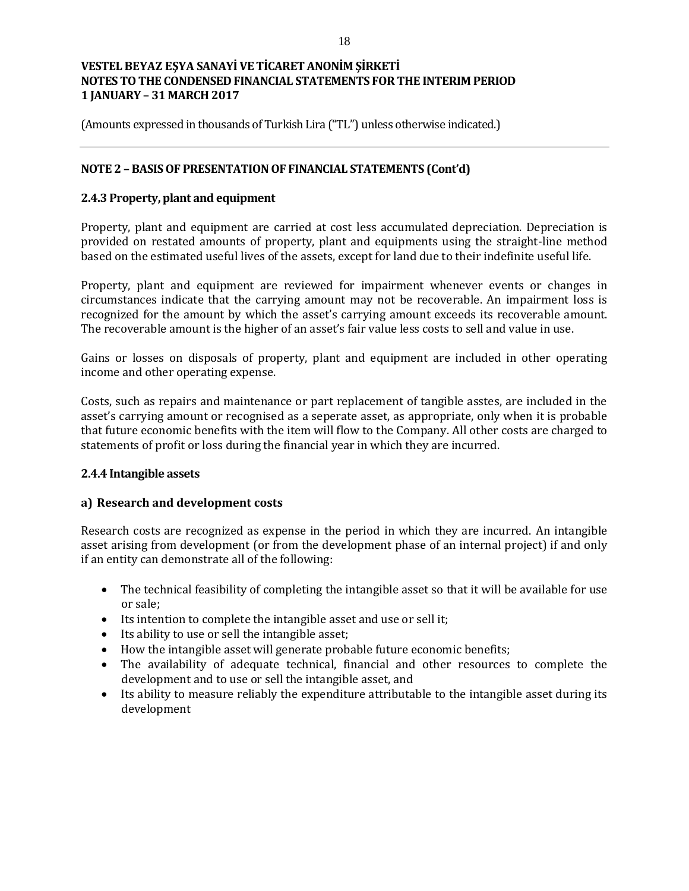## NOTE 2 – BASIS OF PRESENTATION OF FINANCIAL STATEMENTS (Cont'd)

### 2.4.3 Property, plant and equipment

Property, plant and equipment are carried at cost less accumulated depreciation. Depreciation is provided on restated amounts of property, plant and equipments using the straight-line method based on the estimated useful lives of the assets, except for land due to their indefinite useful life.

Property, plant and equipment are reviewed for impairment whenever events or changes in circumstances indicate that the carrying amount may not be recoverable. An impairment loss is recognized for the amount by which the asset's carrying amount exceeds its recoverable amount. The recoverable amount is the higher of an asset's fair value less costs to sell and value in use.

Gains or losses on disposals of property, plant and equipment are included in other operating income and other operating expense.

Costs, such as repairs and maintenance or part replacement of tangible asstes, are included in the asset's carrying amount or recognised as a seperate asset, as appropriate, only when it is probable that future economic benefits with the item will flow to the Company. All other costs are charged to statements of profit or loss during the financial year in which they are incurred.

### 2.4.4 Intangible assets

#### a) Research and development costs

Research costs are recognized as expense in the period in which they are incurred. An intangible asset arising from development (or from the development phase of an internal project) if and only if an entity can demonstrate all of the following:

- The technical feasibility of completing the intangible asset so that it will be available for use or sale;
- Its intention to complete the intangible asset and use or sell it;
- Its ability to use or sell the intangible asset;
- How the intangible asset will generate probable future economic benefits;
- The availability of adequate technical, financial and other resources to complete the development and to use or sell the intangible asset, and
- Its ability to measure reliably the expenditure attributable to the intangible asset during its development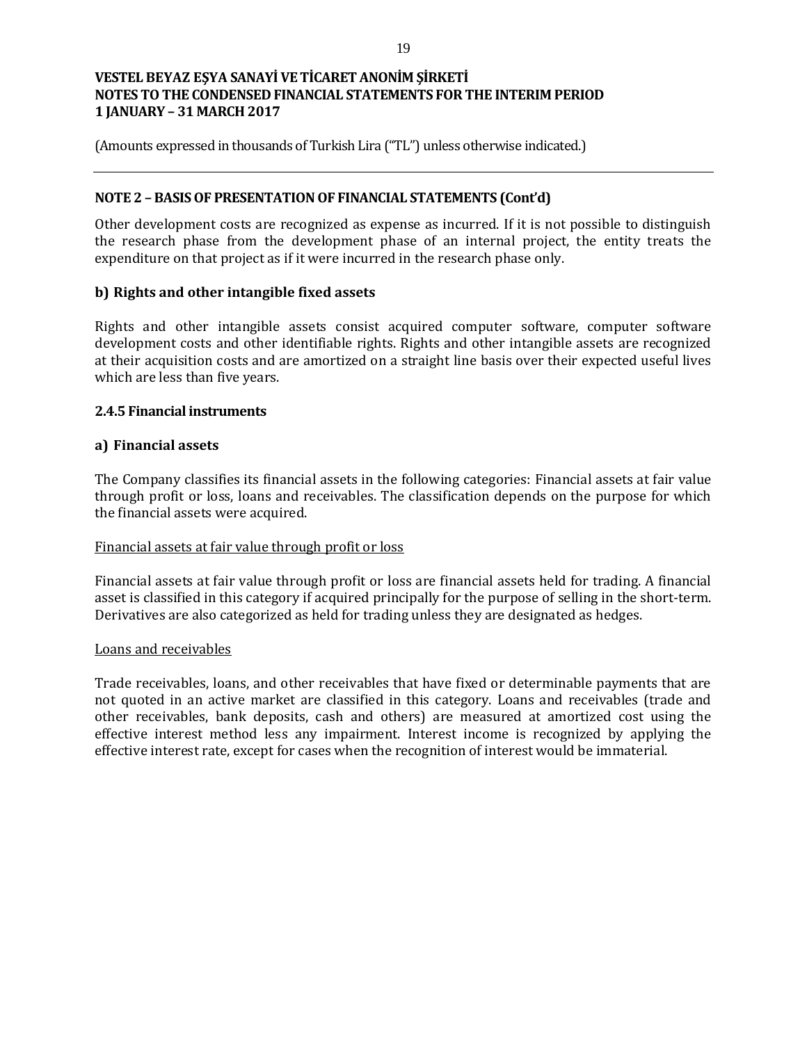## NOTE 2 – BASIS OF PRESENTATION OF FINANCIAL STATEMENTS (Cont'd)

Other development costs are recognized as expense as incurred. If it is not possible to distinguish the research phase from the development phase of an internal project, the entity treats the expenditure on that project as if it were incurred in the research phase only.

### b) Rights and other intangible fixed assets

Rights and other intangible assets consist acquired computer software, computer software development costs and other identifiable rights. Rights and other intangible assets are recognized at their acquisition costs and are amortized on a straight line basis over their expected useful lives which are less than five years.

### 2.4.5 Financial instruments

### a) Financial assets

The Company classifies its financial assets in the following categories: Financial assets at fair value through profit or loss, loans and receivables. The classification depends on the purpose for which the financial assets were acquired.

Financial assets at fair value through profit or loss

Financial assets at fair value through profit or loss are financial assets held for trading. A financial asset is classified in this category if acquired principally for the purpose of selling in the short-term. Derivatives are also categorized as held for trading unless they are designated as hedges.

Loans and receivables

Trade receivables, loans, and other receivables that have fixed or determinable payments that are not quoted in an active market are classified in this category. Loans and receivables (trade and other receivables, bank deposits, cash and others) are measured at amortized cost using the effective interest method less any impairment. Interest income is recognized by applying the effective interest rate, except for cases when the recognition of interest would be immaterial.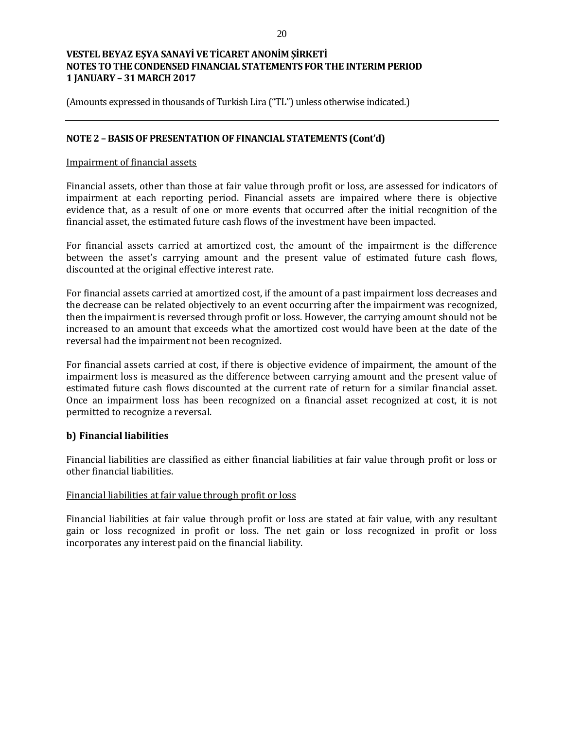## NOTE 2 – BASIS OF PRESENTATION OF FINANCIAL STATEMENTS (Cont'd)

Impairment of financial assets

Financial assets, other than those at fair value through profit or loss, are assessed for indicators of impairment at each reporting period. Financial assets are impaired where there is objective evidence that, as a result of one or more events that occurred after the initial recognition of the financial asset, the estimated future cash flows of the investment have been impacted.

For financial assets carried at amortized cost, the amount of the impairment is the difference between the asset's carrying amount and the present value of estimated future cash flows, discounted at the original effective interest rate.

For financial assets carried at amortized cost, if the amount of a past impairment loss decreases and the decrease can be related objectively to an event occurring after the impairment was recognized, then the impairment is reversed through profit or loss. However, the carrying amount should not be increased to an amount that exceeds what the amortized cost would have been at the date of the reversal had the impairment not been recognized.

For financial assets carried at cost, if there is objective evidence of impairment, the amount of the impairment loss is measured as the difference between carrying amount and the present value of estimated future cash flows discounted at the current rate of return for a similar financial asset. Once an impairment loss has been recognized on a financial asset recognized at cost, it is not permitted to recognize a reversal.

### b) Financial liabilities

Financial liabilities are classified as either financial liabilities at fair value through profit or loss or other financial liabilities.

Financial liabilities at fair value through profit or loss

Financial liabilities at fair value through profit or loss are stated at fair value, with any resultant gain or loss recognized in profit or loss. The net gain or loss recognized in profit or loss incorporates any interest paid on the financial liability.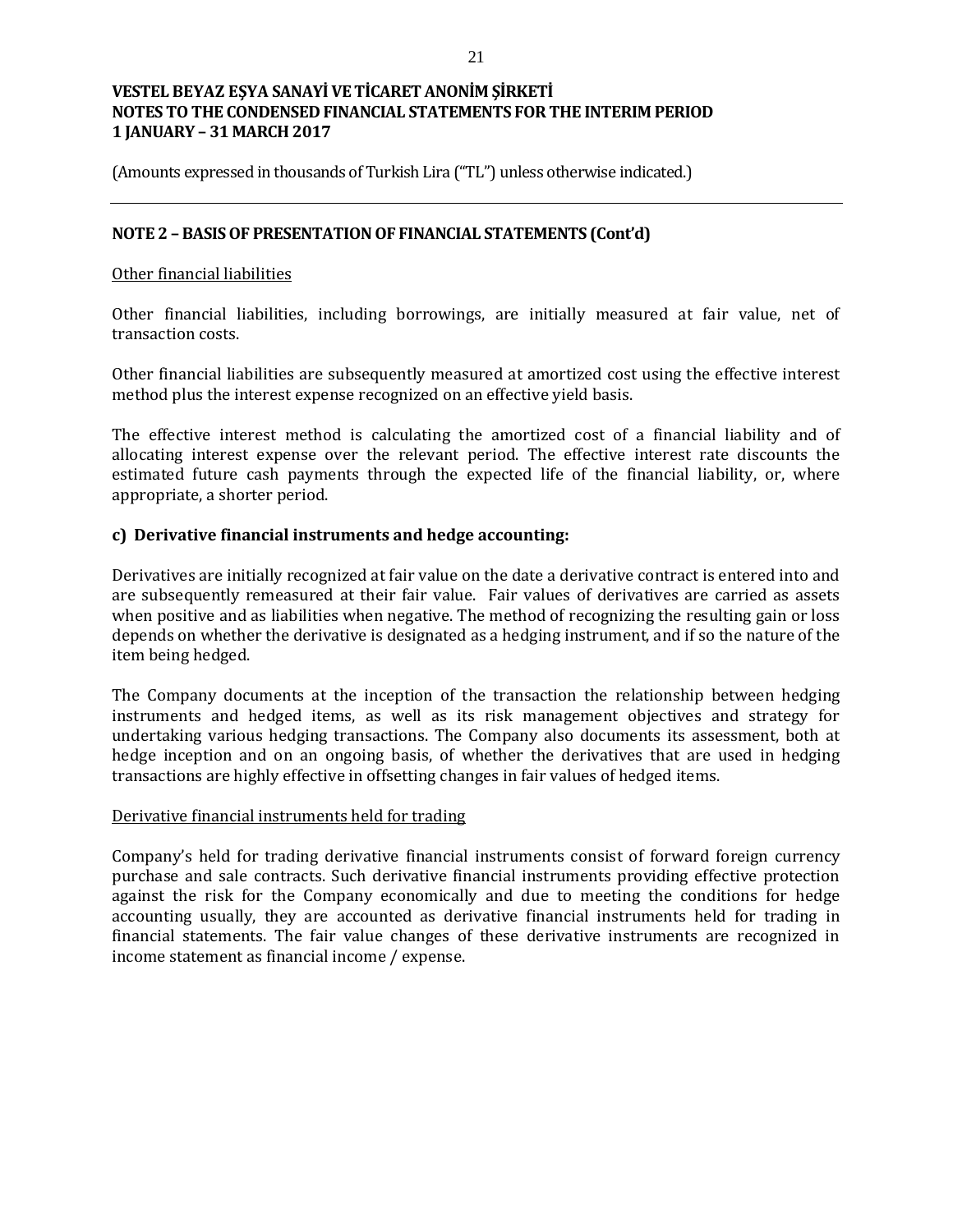## NOTE 2 – BASIS OF PRESENTATION OF FINANCIAL STATEMENTS (Cont'd)

Other financial liabilities

Other financial liabilities, including borrowings, are initially measured at fair value, net of transaction costs.

Other financial liabilities are subsequently measured at amortized cost using the effective interest method plus the interest expense recognized on an effective yield basis.

The effective interest method is calculating the amortized cost of a financial liability and of allocating interest expense over the relevant period. The effective interest rate discounts the estimated future cash payments through the expected life of the financial liability, or, where appropriate, a shorter period.

### c) Derivative financial instruments and hedge accounting:

Derivatives are initially recognized at fair value on the date a derivative contract is entered into and are subsequently remeasured at their fair value. Fair values of derivatives are carried as assets when positive and as liabilities when negative. The method of recognizing the resulting gain or loss depends on whether the derivative is designated as a hedging instrument, and if so the nature of the item being hedged.

The Company documents at the inception of the transaction the relationship between hedging instruments and hedged items, as well as its risk management objectives and strategy for undertaking various hedging transactions. The Company also documents its assessment, both at hedge inception and on an ongoing basis, of whether the derivatives that are used in hedging transactions are highly effective in offsetting changes in fair values of hedged items.

Derivative financial instruments held for trading

Company's held for trading derivative financial instruments consist of forward foreign currency purchase and sale contracts. Such derivative financial instruments providing effective protection against the risk for the Company economically and due to meeting the conditions for hedge accounting usually, they are accounted as derivative financial instruments held for trading in financial statements. The fair value changes of these derivative instruments are recognized in income statement as financial income / expense.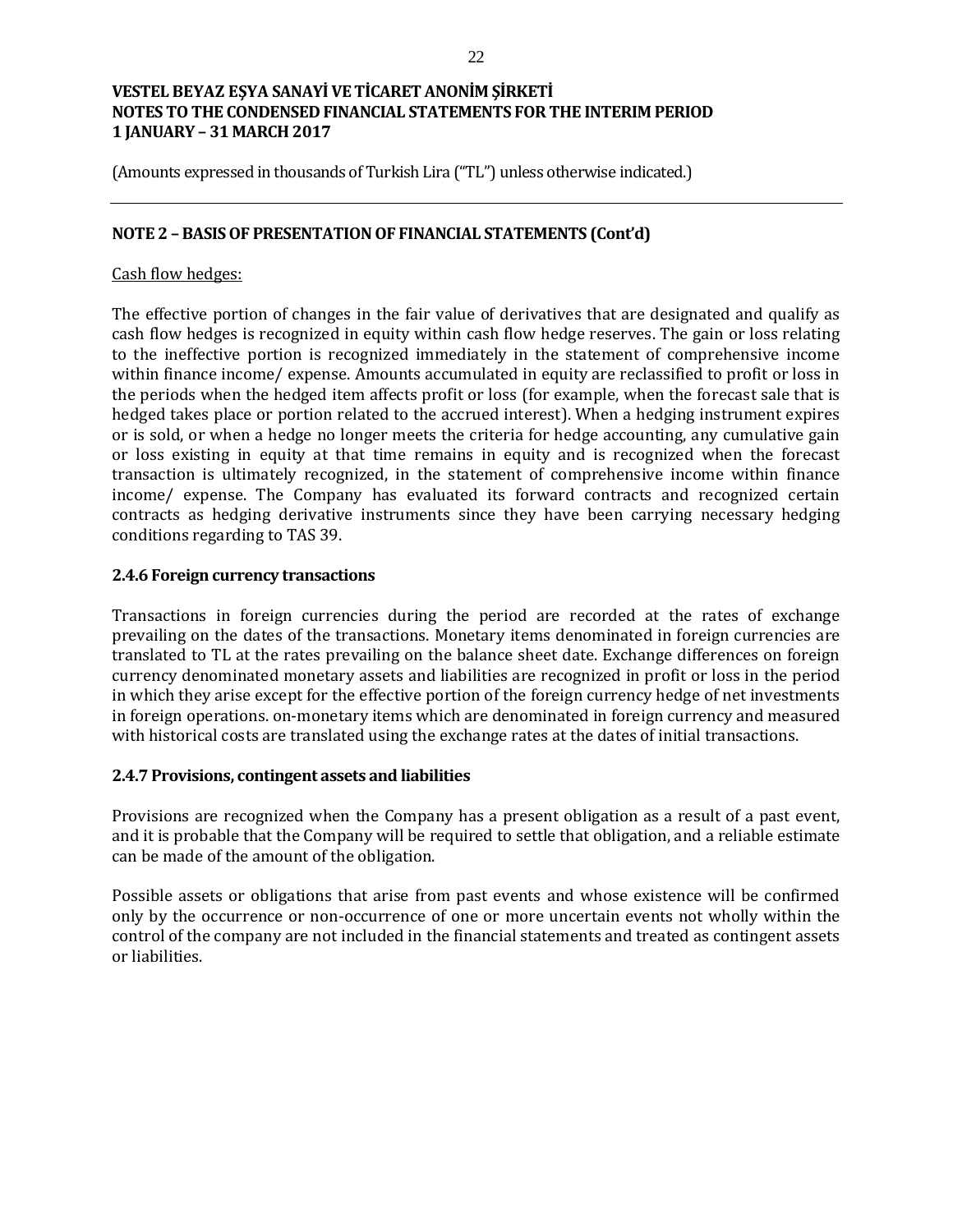## NOTE 2 – BASIS OF PRESENTATION OF FINANCIAL STATEMENTS (Cont'd)

Cash flow hedges:

The effective portion of changes in the fair value of derivatives that are designated and qualify as cash flow hedges is recognized in equity within cash flow hedge reserves. The gain or loss relating to the ineffective portion is recognized immediately in the statement of comprehensive income within finance income/ expense. Amounts accumulated in equity are reclassified to profit or loss in the periods when the hedged item affects profit or loss (for example, when the forecast sale that is hedged takes place or portion related to the accrued interest). When a hedging instrument expires or is sold, or when a hedge no longer meets the criteria for hedge accounting, any cumulative gain or loss existing in equity at that time remains in equity and is recognized when the forecast transaction is ultimately recognized, in the statement of comprehensive income within finance income/ expense. The Company has evaluated its forward contracts and recognized certain contracts as hedging derivative instruments since they have been carrying necessary hedging conditions regarding to TAS 39.

### 2.4.6 Foreign currency transactions

Transactions in foreign currencies during the period are recorded at the rates of exchange prevailing on the dates of the transactions. Monetary items denominated in foreign currencies are translated to TL at the rates prevailing on the balance sheet date. Exchange differences on foreign currency denominated monetary assets and liabilities are recognized in profit or loss in the period in which they arise except for the effective portion of the foreign currency hedge of net investments in foreign operations. on-monetary items which are denominated in foreign currency and measured with historical costs are translated using the exchange rates at the dates of initial transactions.

### 2.4.7 Provisions, contingent assets and liabilities

Provisions are recognized when the Company has a present obligation as a result of a past event, and it is probable that the Company will be required to settle that obligation, and a reliable estimate can be made of the amount of the obligation.

Possible assets or obligations that arise from past events and whose existence will be confirmed only by the occurrence or non-occurrence of one or more uncertain events not wholly within the control of the company are not included in the financial statements and treated as contingent assets or liabilities.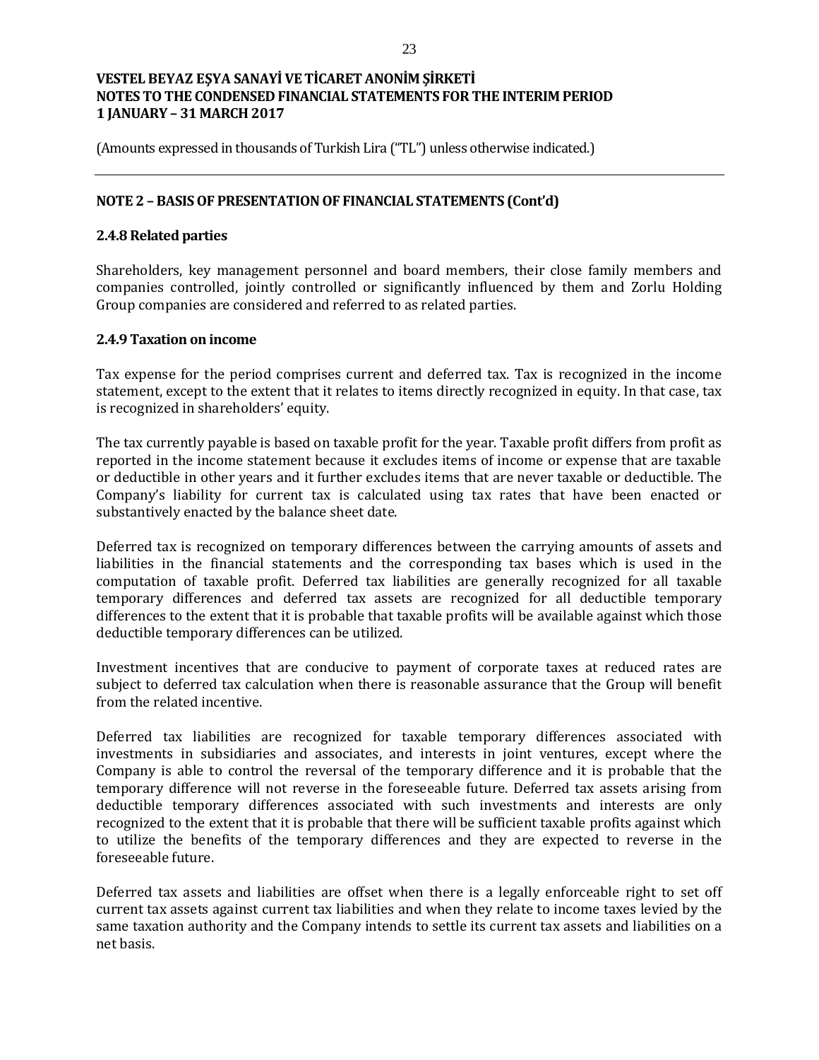**VESTEL BEYAZ EŞYA SANAYİ VE TİCARET ANONİM ŞİRKETİ**
**NOTES TO THE CONDENSED FINANCIAL STATEMENTS FOR THE INTERIM PERIOD**
**1 JANUARY – 31 MARCH 2017**

(Amounts expressed in thousands of Turkish Lira ("TL") unless otherwise indicated.)

## NOTE 2 – BASIS OF PRESENTATION OF FINANCIAL STATEMENTS (Cont'd)

### 2.4.8 Related parties

Shareholders, key management personnel and board members, their close family members and companies controlled, jointly controlled or significantly influenced by them and Zorlu Holding Group companies are considered and referred to as related parties.

### 2.4.9 Taxation on income

Tax expense for the period comprises current and deferred tax. Tax is recognized in the income statement, except to the extent that it relates to items directly recognized in equity. In that case, tax is recognized in shareholders' equity.

The tax currently payable is based on taxable profit for the year. Taxable profit differs from profit as reported in the income statement because it excludes items of income or expense that are taxable or deductible in other years and it further excludes items that are never taxable or deductible. The Company's liability for current tax is calculated using tax rates that have been enacted or substantively enacted by the balance sheet date.

Deferred tax is recognized on temporary differences between the carrying amounts of assets and liabilities in the financial statements and the corresponding tax bases which is used in the computation of taxable profit. Deferred tax liabilities are generally recognized for all taxable temporary differences and deferred tax assets are recognized for all deductible temporary differences to the extent that it is probable that taxable profits will be available against which those deductible temporary differences can be utilized.

Investment incentives that are conducive to payment of corporate taxes at reduced rates are subject to deferred tax calculation when there is reasonable assurance that the Group will benefit from the related incentive.

Deferred tax liabilities are recognized for taxable temporary differences associated with investments in subsidiaries and associates, and interests in joint ventures, except where the Company is able to control the reversal of the temporary difference and it is probable that the temporary difference will not reverse in the foreseeable future. Deferred tax assets arising from deductible temporary differences associated with such investments and interests are only recognized to the extent that it is probable that there will be sufficient taxable profits against which to utilize the benefits of the temporary differences and they are expected to reverse in the foreseeable future.

Deferred tax assets and liabilities are offset when there is a legally enforceable right to set off current tax assets against current tax liabilities and when they relate to income taxes levied by the same taxation authority and the Company intends to settle its current tax assets and liabilities on a net basis.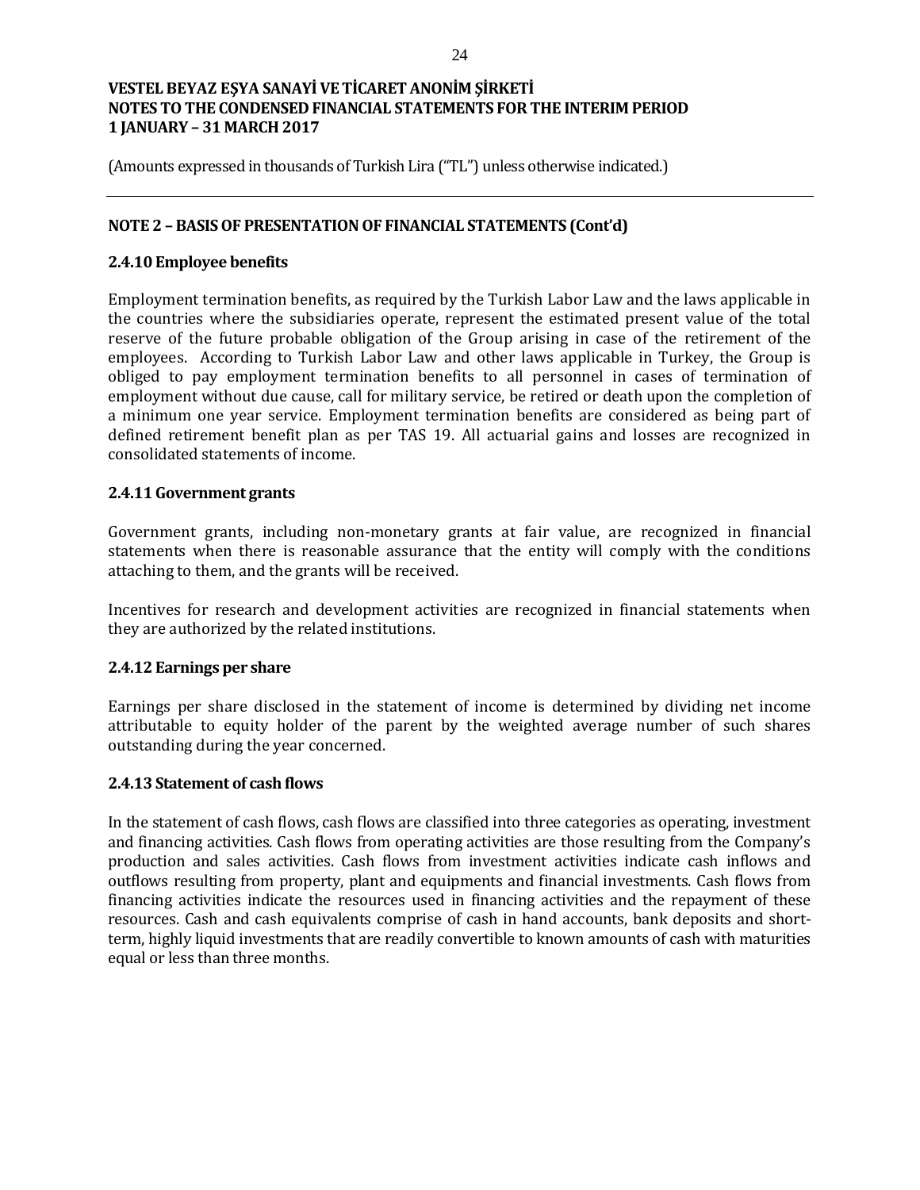## NOTE 2 – BASIS OF PRESENTATION OF FINANCIAL STATEMENTS (Cont'd)

### 2.4.10 Employee benefits

Employment termination benefits, as required by the Turkish Labor Law and the laws applicable in the countries where the subsidiaries operate, represent the estimated present value of the total reserve of the future probable obligation of the Group arising in case of the retirement of the employees. According to Turkish Labor Law and other laws applicable in Turkey, the Group is obliged to pay employment termination benefits to all personnel in cases of termination of employment without due cause, call for military service, be retired or death upon the completion of a minimum one year service. Employment termination benefits are considered as being part of defined retirement benefit plan as per TAS 19. All actuarial gains and losses are recognized in consolidated statements of income.

### 2.4.11 Government grants

Government grants, including non-monetary grants at fair value, are recognized in financial statements when there is reasonable assurance that the entity will comply with the conditions attaching to them, and the grants will be received.

Incentives for research and development activities are recognized in financial statements when they are authorized by the related institutions.

### 2.4.12 Earnings per share

Earnings per share disclosed in the statement of income is determined by dividing net income attributable to equity holder of the parent by the weighted average number of such shares outstanding during the year concerned.

### 2.4.13 Statement of cash flows

In the statement of cash flows, cash flows are classified into three categories as operating, investment and financing activities. Cash flows from operating activities are those resulting from the Company's production and sales activities. Cash flows from investment activities indicate cash inflows and outflows resulting from property, plant and equipments and financial investments. Cash flows from financing activities indicate the resources used in financing activities and the repayment of these resources. Cash and cash equivalents comprise of cash in hand accounts, bank deposits and short-term, highly liquid investments that are readily convertible to known amounts of cash with maturities equal or less than three months.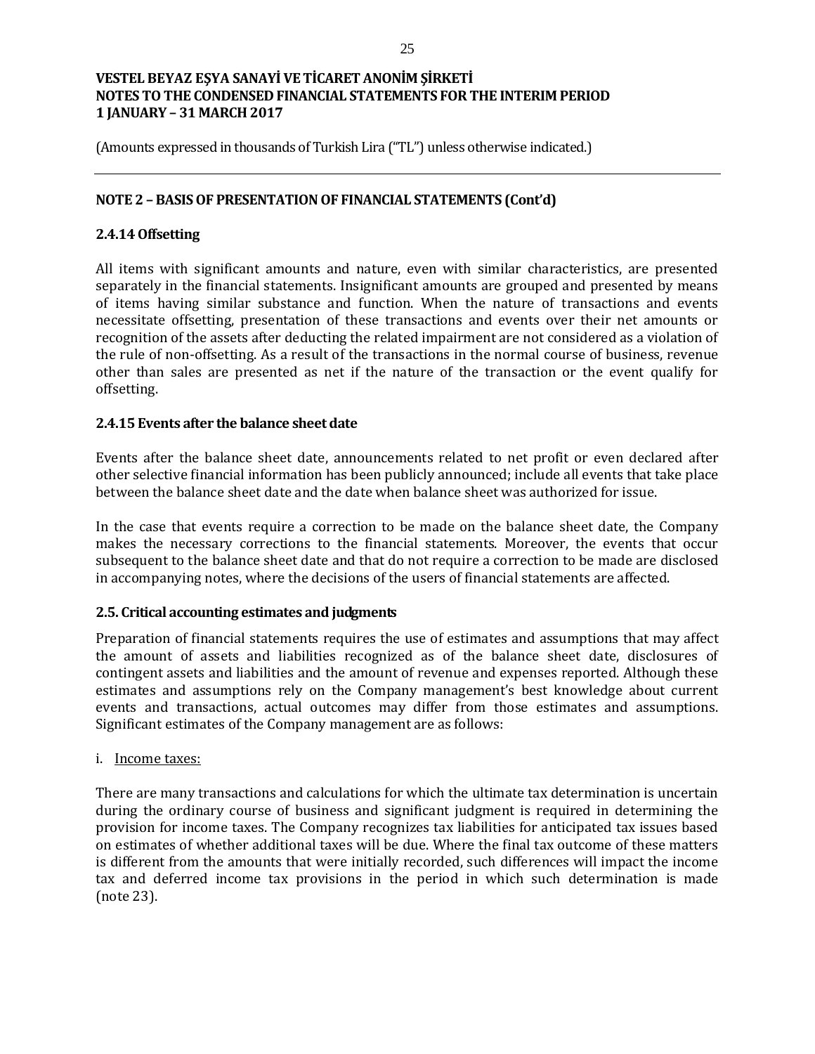(Amounts expressed in thousands of Turkish Lira ("TL") unless otherwise indicated.)

## NOTE 2 – BASIS OF PRESENTATION OF FINANCIAL STATEMENTS (Cont'd)

### 2.4.14 Offsetting

All items with significant amounts and nature, even with similar characteristics, are presented separately in the financial statements. Insignificant amounts are grouped and presented by means of items having similar substance and function. When the nature of transactions and events necessitate offsetting, presentation of these transactions and events over their net amounts or recognition of the assets after deducting the related impairment are not considered as a violation of the rule of non-offsetting. As a result of the transactions in the normal course of business, revenue other than sales are presented as net if the nature of the transaction or the event qualify for offsetting.

### 2.4.15 Events after the balance sheet date

Events after the balance sheet date, announcements related to net profit or even declared after other selective financial information has been publicly announced; include all events that take place between the balance sheet date and the date when balance sheet was authorized for issue.

In the case that events require a correction to be made on the balance sheet date, the Company makes the necessary corrections to the financial statements. Moreover, the events that occur subsequent to the balance sheet date and that do not require a correction to be made are disclosed in accompanying notes, where the decisions of the users of financial statements are affected.

### 2.5. Critical accounting estimates and judgments

Preparation of financial statements requires the use of estimates and assumptions that may affect the amount of assets and liabilities recognized as of the balance sheet date, disclosures of contingent assets and liabilities and the amount of revenue and expenses reported. Although these estimates and assumptions rely on the Company management's best knowledge about current events and transactions, actual outcomes may differ from those estimates and assumptions. Significant estimates of the Company management are as follows:

i. Income taxes:

There are many transactions and calculations for which the ultimate tax determination is uncertain during the ordinary course of business and significant judgment is required in determining the provision for income taxes. The Company recognizes tax liabilities for anticipated tax issues based on estimates of whether additional taxes will be due. Where the final tax outcome of these matters is different from the amounts that were initially recorded, such differences will impact the income tax and deferred income tax provisions in the period in which such determination is made (note 23).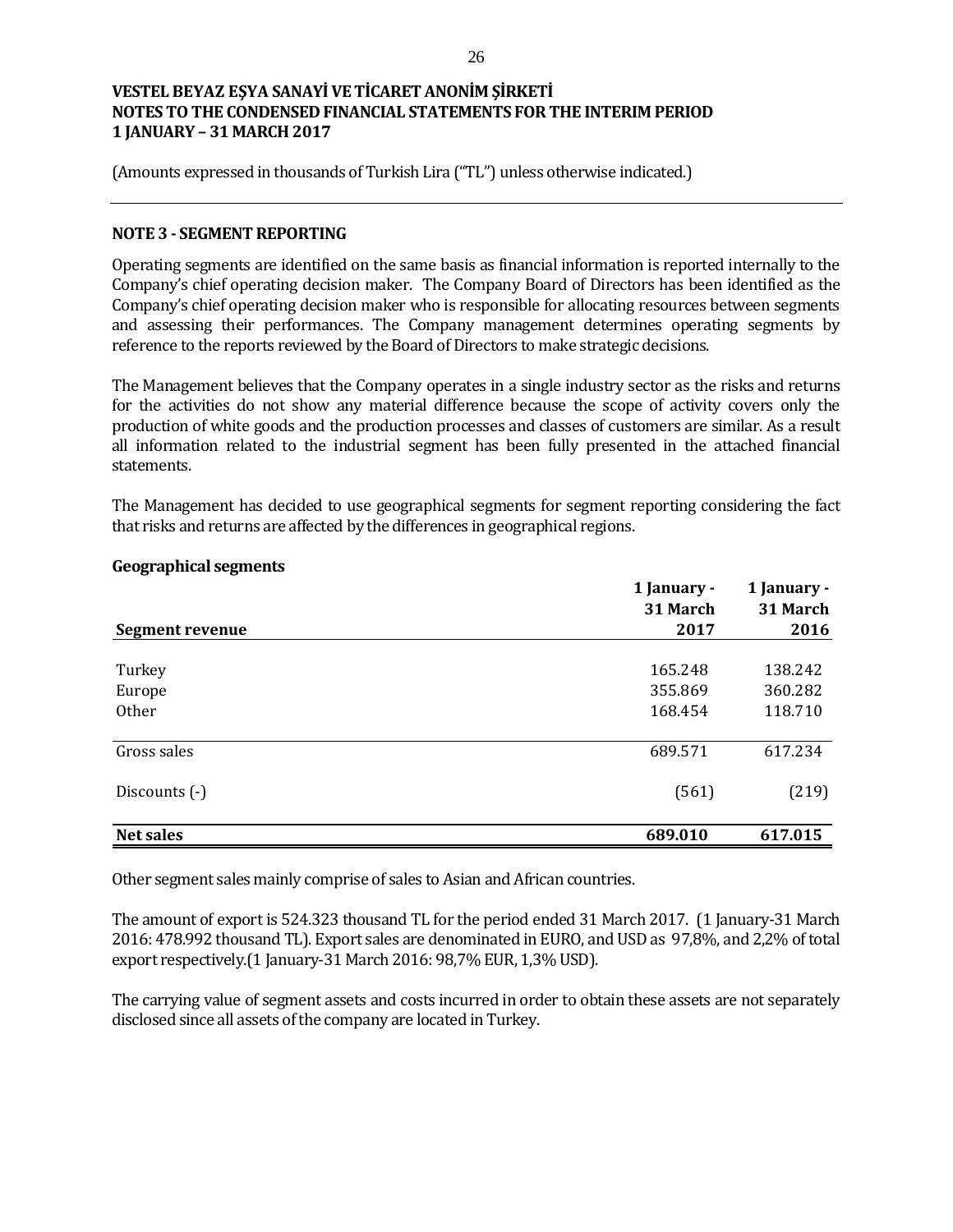**VESTEL BEYAZ EŞYA SANAYİ VE TİCARET ANONİM ŞİRKETİ**
**NOTES TO THE CONDENSED FINANCIAL STATEMENTS FOR THE INTERIM PERIOD**
**1 JANUARY – 31 MARCH 2017**

(Amounts expressed in thousands of Turkish Lira ("TL") unless otherwise indicated.)

## NOTE 3 - SEGMENT REPORTING

Operating segments are identified on the same basis as financial information is reported internally to the Company's chief operating decision maker. The Company Board of Directors has been identified as the Company's chief operating decision maker who is responsible for allocating resources between segments and assessing their performances. The Company management determines operating segments by reference to the reports reviewed by the Board of Directors to make strategic decisions.

The Management believes that the Company operates in a single industry sector as the risks and returns for the activities do not show any material difference because the scope of activity covers only the production of white goods and the production processes and classes of customers are similar. As a result all information related to the industrial segment has been fully presented in the attached financial statements.

The Management has decided to use geographical segments for segment reporting considering the fact that risks and returns are affected by the differences in geographical regions.

**Geographical segments**

| Segment revenue | 1 January - 31 March 2017 | 1 January - 31 March 2016 |
|---|---|---|
| Turkey | 165.248 | 138.242 |
| Europe | 355.869 | 360.282 |
| Other | 168.454 | 118.710 |
| Gross sales | 689.571 | 617.234 |
| Discounts (-) | (561) | (219) |
| **Net sales** | **689.010** | **617.015** |

Other segment sales mainly comprise of sales to Asian and African countries.

The amount of export is 524.323 thousand TL for the period ended 31 March 2017. (1 January-31 March 2016: 478.992 thousand TL). Export sales are denominated in EURO, and USD as 97,8%, and 2,2% of total export respectively.(1 January-31 March 2016: 98,7% EUR, 1,3% USD).

The carrying value of segment assets and costs incurred in order to obtain these assets are not separately disclosed since all assets of the company are located in Turkey.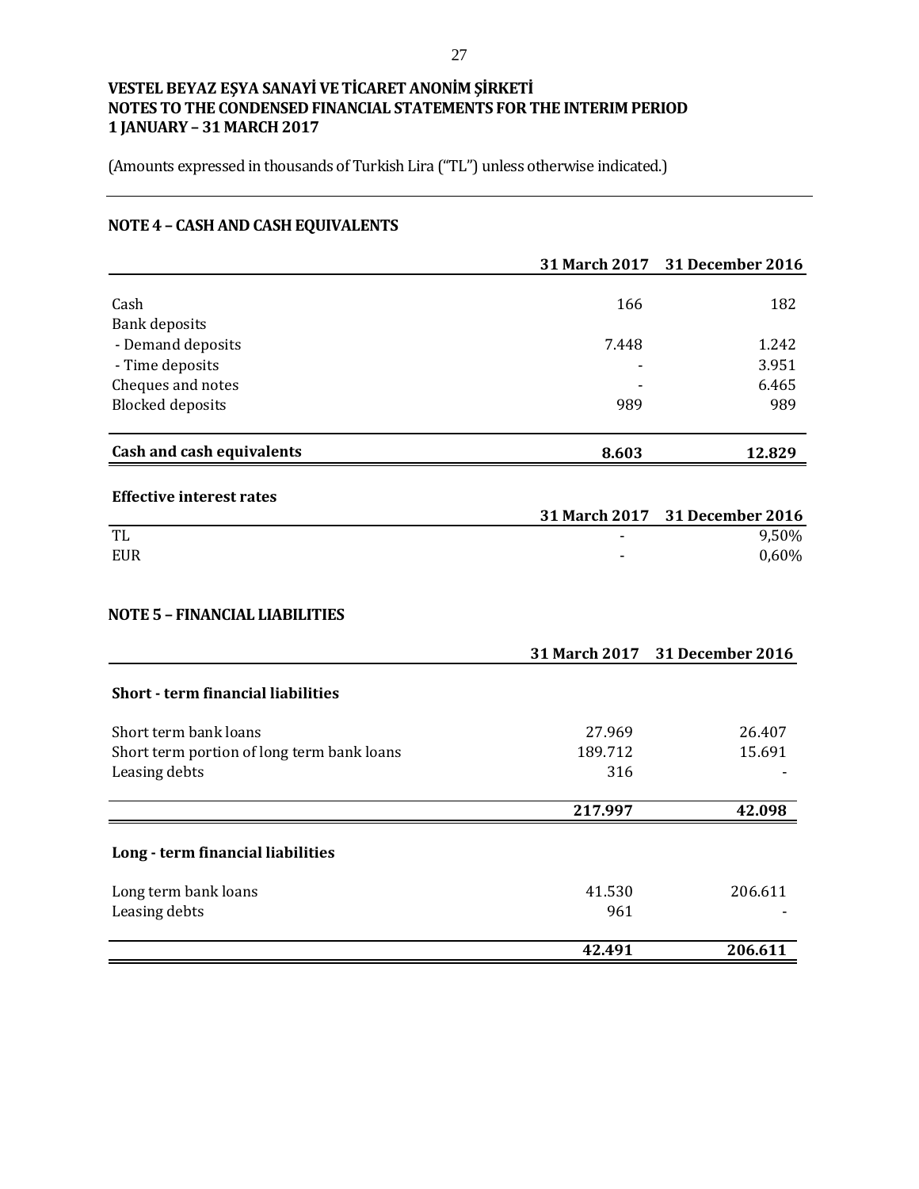**VESTEL BEYAZ EŞYA SANAYİ VE TİCARET ANONİM ŞİRKETİ**
**NOTES TO THE CONDENSED FINANCIAL STATEMENTS FOR THE INTERIM PERIOD**
**1 JANUARY – 31 MARCH 2017**

(Amounts expressed in thousands of Turkish Lira ("TL") unless otherwise indicated.)

## NOTE 4 – CASH AND CASH EQUIVALENTS

| | 31 March 2017 | 31 December 2016 |
|---|---|---|
| Cash | 166 | 182 |
| Bank deposits | | |
| - Demand deposits | 7.448 | 1.242 |
| - Time deposits | - | 3.951 |
| Cheques and notes | - | 6.465 |
| Blocked deposits | 989 | 989 |
| **Cash and cash equivalents** | **8.603** | **12.829** |

**Effective interest rates**

| | 31 March 2017 | 31 December 2016 |
|---|---|---|
| TL | - | 9,50% |
| EUR | - | 0,60% |

## NOTE 5 – FINANCIAL LIABILITIES

| | 31 March 2017 | 31 December 2016 |
|---|---|---|
| **Short - term financial liabilities** | | |
| Short term bank loans | 27.969 | 26.407 |
| Short term portion of long term bank loans | 189.712 | 15.691 |
| Leasing debts | 316 | - |
| | **217.997** | **42.098** |
| **Long - term financial liabilities** | | |
| Long term bank loans | 41.530 | 206.611 |
| Leasing debts | 961 | - |
| | **42.491** | **206.611** |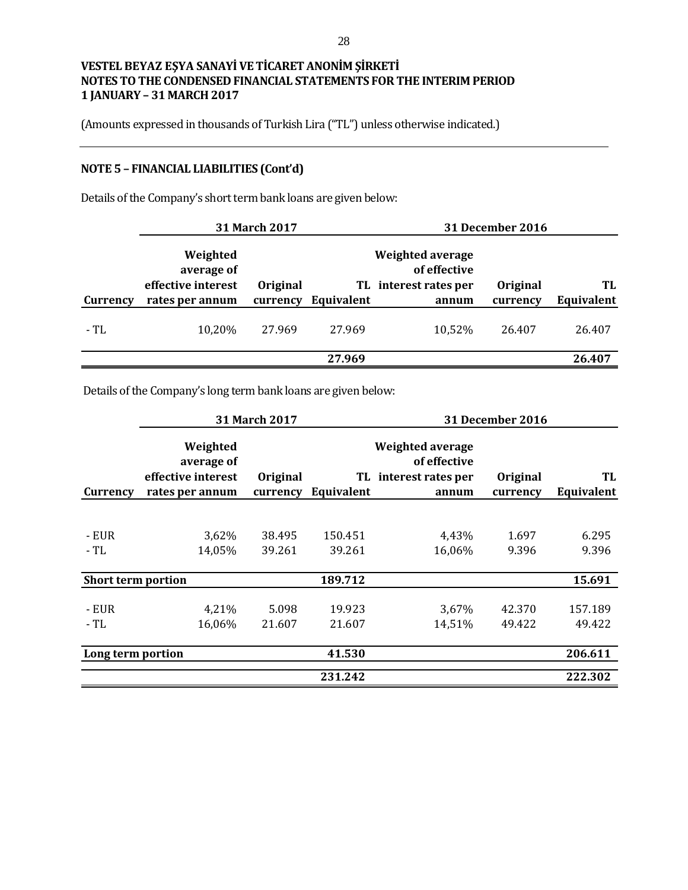# VESTEL BEYAZ EŞYA SANAYİ VE TİCARET ANONİM ŞİRKETİ
# NOTES TO THE CONDENSED FINANCIAL STATEMENTS FOR THE INTERIM PERIOD
# 1 JANUARY – 31 MARCH 2017

(Amounts expressed in thousands of Turkish Lira ("TL") unless otherwise indicated.)

## NOTE 5 – FINANCIAL LIABILITIES (Cont'd)

Details of the Company's short term bank loans are given below:

| | 31 March 2017 | | | 31 December 2016 | | |
|---|---|---|---|---|---|---|
| **Currency** | **Weighted average of effective interest rates per annum** | **Original currency** | **TL Equivalent** | **Weighted average of effective interest rates per annum** | **Original currency** | **TL Equivalent** |
| - TL | 10,20% | 27.969 | 27.969 | 10,52% | 26.407 | 26.407 |
| | | | **27.969** | | | **26.407** |

Details of the Company's long term bank loans are given below:

| | 31 March 2017 | | | 31 December 2016 | | |
|---|---|---|---|---|---|---|
| **Currency** | **Weighted average of effective interest rates per annum** | **Original currency** | **TL Equivalent** | **Weighted average of effective interest rates per annum** | **Original currency** | **TL Equivalent** |
| - EUR | 3,62% | 38.495 | 150.451 | 4,43% | 1.697 | 6.295 |
| - TL | 14,05% | 39.261 | 39.261 | 16,06% | 9.396 | 9.396 |
| **Short term portion** | | | **189.712** | | | **15.691** |
| - EUR | 4,21% | 5.098 | 19.923 | 3,67% | 42.370 | 157.189 |
| - TL | 16,06% | 21.607 | 21.607 | 14,51% | 49.422 | 49.422 |
| **Long term portion** | | | **41.530** | | | **206.611** |
| | | | **231.242** | | | **222.302** |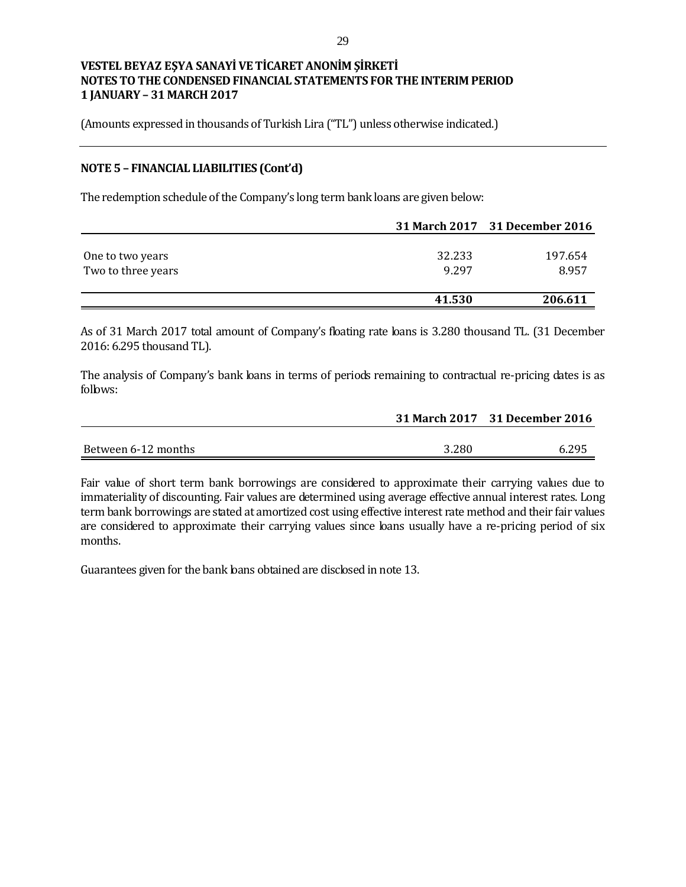**VESTEL BEYAZ EŞYA SANAYİ VE TİCARET ANONİM ŞİRKETİ**
**NOTES TO THE CONDENSED FINANCIAL STATEMENTS FOR THE INTERIM PERIOD**
**1 JANUARY – 31 MARCH 2017**

(Amounts expressed in thousands of Turkish Lira ("TL") unless otherwise indicated.)

## NOTE 5 – FINANCIAL LIABILITIES (Cont'd)

The redemption schedule of the Company's long term bank loans are given below:

| | 31 March 2017 | 31 December 2016 |
|---|---|---|
| One to two years | 32.233 | 197.654 |
| Two to three years | 9.297 | 8.957 |
| | **41.530** | **206.611** |

As of 31 March 2017 total amount of Company's floating rate loans is 3.280 thousand TL. (31 December 2016: 6.295 thousand TL).

The analysis of Company's bank loans in terms of periods remaining to contractual re-pricing dates is as follows:

| | 31 March 2017 | 31 December 2016 |
|---|---|---|
| Between 6-12 months | 3.280 | 6.295 |

Fair value of short term bank borrowings are considered to approximate their carrying values due to immateriality of discounting. Fair values are determined using average effective annual interest rates. Long term bank borrowings are stated at amortized cost using effective interest rate method and their fair values are considered to approximate their carrying values since loans usually have a re-pricing period of six months.

Guarantees given for the bank loans obtained are disclosed in note 13.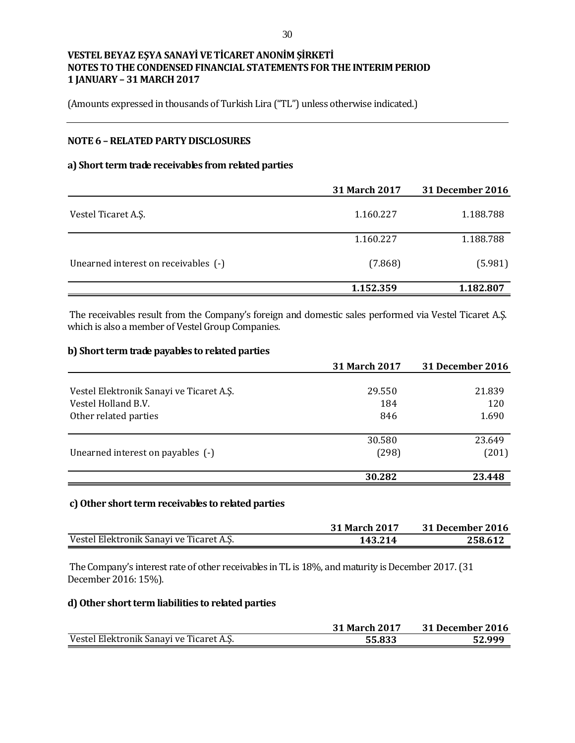**VESTEL BEYAZ EŞYA SANAYİ VE TİCARET ANONİM ŞİRKETİ**
**NOTES TO THE CONDENSED FINANCIAL STATEMENTS FOR THE INTERIM PERIOD**
**1 JANUARY – 31 MARCH 2017**

(Amounts expressed in thousands of Turkish Lira ("TL") unless otherwise indicated.)

## NOTE 6 – RELATED PARTY DISCLOSURES

### a) Short term trade receivables from related parties

| | 31 March 2017 | 31 December 2016 |
|---|---|---|
| Vestel Ticaret A.Ş. | 1.160.227 | 1.188.788 |
| | 1.160.227 | 1.188.788 |
| Unearned interest on receivables (-) | (7.868) | (5.981) |
| | **1.152.359** | **1.182.807** |

The receivables result from the Company's foreign and domestic sales performed via Vestel Ticaret A.Ş. which is also a member of Vestel Group Companies.

### b) Short term trade payables to related parties

| | 31 March 2017 | 31 December 2016 |
|---|---|---|
| Vestel Elektronik Sanayi ve Ticaret A.Ş. | 29.550 | 21.839 |
| Vestel Holland B.V. | 184 | 120 |
| Other related parties | 846 | 1.690 |
| | 30.580 | 23.649 |
| Unearned interest on payables (-) | (298) | (201) |
| | **30.282** | **23.448** |

### c) Other short term receivables to related parties

| | 31 March 2017 | 31 December 2016 |
|---|---|---|
| Vestel Elektronik Sanayi ve Ticaret A.Ş. | **143.214** | **258.612** |

The Company's interest rate of other receivables in TL is 18%, and maturity is December 2017. (31 December 2016: 15%).

### d) Other short term liabilities to related parties

| | 31 March 2017 | 31 December 2016 |
|---|---|---|
| Vestel Elektronik Sanayi ve Ticaret A.Ş. | **55.833** | **52.999** |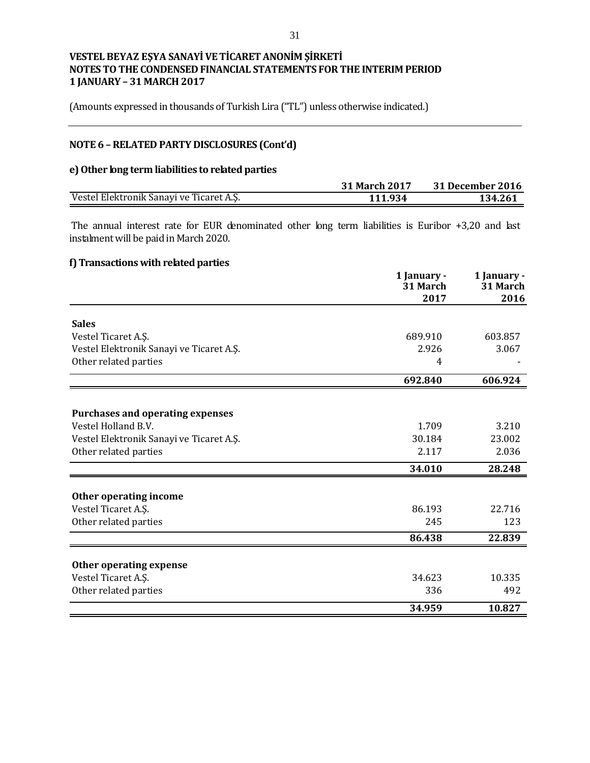VESTEL BEYAZ EŞYA SANAYİ VE TİCARET ANONİM ŞİRKETİ
NOTES TO THE CONDENSED FINANCIAL STATEMENTS FOR THE INTERIM PERIOD
1 JANUARY – 31 MARCH 2017

(Amounts expressed in thousands of Turkish Lira ("TL") unless otherwise indicated.)

## NOTE 6 – RELATED PARTY DISCLOSURES (Cont'd)

### e) Other long term liabilities to related parties

| | 31 March 2017 | 31 December 2016 |
|---|---|---|
| Vestel Elektronik Sanayi ve Ticaret A.Ş. | **111.934** | **134.261** |

The annual interest rate for EUR denominated other long term liabilities is Euribor +3,20 and last instalment will be paid in March 2020.

### f) Transactions with related parties

| | 1 January - 31 March 2017 | 1 January - 31 March 2016 |
|---|---|---|
| **Sales** | | |
| Vestel Ticaret A.Ş. | 689.910 | 603.857 |
| Vestel Elektronik Sanayi ve Ticaret A.Ş. | 2.926 | 3.067 |
| Other related parties | 4 | - |
| | **692.840** | **606.924** |
| **Purchases and operating expenses** | | |
| Vestel Holland B.V. | 1.709 | 3.210 |
| Vestel Elektronik Sanayi ve Ticaret A.Ş. | 30.184 | 23.002 |
| Other related parties | 2.117 | 2.036 |
| | **34.010** | **28.248** |
| **Other operating income** | | |
| Vestel Ticaret A.Ş. | 86.193 | 22.716 |
| Other related parties | 245 | 123 |
| | **86.438** | **22.839** |
| **Other operating expense** | | |
| Vestel Ticaret A.Ş. | 34.623 | 10.335 |
| Other related parties | 336 | 492 |
| | **34.959** | **10.827** |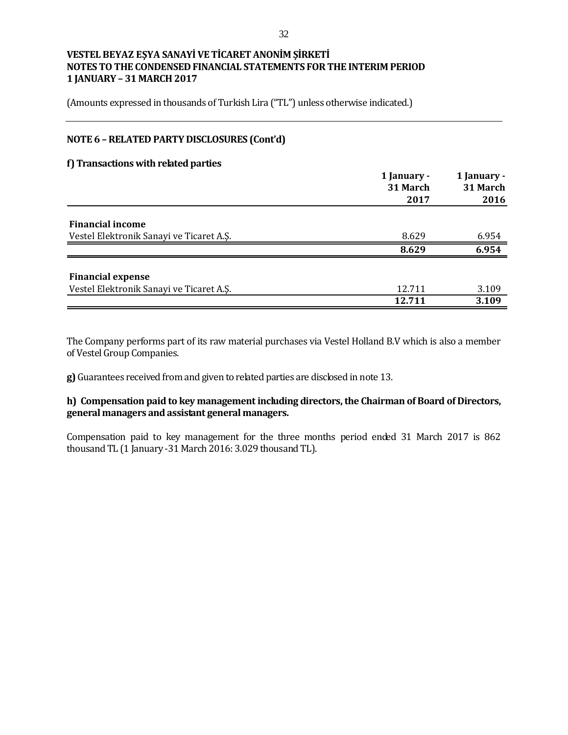**VESTEL BEYAZ EŞYA SANAYİ VE TİCARET ANONİM ŞİRKETİ**
**NOTES TO THE CONDENSED FINANCIAL STATEMENTS FOR THE INTERIM PERIOD**
**1 JANUARY – 31 MARCH 2017**

(Amounts expressed in thousands of Turkish Lira ("TL") unless otherwise indicated.)

## NOTE 6 – RELATED PARTY DISCLOSURES (Cont'd)

### f) Transactions with related parties

| | 1 January - 31 March 2017 | 1 January - 31 March 2016 |
|---|---|---|
| **Financial income** | | |
| Vestel Elektronik Sanayi ve Ticaret A.Ş. | 8.629 | 6.954 |
| | **8.629** | **6.954** |
| **Financial expense** | | |
| Vestel Elektronik Sanayi ve Ticaret A.Ş. | 12.711 | 3.109 |
| | **12.711** | **3.109** |

The Company performs part of its raw material purchases via Vestel Holland B.V which is also a member of Vestel Group Companies.

**g)** Guarantees received from and given to related parties are disclosed in note 13.

### h) Compensation paid to key management including directors, the Chairman of Board of Directors, general managers and assistant general managers.

Compensation paid to key management for the three months period ended 31 March 2017 is 862 thousand TL (1 January -31 March 2016: 3.029 thousand TL).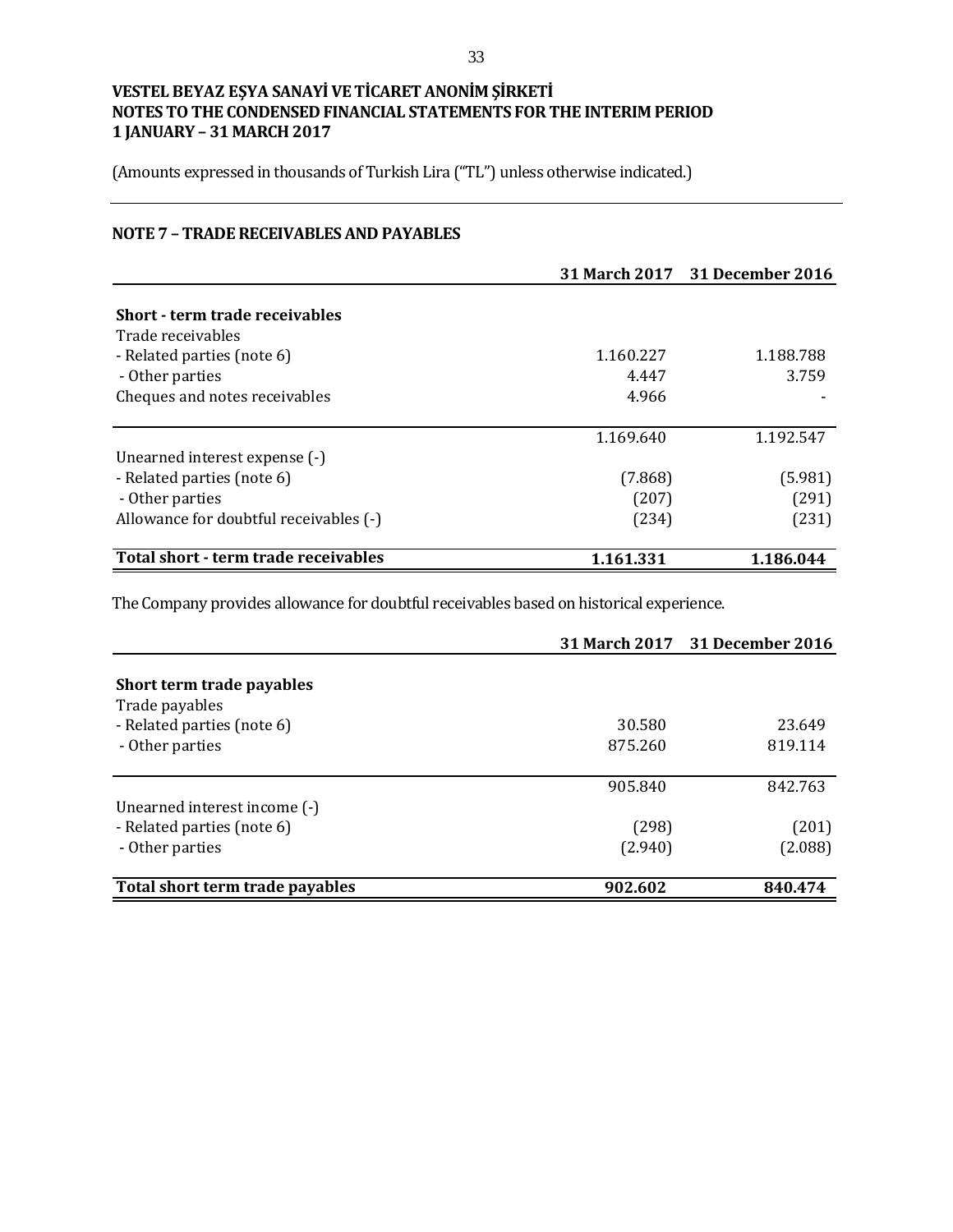**VESTEL BEYAZ EŞYA SANAYİ VE TİCARET ANONİM ŞİRKETİ**
**NOTES TO THE CONDENSED FINANCIAL STATEMENTS FOR THE INTERIM PERIOD**
**1 JANUARY – 31 MARCH 2017**

(Amounts expressed in thousands of Turkish Lira ("TL") unless otherwise indicated.)

## NOTE 7 – TRADE RECEIVABLES AND PAYABLES

| | 31 March 2017 | 31 December 2016 |
|---|---|---|
| **Short - term trade receivables** | | |
| Trade receivables | | |
| - Related parties (note 6) | 1.160.227 | 1.188.788 |
| - Other parties | 4.447 | 3.759 |
| Cheques and notes receivables | 4.966 | - |
| | 1.169.640 | 1.192.547 |
| Unearned interest expense (-) | | |
| - Related parties (note 6) | (7.868) | (5.981) |
| - Other parties | (207) | (291) |
| Allowance for doubtful receivables (-) | (234) | (231) |
| **Total short - term trade receivables** | **1.161.331** | **1.186.044** |

The Company provides allowance for doubtful receivables based on historical experience.

| | 31 March 2017 | 31 December 2016 |
|---|---|---|
| **Short term trade payables** | | |
| Trade payables | | |
| - Related parties (note 6) | 30.580 | 23.649 |
| - Other parties | 875.260 | 819.114 |
| | 905.840 | 842.763 |
| Unearned interest income (-) | | |
| - Related parties (note 6) | (298) | (201) |
| - Other parties | (2.940) | (2.088) |
| **Total short term trade payables** | **902.602** | **840.474** |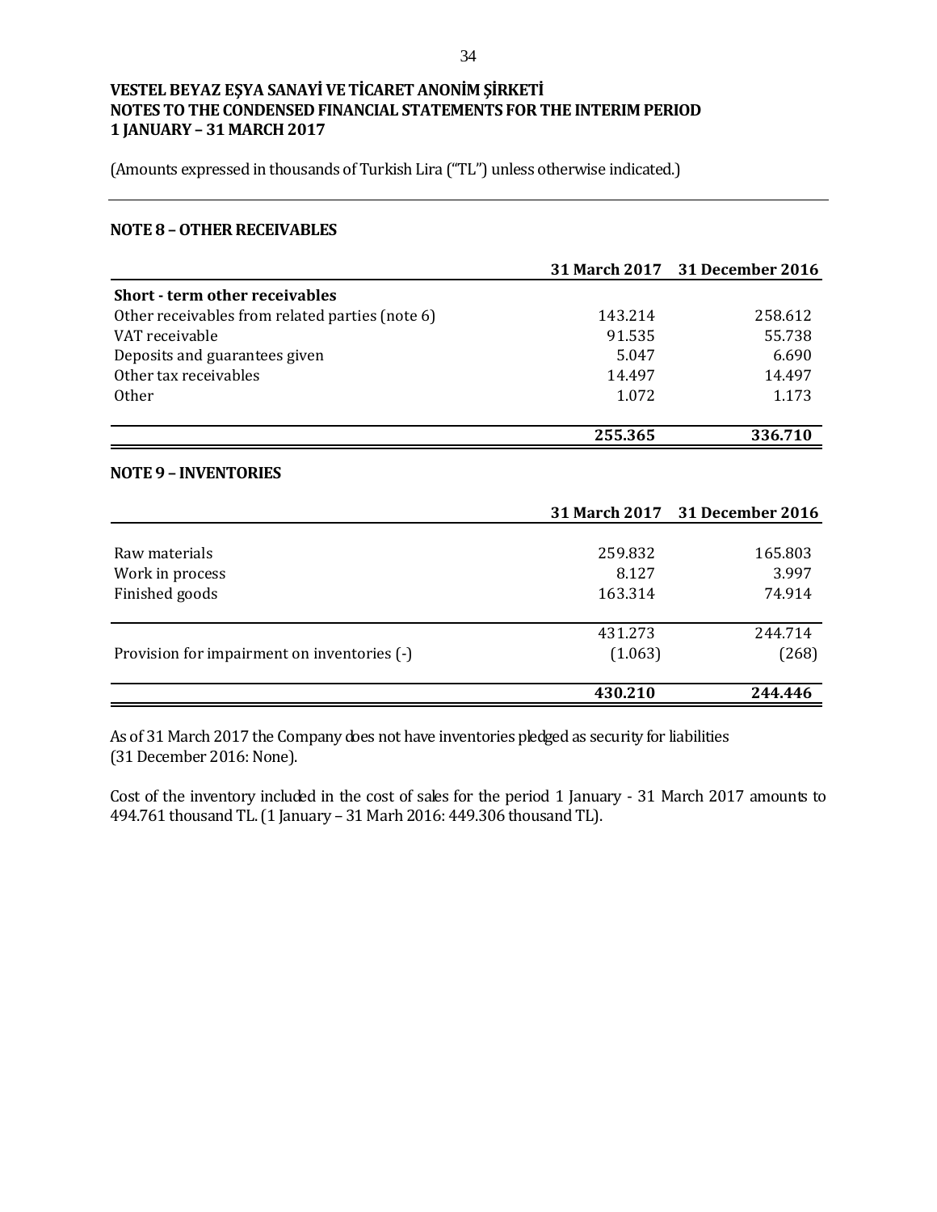**VESTEL BEYAZ EŞYA SANAYİ VE TİCARET ANONİM ŞİRKETİ**
**NOTES TO THE CONDENSED FINANCIAL STATEMENTS FOR THE INTERIM PERIOD**
**1 JANUARY – 31 MARCH 2017**

(Amounts expressed in thousands of Turkish Lira ("TL") unless otherwise indicated.)

## NOTE 8 – OTHER RECEIVABLES

| | 31 March 2017 | 31 December 2016 |
|---|---|---|
| **Short - term other receivables** | | |
| Other receivables from related parties (note 6) | 143.214 | 258.612 |
| VAT receivable | 91.535 | 55.738 |
| Deposits and guarantees given | 5.047 | 6.690 |
| Other tax receivables | 14.497 | 14.497 |
| Other | 1.072 | 1.173 |
| | **255.365** | **336.710** |

## NOTE 9 – INVENTORIES

| | 31 March 2017 | 31 December 2016 |
|---|---|---|
| Raw materials | 259.832 | 165.803 |
| Work in process | 8.127 | 3.997 |
| Finished goods | 163.314 | 74.914 |
| | 431.273 | 244.714 |
| Provision for impairment on inventories (-) | (1.063) | (268) |
| | **430.210** | **244.446** |

As of 31 March 2017 the Company does not have inventories pledged as security for liabilities (31 December 2016: None).

Cost of the inventory included in the cost of sales for the period 1 January - 31 March 2017 amounts to 494.761 thousand TL. (1 January – 31 Marh 2016: 449.306 thousand TL).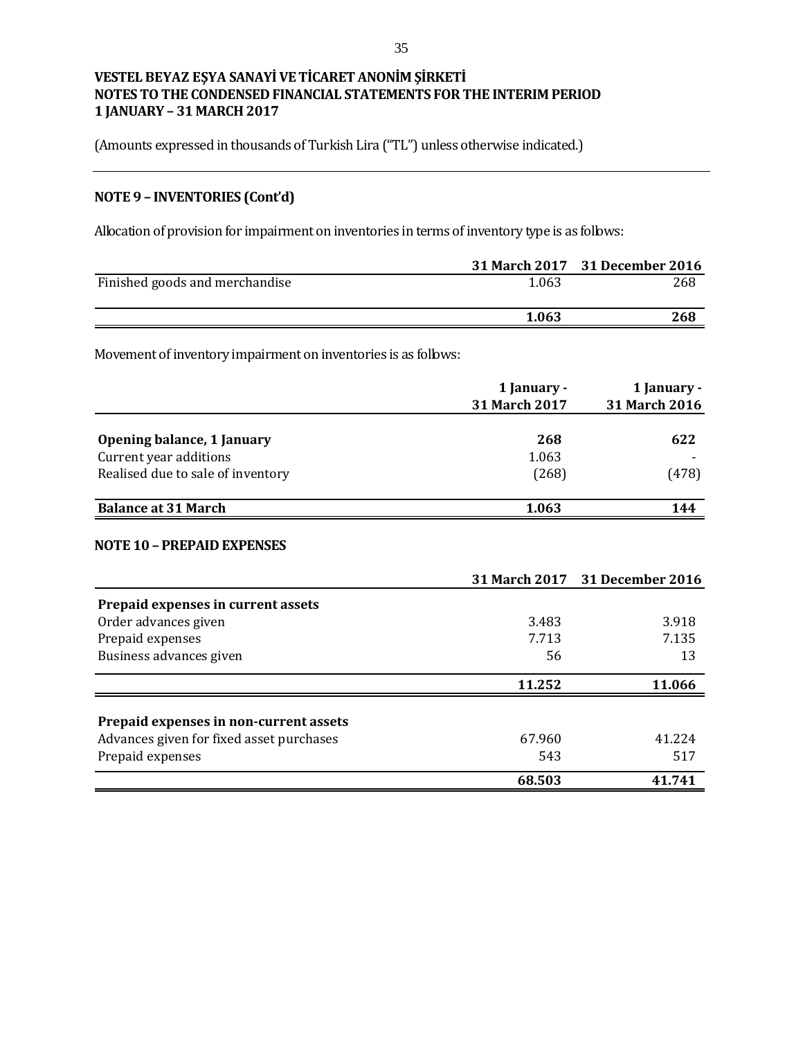**VESTEL BEYAZ EŞYA SANAYİ VE TİCARET ANONİM ŞİRKETİ**
**NOTES TO THE CONDENSED FINANCIAL STATEMENTS FOR THE INTERIM PERIOD**
**1 JANUARY – 31 MARCH 2017**

(Amounts expressed in thousands of Turkish Lira ("TL") unless otherwise indicated.)

## NOTE 9 – INVENTORIES (Cont'd)

Allocation of provision for impairment on inventories in terms of inventory type is as follows:

| | 31 March 2017 | 31 December 2016 |
|---|---|---|
| Finished goods and merchandise | 1.063 | 268 |
| | **1.063** | **268** |

Movement of inventory impairment on inventories is as follows:

| | 1 January - 31 March 2017 | 1 January - 31 March 2016 |
|---|---|---|
| **Opening balance, 1 January** | **268** | **622** |
| Current year additions | 1.063 | - |
| Realised due to sale of inventory | (268) | (478) |
| **Balance at 31 March** | **1.063** | **144** |

## NOTE 10 – PREPAID EXPENSES

| | 31 March 2017 | 31 December 2016 |
|---|---|---|
| **Prepaid expenses in current assets** | | |
| Order advances given | 3.483 | 3.918 |
| Prepaid expenses | 7.713 | 7.135 |
| Business advances given | 56 | 13 |
| | **11.252** | **11.066** |
| **Prepaid expenses in non-current assets** | | |
| Advances given for fixed asset purchases | 67.960 | 41.224 |
| Prepaid expenses | 543 | 517 |
| | **68.503** | **41.741** |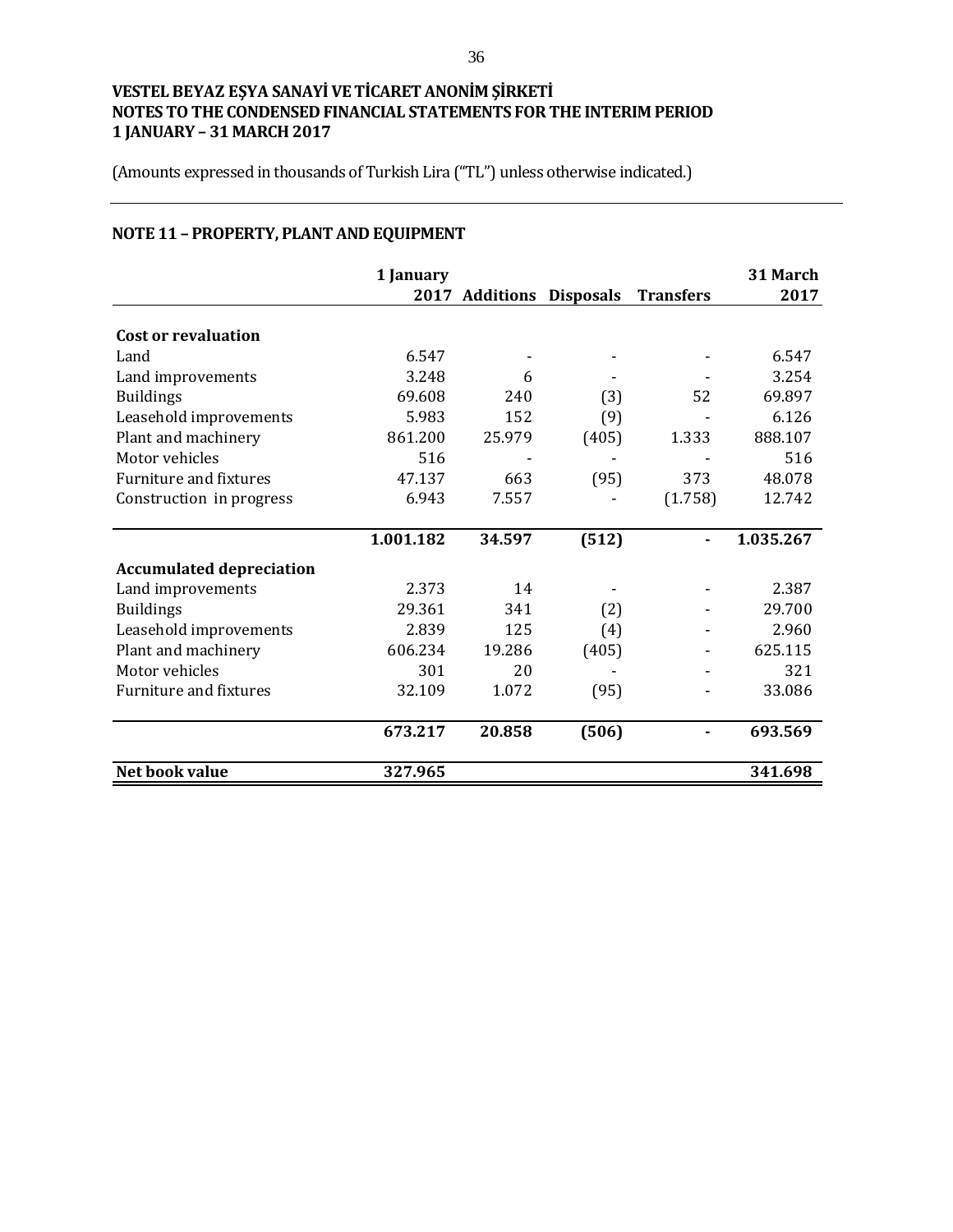**VESTEL BEYAZ EŞYA SANAYİ VE TİCARET ANONİM ŞİRKETİ**
**NOTES TO THE CONDENSED FINANCIAL STATEMENTS FOR THE INTERIM PERIOD**
**1 JANUARY – 31 MARCH 2017**

(Amounts expressed in thousands of Turkish Lira ("TL") unless otherwise indicated.)

## NOTE 11 – PROPERTY, PLANT AND EQUIPMENT

| | 1 January 2017 | Additions | Disposals | Transfers | 31 March 2017 |
|---|---|---|---|---|---|
| **Cost or revaluation** | | | | | |
| Land | 6.547 | - | - | - | 6.547 |
| Land improvements | 3.248 | 6 | - | - | 3.254 |
| Buildings | 69.608 | 240 | (3) | 52 | 69.897 |
| Leasehold improvements | 5.983 | 152 | (9) | - | 6.126 |
| Plant and machinery | 861.200 | 25.979 | (405) | 1.333 | 888.107 |
| Motor vehicles | 516 | - | - | - | 516 |
| Furniture and fixtures | 47.137 | 663 | (95) | 373 | 48.078 |
| Construction in progress | 6.943 | 7.557 | - | (1.758) | 12.742 |
| | **1.001.182** | **34.597** | **(512)** | **-** | **1.035.267** |
| **Accumulated depreciation** | | | | | |
| Land improvements | 2.373 | 14 | - | - | 2.387 |
| Buildings | 29.361 | 341 | (2) | - | 29.700 |
| Leasehold improvements | 2.839 | 125 | (4) | - | 2.960 |
| Plant and machinery | 606.234 | 19.286 | (405) | - | 625.115 |
| Motor vehicles | 301 | 20 | - | - | 321 |
| Furniture and fixtures | 32.109 | 1.072 | (95) | - | 33.086 |
| | **673.217** | **20.858** | **(506)** | **-** | **693.569** |
| **Net book value** | **327.965** | | | | **341.698** |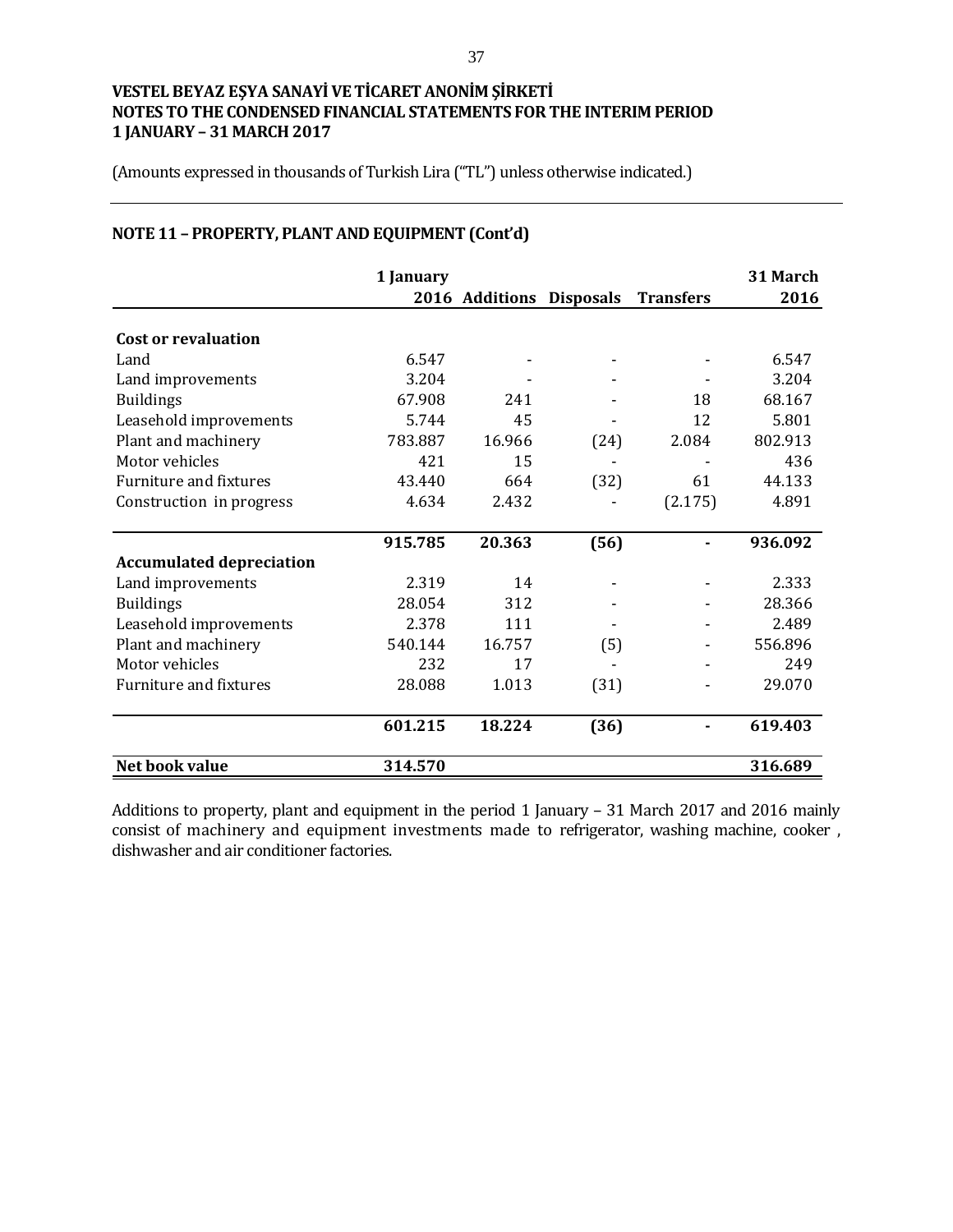**VESTEL BEYAZ EŞYA SANAYİ VE TİCARET ANONİM ŞİRKETİ**
**NOTES TO THE CONDENSED FINANCIAL STATEMENTS FOR THE INTERIM PERIOD**
**1 JANUARY – 31 MARCH 2017**

(Amounts expressed in thousands of Turkish Lira ("TL") unless otherwise indicated.)

## NOTE 11 – PROPERTY, PLANT AND EQUIPMENT (Cont'd)

| | 1 January 2016 | Additions | Disposals | Transfers | 31 March 2016 |
|---|---|---|---|---|---|
| **Cost or revaluation** | | | | | |
| Land | 6.547 | - | - | - | 6.547 |
| Land improvements | 3.204 | - | - | - | 3.204 |
| Buildings | 67.908 | 241 | - | 18 | 68.167 |
| Leasehold improvements | 5.744 | 45 | - | 12 | 5.801 |
| Plant and machinery | 783.887 | 16.966 | (24) | 2.084 | 802.913 |
| Motor vehicles | 421 | 15 | - | - | 436 |
| Furniture and fixtures | 43.440 | 664 | (32) | 61 | 44.133 |
| Construction in progress | 4.634 | 2.432 | - | (2.175) | 4.891 |
| | **915.785** | **20.363** | **(56)** | **-** | **936.092** |
| **Accumulated depreciation** | | | | | |
| Land improvements | 2.319 | 14 | - | - | 2.333 |
| Buildings | 28.054 | 312 | - | - | 28.366 |
| Leasehold improvements | 2.378 | 111 | - | - | 2.489 |
| Plant and machinery | 540.144 | 16.757 | (5) | - | 556.896 |
| Motor vehicles | 232 | 17 | - | - | 249 |
| Furniture and fixtures | 28.088 | 1.013 | (31) | - | 29.070 |
| | **601.215** | **18.224** | **(36)** | **-** | **619.403** |
| **Net book value** | **314.570** | | | | **316.689** |

Additions to property, plant and equipment in the period 1 January – 31 March 2017 and 2016 mainly consist of machinery and equipment investments made to refrigerator, washing machine, cooker , dishwasher and air conditioner factories.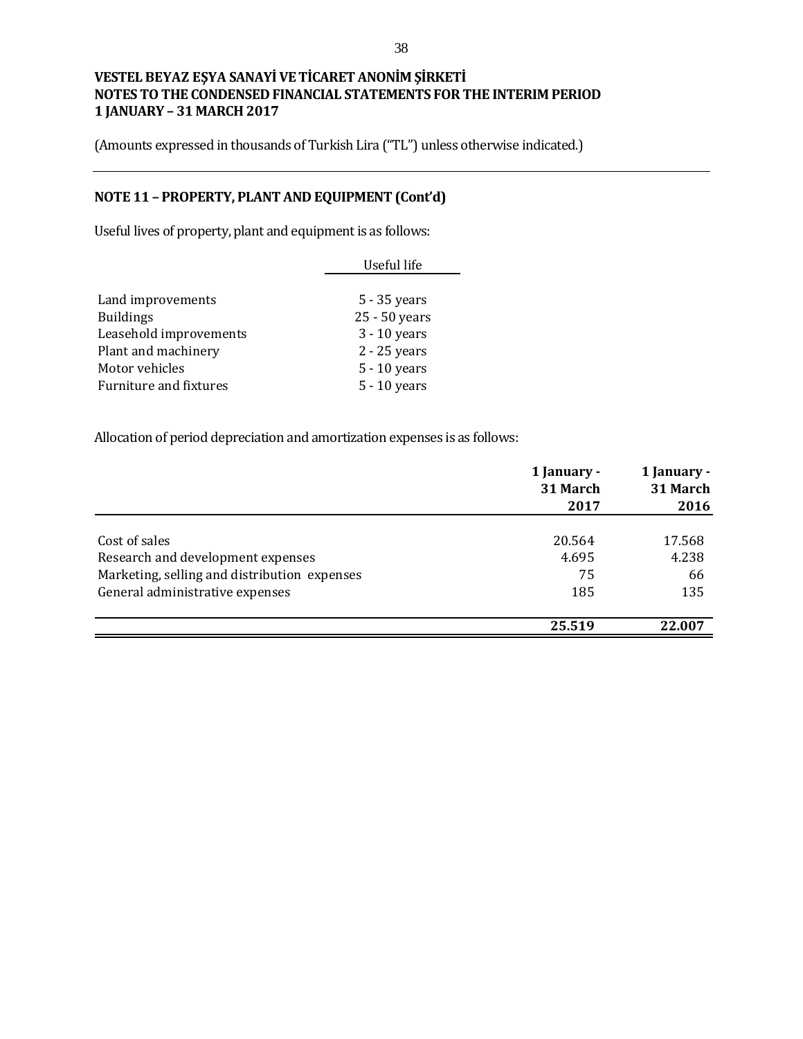**VESTEL BEYAZ EŞYA SANAYİ VE TİCARET ANONİM ŞİRKETİ**
**NOTES TO THE CONDENSED FINANCIAL STATEMENTS FOR THE INTERIM PERIOD**
**1 JANUARY – 31 MARCH 2017**

(Amounts expressed in thousands of Turkish Lira ("TL") unless otherwise indicated.)

## NOTE 11 – PROPERTY, PLANT AND EQUIPMENT (Cont'd)

Useful lives of property, plant and equipment is as follows:

| | Useful life |
|---|---|
| Land improvements | 5 - 35 years |
| Buildings | 25 - 50 years |
| Leasehold improvements | 3 - 10 years |
| Plant and machinery | 2 - 25 years |
| Motor vehicles | 5 - 10 years |
| Furniture and fixtures | 5 - 10 years |

Allocation of period depreciation and amortization expenses is as follows:

| | 1 January - 31 March 2017 | 1 January - 31 March 2016 |
|---|---|---|
| Cost of sales | 20.564 | 17.568 |
| Research and development expenses | 4.695 | 4.238 |
| Marketing, selling and distribution expenses | 75 | 66 |
| General administrative expenses | 185 | 135 |
| | **25.519** | **22.007** |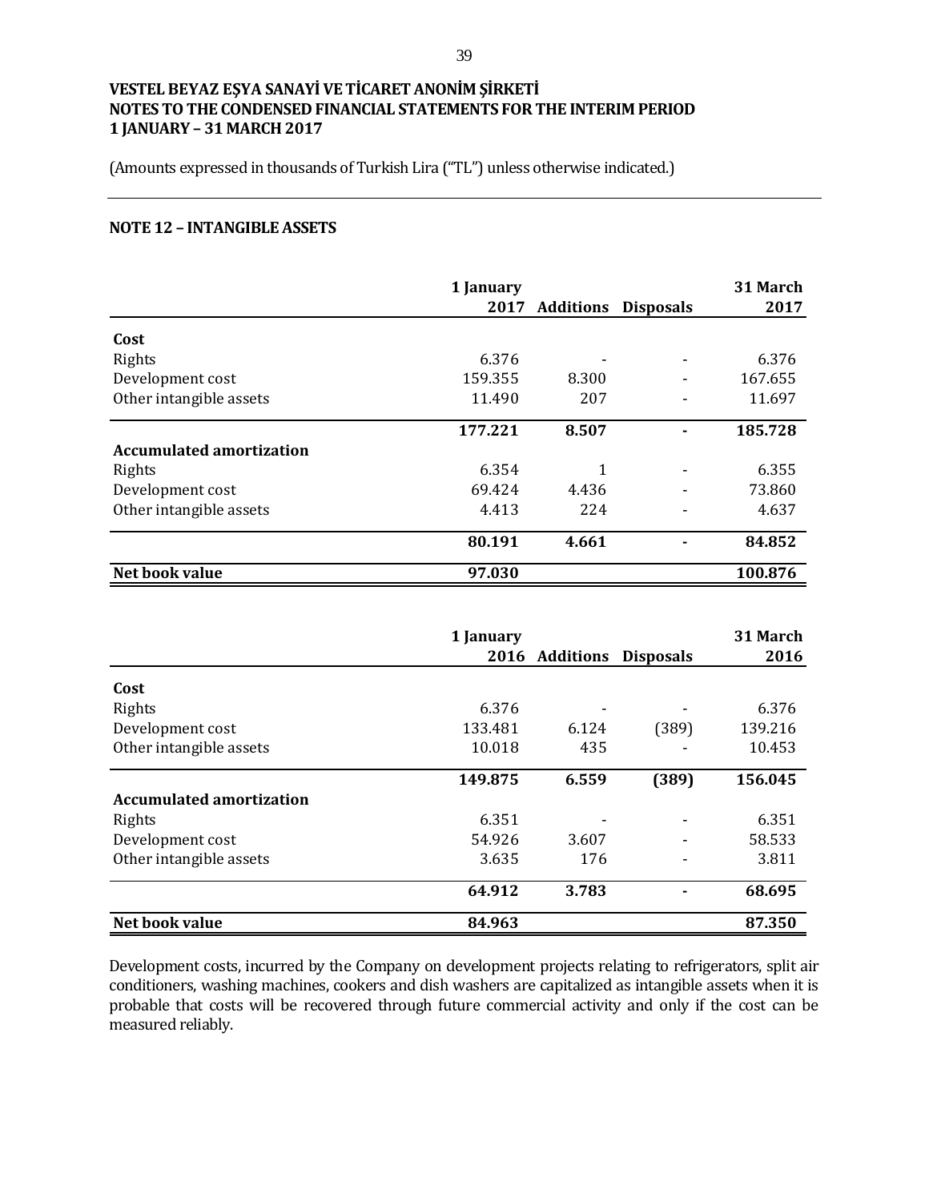**VESTEL BEYAZ EŞYA SANAYİ VE TİCARET ANONİM ŞİRKETİ**
**NOTES TO THE CONDENSED FINANCIAL STATEMENTS FOR THE INTERIM PERIOD**
**1 JANUARY – 31 MARCH 2017**

(Amounts expressed in thousands of Turkish Lira ("TL") unless otherwise indicated.)

## NOTE 12 – INTANGIBLE ASSETS

| | 1 January 2017 | Additions | Disposals | 31 March 2017 |
|---|---|---|---|---|
| **Cost** | | | | |
| Rights | 6.376 | - | - | 6.376 |
| Development cost | 159.355 | 8.300 | - | 167.655 |
| Other intangible assets | 11.490 | 207 | - | 11.697 |
| | **177.221** | **8.507** | **-** | **185.728** |
| **Accumulated amortization** | | | | |
| Rights | 6.354 | 1 | - | 6.355 |
| Development cost | 69.424 | 4.436 | - | 73.860 |
| Other intangible assets | 4.413 | 224 | - | 4.637 |
| | **80.191** | **4.661** | **-** | **84.852** |
| **Net book value** | **97.030** | | | **100.876** |

| | 1 January 2016 | Additions | Disposals | 31 March 2016 |
|---|---|---|---|---|
| **Cost** | | | | |
| Rights | 6.376 | - | - | 6.376 |
| Development cost | 133.481 | 6.124 | (389) | 139.216 |
| Other intangible assets | 10.018 | 435 | - | 10.453 |
| | **149.875** | **6.559** | **(389)** | **156.045** |
| **Accumulated amortization** | | | | |
| Rights | 6.351 | - | - | 6.351 |
| Development cost | 54.926 | 3.607 | - | 58.533 |
| Other intangible assets | 3.635 | 176 | - | 3.811 |
| | **64.912** | **3.783** | **-** | **68.695** |
| **Net book value** | **84.963** | | | **87.350** |

Development costs, incurred by the Company on development projects relating to refrigerators, split air conditioners, washing machines, cookers and dish washers are capitalized as intangible assets when it is probable that costs will be recovered through future commercial activity and only if the cost can be measured reliably.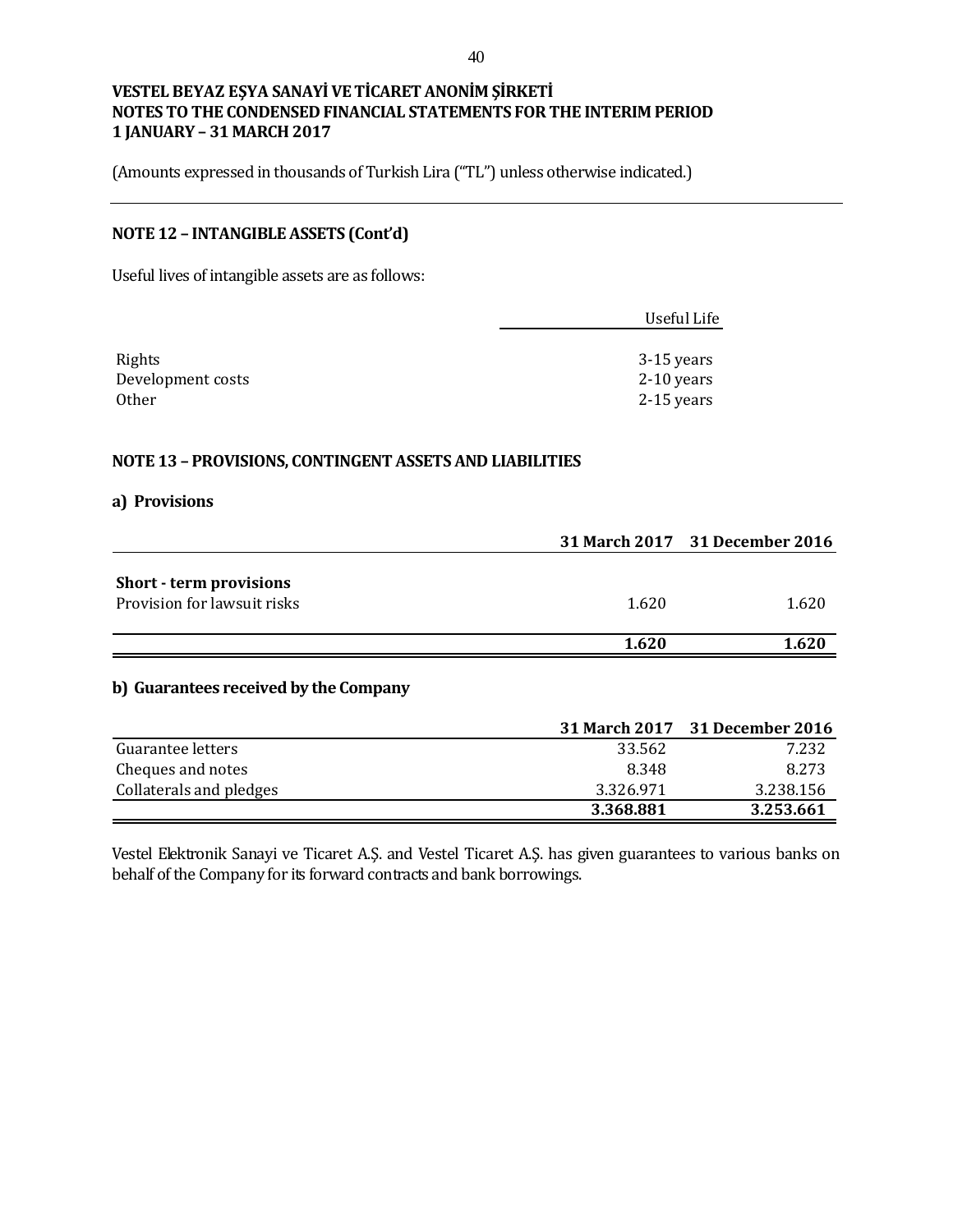VESTEL BEYAZ EŞYA SANAYİ VE TİCARET ANONİM ŞİRKETİ
NOTES TO THE CONDENSED FINANCIAL STATEMENTS FOR THE INTERIM PERIOD
1 JANUARY – 31 MARCH 2017

(Amounts expressed in thousands of Turkish Lira ("TL") unless otherwise indicated.)

## NOTE 12 – INTANGIBLE ASSETS (Cont'd)

Useful lives of intangible assets are as follows:

| | Useful Life |
|---|---|
| Rights | 3-15 years |
| Development costs | 2-10 years |
| Other | 2-15 years |

## NOTE 13 – PROVISIONS, CONTINGENT ASSETS AND LIABILITIES

### a) Provisions

| | 31 March 2017 | 31 December 2016 |
|---|---|---|
| **Short - term provisions** | | |
| Provision for lawsuit risks | 1.620 | 1.620 |
| | **1.620** | **1.620** |

### b) Guarantees received by the Company

| | 31 March 2017 | 31 December 2016 |
|---|---|---|
| Guarantee letters | 33.562 | 7.232 |
| Cheques and notes | 8.348 | 8.273 |
| Collaterals and pledges | 3.326.971 | 3.238.156 |
| | **3.368.881** | **3.253.661** |

Vestel Elektronik Sanayi ve Ticaret A.Ş. and Vestel Ticaret A.Ş. has given guarantees to various banks on behalf of the Company for its forward contracts and bank borrowings.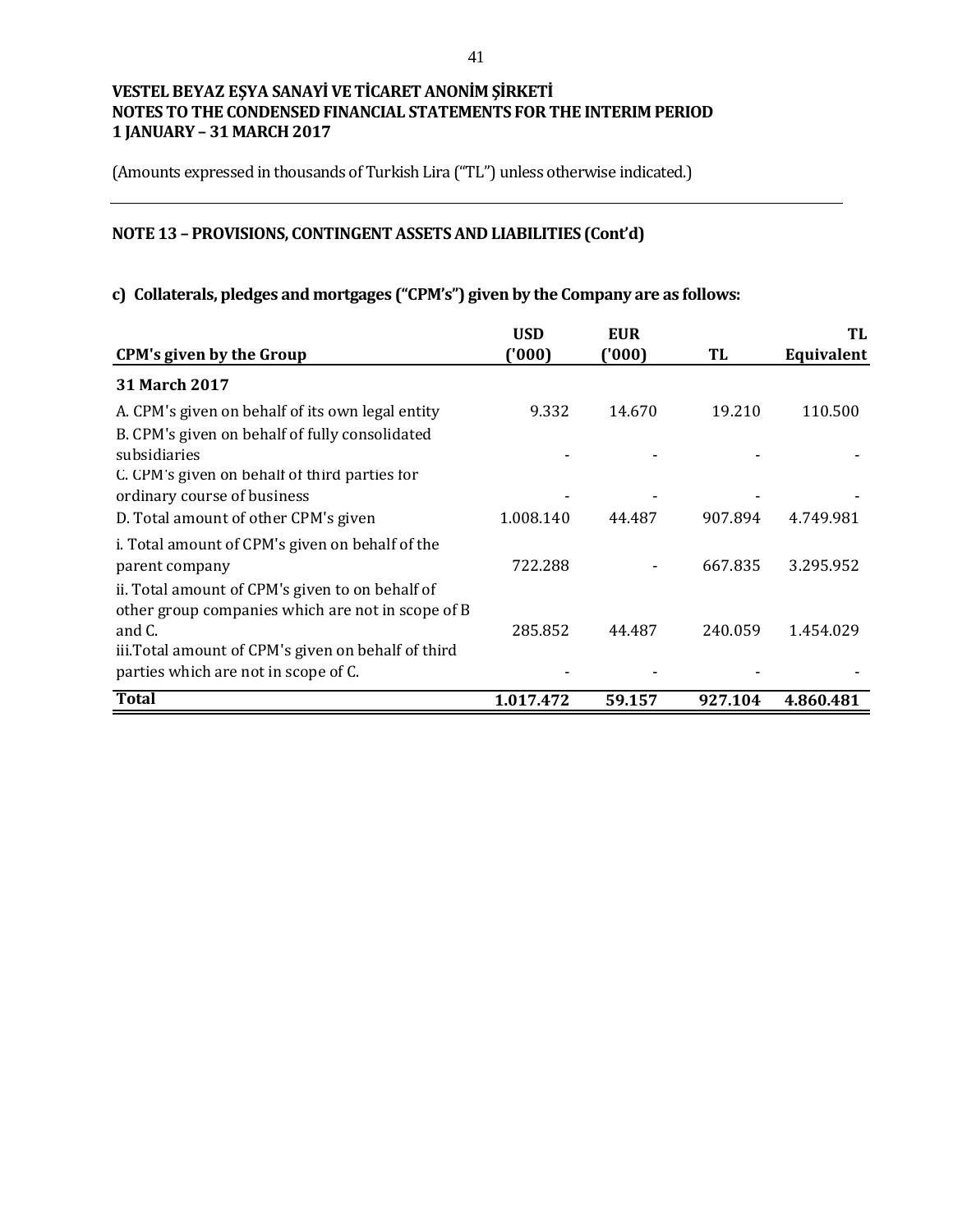**VESTEL BEYAZ EŞYA SANAYİ VE TİCARET ANONİM ŞİRKETİ**
**NOTES TO THE CONDENSED FINANCIAL STATEMENTS FOR THE INTERIM PERIOD**
**1 JANUARY – 31 MARCH 2017**

(Amounts expressed in thousands of Turkish Lira ("TL") unless otherwise indicated.)

## NOTE 13 – PROVISIONS, CONTINGENT ASSETS AND LIABILITIES (Cont'd)

### c) Collaterals, pledges and mortgages ("CPM's") given by the Company are as follows:

| CPM's given by the Group | USD ('000) | EUR ('000) | TL | TL Equivalent |
|---|---|---|---|---|
| **31 March 2017** | | | | |
| A. CPM's given on behalf of its own legal entity | 9.332 | 14.670 | 19.210 | 110.500 |
| B. CPM's given on behalf of fully consolidated subsidiaries | - | - | - | - |
| C. CPM's given on behalf of third parties for ordinary course of business | - | - | - | - |
| D. Total amount of other CPM's given | 1.008.140 | 44.487 | 907.894 | 4.749.981 |
| i. Total amount of CPM's given on behalf of the parent company | 722.288 | - | 667.835 | 3.295.952 |
| ii. Total amount of CPM's given to on behalf of other group companies which are not in scope of B and C. | 285.852 | 44.487 | 240.059 | 1.454.029 |
| iii.Total amount of CPM's given on behalf of third parties which are not in scope of C. | - | - | - | - |
| **Total** | **1.017.472** | **59.157** | **927.104** | **4.860.481** |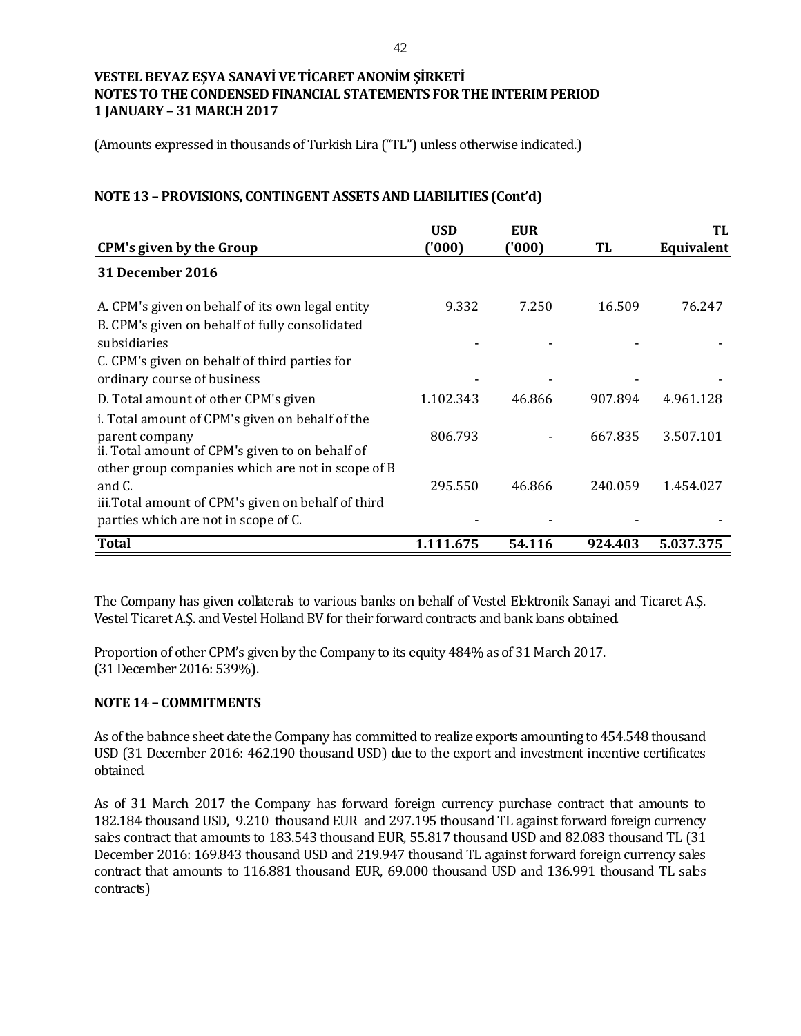**VESTEL BEYAZ EŞYA SANAYİ VE TİCARET ANONİM ŞİRKETİ**
**NOTES TO THE CONDENSED FINANCIAL STATEMENTS FOR THE INTERIM PERIOD**
**1 JANUARY – 31 MARCH 2017**

(Amounts expressed in thousands of Turkish Lira ("TL") unless otherwise indicated.)

## NOTE 13 – PROVISIONS, CONTINGENT ASSETS AND LIABILITIES (Cont'd)

| CPM's given by the Group | USD ('000) | EUR ('000) | TL | TL Equivalent |
|---|---|---|---|---|
| **31 December 2016** | | | | |
| A. CPM's given on behalf of its own legal entity | 9.332 | 7.250 | 16.509 | 76.247 |
| B. CPM's given on behalf of fully consolidated subsidiaries | - | - | - | - |
| C. CPM's given on behalf of third parties for ordinary course of business | - | - | - | - |
| D. Total amount of other CPM's given | 1.102.343 | 46.866 | 907.894 | 4.961.128 |
| i. Total amount of CPM's given on behalf of the parent company | 806.793 | - | 667.835 | 3.507.101 |
| ii. Total amount of CPM's given to on behalf of other group companies which are not in scope of B and C. | 295.550 | 46.866 | 240.059 | 1.454.027 |
| iii.Total amount of CPM's given on behalf of third parties which are not in scope of C. | - | - | - | - |
| **Total** | **1.111.675** | **54.116** | **924.403** | **5.037.375** |

The Company has given collaterals to various banks on behalf of Vestel Elektronik Sanayi and Ticaret A.Ş. Vestel Ticaret A.Ş. and Vestel Holland BV for their forward contracts and bank loans obtained.

Proportion of other CPM's given by the Company to its equity 484% as of 31 March 2017.
(31 December 2016: 539%).

## NOTE 14 – COMMITMENTS

As of the balance sheet date the Company has committed to realize exports amounting to 454.548 thousand USD (31 December 2016: 462.190 thousand USD) due to the export and investment incentive certificates obtained.

As of 31 March 2017 the Company has forward foreign currency purchase contract that amounts to 182.184 thousand USD, 9.210 thousand EUR and 297.195 thousand TL against forward foreign currency sales contract that amounts to 183.543 thousand EUR, 55.817 thousand USD and 82.083 thousand TL (31 December 2016: 169.843 thousand USD and 219.947 thousand TL against forward foreign currency sales contract that amounts to 116.881 thousand EUR, 69.000 thousand USD and 136.991 thousand TL sales contracts)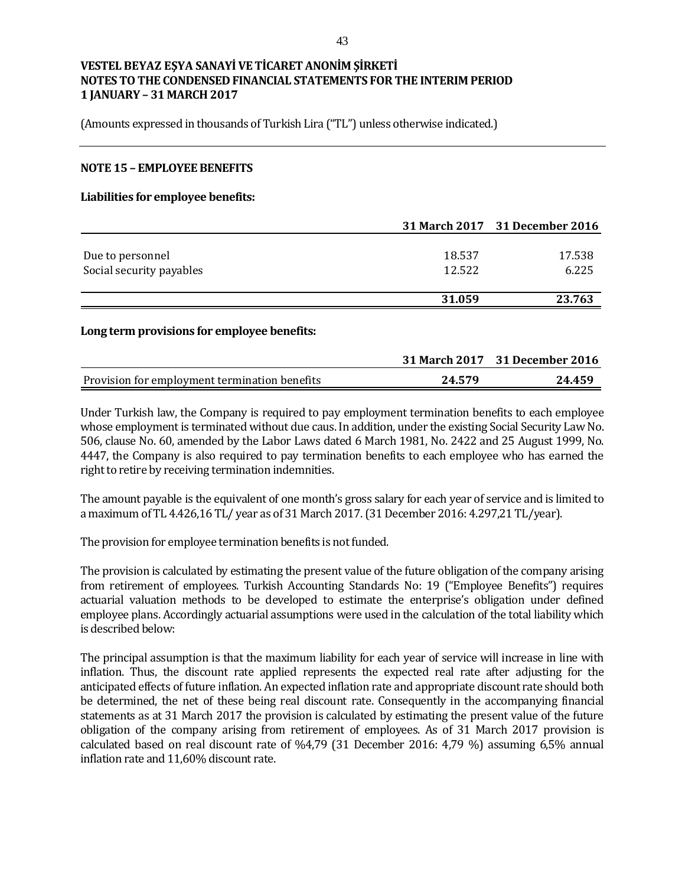**VESTEL BEYAZ EŞYA SANAYİ VE TİCARET ANONİM ŞİRKETİ**
**NOTES TO THE CONDENSED FINANCIAL STATEMENTS FOR THE INTERIM PERIOD**
**1 JANUARY – 31 MARCH 2017**

(Amounts expressed in thousands of Turkish Lira ("TL") unless otherwise indicated.)

## NOTE 15 – EMPLOYEE BENEFITS

**Liabilities for employee benefits:**

| | 31 March 2017 | 31 December 2016 |
|---|---|---|
| Due to personnel | 18.537 | 17.538 |
| Social security payables | 12.522 | 6.225 |
| | **31.059** | **23.763** |

**Long term provisions for employee benefits:**

| | 31 March 2017 | 31 December 2016 |
|---|---|---|
| Provision for employment termination benefits | **24.579** | **24.459** |

Under Turkish law, the Company is required to pay employment termination benefits to each employee whose employment is terminated without due caus. In addition, under the existing Social Security Law No. 506, clause No. 60, amended by the Labor Laws dated 6 March 1981, No. 2422 and 25 August 1999, No. 4447, the Company is also required to pay termination benefits to each employee who has earned the right to retire by receiving termination indemnities.

The amount payable is the equivalent of one month's gross salary for each year of service and is limited to a maximum of TL 4.426,16 TL/ year as of 31 March 2017. (31 December 2016: 4.297,21 TL/year).

The provision for employee termination benefits is not funded.

The provision is calculated by estimating the present value of the future obligation of the company arising from retirement of employees. Turkish Accounting Standards No: 19 ("Employee Benefits") requires actuarial valuation methods to be developed to estimate the enterprise's obligation under defined employee plans. Accordingly actuarial assumptions were used in the calculation of the total liability which is described below:

The principal assumption is that the maximum liability for each year of service will increase in line with inflation. Thus, the discount rate applied represents the expected real rate after adjusting for the anticipated effects of future inflation. An expected inflation rate and appropriate discount rate should both be determined, the net of these being real discount rate. Consequently in the accompanying financial statements as at 31 March 2017 the provision is calculated by estimating the present value of the future obligation of the company arising from retirement of employees. As of 31 March 2017 provision is calculated based on real discount rate of %4,79 (31 December 2016: 4,79 %) assuming 6,5% annual inflation rate and 11,60% discount rate.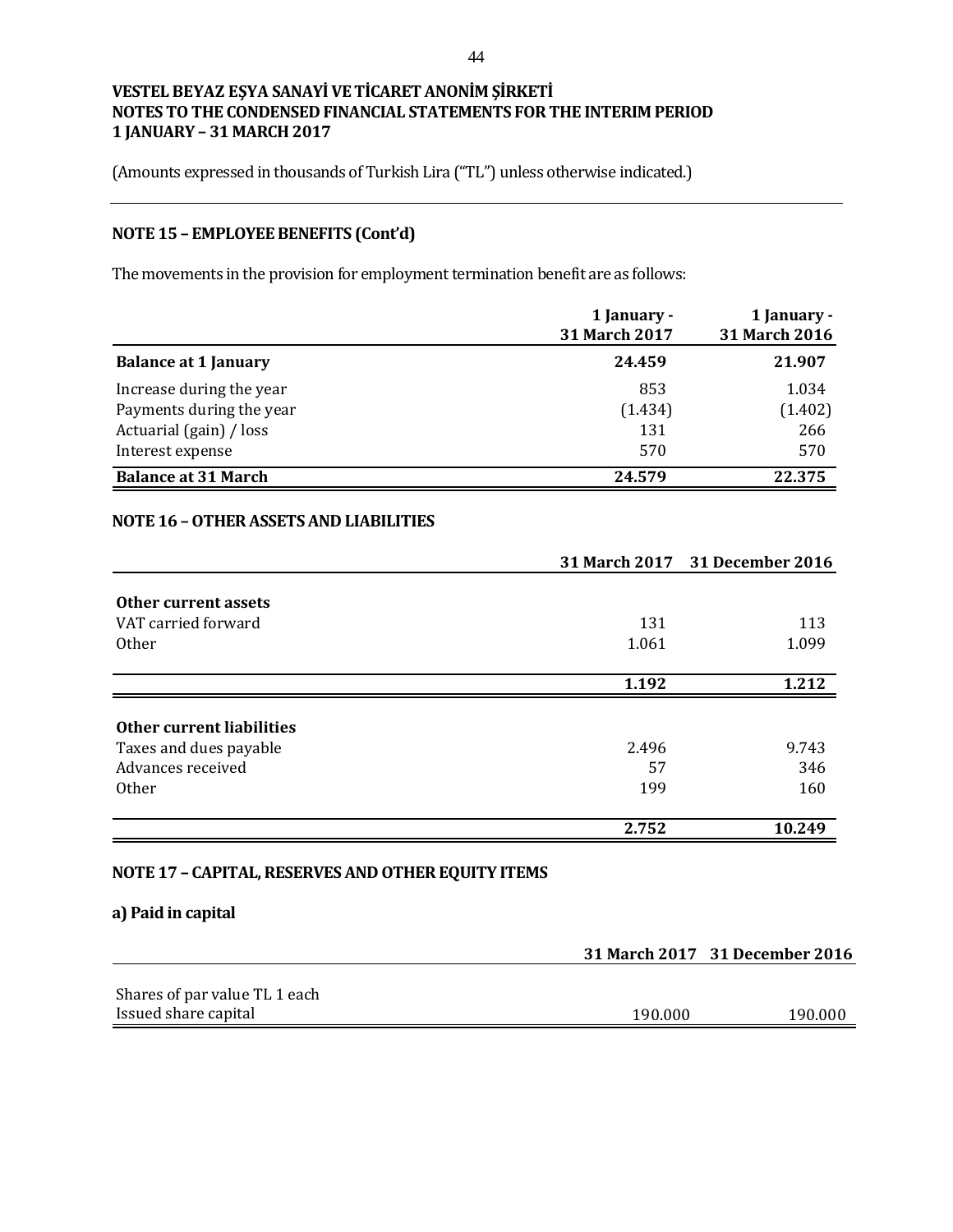# VESTEL BEYAZ EŞYA SANAYİ VE TİCARET ANONİM ŞİRKETİ
# NOTES TO THE CONDENSED FINANCIAL STATEMENTS FOR THE INTERIM PERIOD
# 1 JANUARY – 31 MARCH 2017

(Amounts expressed in thousands of Turkish Lira ("TL") unless otherwise indicated.)

## NOTE 15 – EMPLOYEE BENEFITS (Cont'd)

The movements in the provision for employment termination benefit are as follows:

| | 1 January - 31 March 2017 | 1 January - 31 March 2016 |
|---|---|---|
| **Balance at 1 January** | **24.459** | **21.907** |
| Increase during the year | 853 | 1.034 |
| Payments during the year | (1.434) | (1.402) |
| Actuarial (gain) / loss | 131 | 266 |
| Interest expense | 570 | 570 |
| **Balance at 31 March** | **24.579** | **22.375** |

## NOTE 16 – OTHER ASSETS AND LIABILITIES

| | 31 March 2017 | 31 December 2016 |
|---|---|---|
| **Other current assets** | | |
| VAT carried forward | 131 | 113 |
| Other | 1.061 | 1.099 |
| | **1.192** | **1.212** |
| **Other current liabilities** | | |
| Taxes and dues payable | 2.496 | 9.743 |
| Advances received | 57 | 346 |
| Other | 199 | 160 |
| | **2.752** | **10.249** |

## NOTE 17 – CAPITAL, RESERVES AND OTHER EQUITY ITEMS

### a) Paid in capital

| | 31 March 2017 | 31 December 2016 |
|---|---|---|
| Shares of par value TL 1 each | | |
| Issued share capital | 190.000 | 190.000 |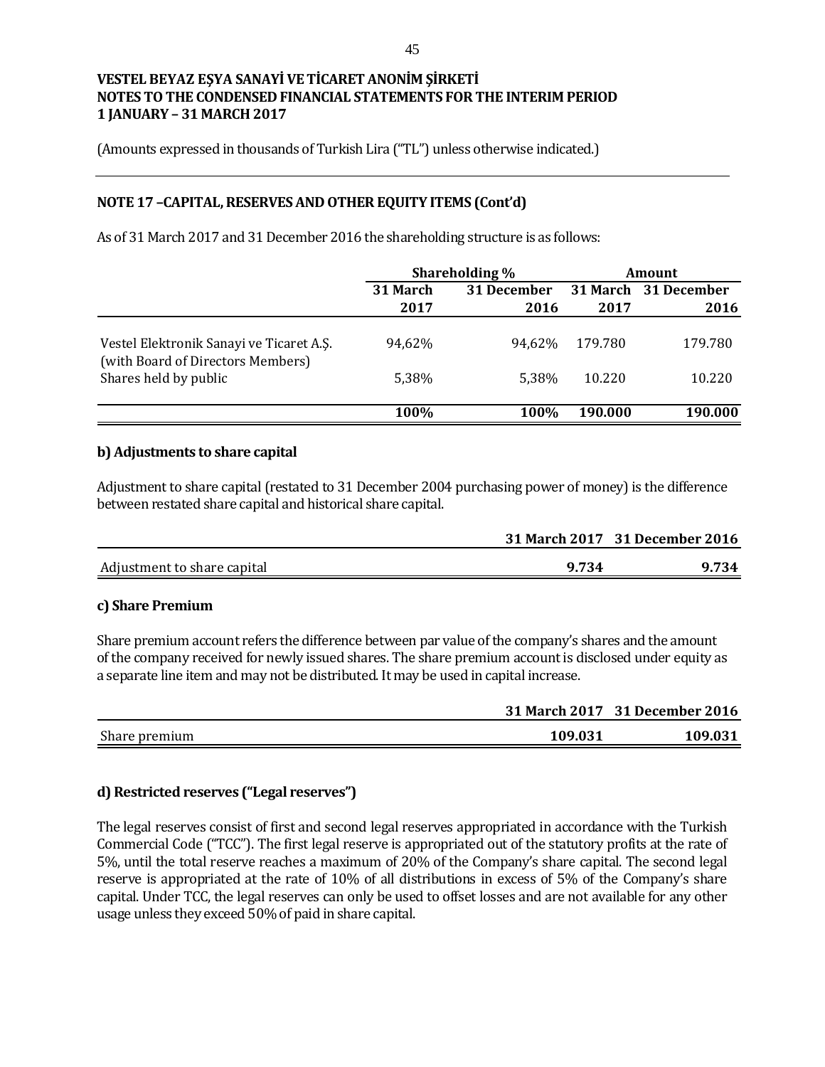**VESTEL BEYAZ EŞYA SANAYİ VE TİCARET ANONİM ŞİRKETİ**
**NOTES TO THE CONDENSED FINANCIAL STATEMENTS FOR THE INTERIM PERIOD**
**1 JANUARY – 31 MARCH 2017**

(Amounts expressed in thousands of Turkish Lira ("TL") unless otherwise indicated.)

## NOTE 17 –CAPITAL, RESERVES AND OTHER EQUITY ITEMS (Cont'd)

As of 31 March 2017 and 31 December 2016 the shareholding structure is as follows:

| | Shareholding % | | Amount | |
|---|---|---|---|---|
| | 31 March 2017 | 31 December 2016 | 31 March 2017 | 31 December 2016 |
| Vestel Elektronik Sanayi ve Ticaret A.Ş. (with Board of Directors Members) | 94,62% | 94,62% | 179.780 | 179.780 |
| Shares held by public | 5,38% | 5,38% | 10.220 | 10.220 |
| | **100%** | **100%** | **190.000** | **190.000** |

### b) Adjustments to share capital

Adjustment to share capital (restated to 31 December 2004 purchasing power of money) is the difference between restated share capital and historical share capital.

| | 31 March 2017 | 31 December 2016 |
|---|---|---|
| Adjustment to share capital | **9.734** | **9.734** |

### c) Share Premium

Share premium account refers the difference between par value of the company's shares and the amount of the company received for newly issued shares. The share premium account is disclosed under equity as a separate line item and may not be distributed. It may be used in capital increase.

| | 31 March 2017 | 31 December 2016 |
|---|---|---|
| Share premium | **109.031** | **109.031** |

### d) Restricted reserves ("Legal reserves")

The legal reserves consist of first and second legal reserves appropriated in accordance with the Turkish Commercial Code ("TCC"). The first legal reserve is appropriated out of the statutory profits at the rate of 5%, until the total reserve reaches a maximum of 20% of the Company's share capital. The second legal reserve is appropriated at the rate of 10% of all distributions in excess of 5% of the Company's share capital. Under TCC, the legal reserves can only be used to offset losses and are not available for any other usage unless they exceed 50% of paid in share capital.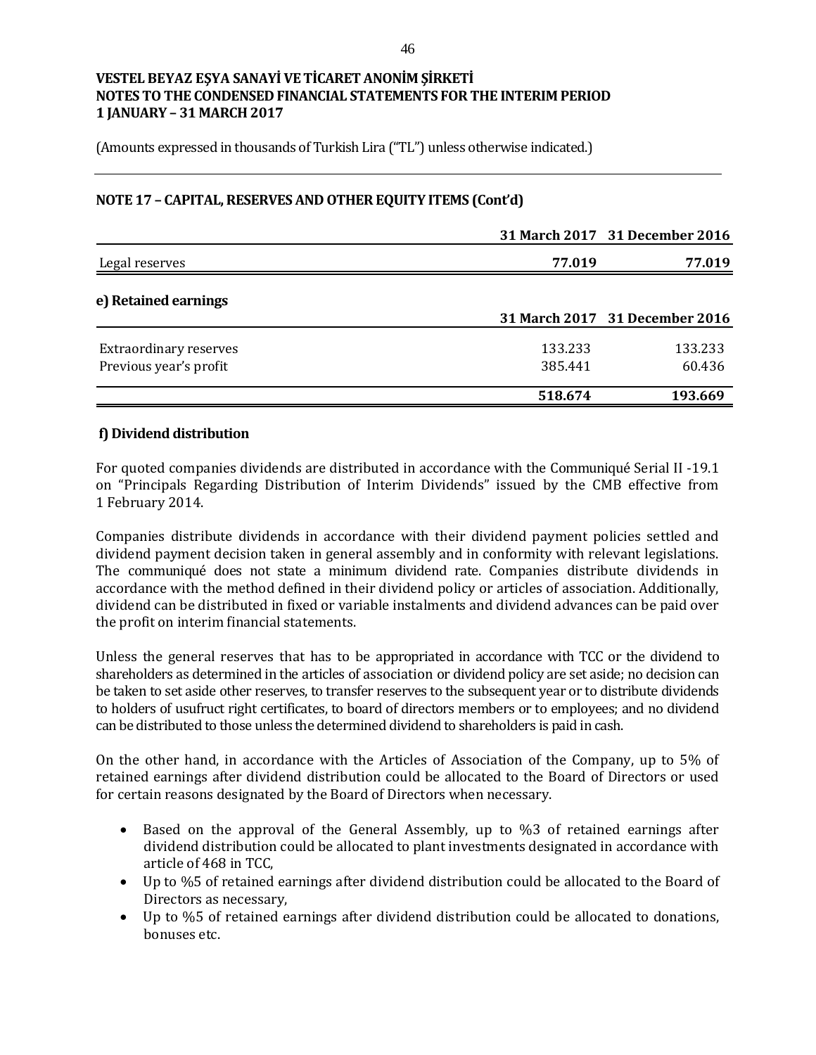(Amounts expressed in thousands of Turkish Lira ("TL") unless otherwise indicated.)

## NOTE 17 – CAPITAL, RESERVES AND OTHER EQUITY ITEMS (Cont'd)

| | 31 March 2017 | 31 December 2016 |
|---|---|---|
| Legal reserves | **77.019** | **77.019** |

### e) Retained earnings

| | 31 March 2017 | 31 December 2016 |
|---|---|---|
| Extraordinary reserves | 133.233 | 133.233 |
| Previous year's profit | 385.441 | 60.436 |
| | **518.674** | **193.669** |

### f) Dividend distribution

For quoted companies dividends are distributed in accordance with the Communiqué Serial II -19.1 on "Principals Regarding Distribution of Interim Dividends" issued by the CMB effective from 1 February 2014.

Companies distribute dividends in accordance with their dividend payment policies settled and dividend payment decision taken in general assembly and in conformity with relevant legislations. The communiqué does not state a minimum dividend rate. Companies distribute dividends in accordance with the method defined in their dividend policy or articles of association. Additionally, dividend can be distributed in fixed or variable instalments and dividend advances can be paid over the profit on interim financial statements.

Unless the general reserves that has to be appropriated in accordance with TCC or the dividend to shareholders as determined in the articles of association or dividend policy are set aside; no decision can be taken to set aside other reserves, to transfer reserves to the subsequent year or to distribute dividends to holders of usufruct right certificates, to board of directors members or to employees; and no dividend can be distributed to those unless the determined dividend to shareholders is paid in cash.

On the other hand, in accordance with the Articles of Association of the Company, up to 5% of retained earnings after dividend distribution could be allocated to the Board of Directors or used for certain reasons designated by the Board of Directors when necessary.

- Based on the approval of the General Assembly, up to %3 of retained earnings after dividend distribution could be allocated to plant investments designated in accordance with article of 468 in TCC,
- Up to %5 of retained earnings after dividend distribution could be allocated to the Board of Directors as necessary,
- Up to %5 of retained earnings after dividend distribution could be allocated to donations, bonuses etc.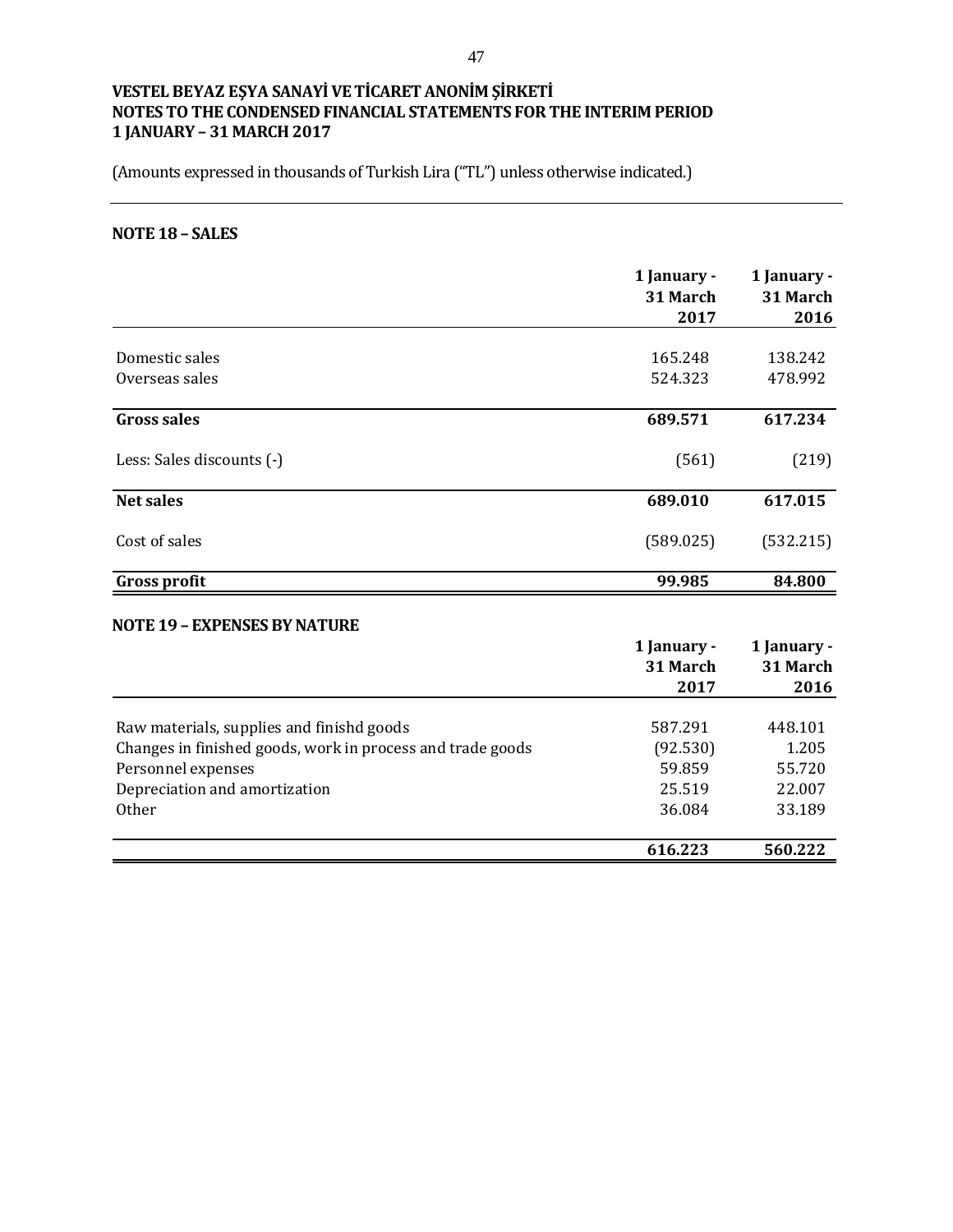**VESTEL BEYAZ EŞYA SANAYİ VE TİCARET ANONİM ŞİRKETİ**
**NOTES TO THE CONDENSED FINANCIAL STATEMENTS FOR THE INTERIM PERIOD**
**1 JANUARY – 31 MARCH 2017**

(Amounts expressed in thousands of Turkish Lira ("TL") unless otherwise indicated.)

## NOTE 18 – SALES

| | 1 January - 31 March 2017 | 1 January - 31 March 2016 |
|---|---|---|
| Domestic sales | 165.248 | 138.242 |
| Overseas sales | 524.323 | 478.992 |
| **Gross sales** | **689.571** | **617.234** |
| Less: Sales discounts (-) | (561) | (219) |
| **Net sales** | **689.010** | **617.015** |
| Cost of sales | (589.025) | (532.215) |
| **Gross profit** | **99.985** | **84.800** |

## NOTE 19 – EXPENSES BY NATURE

| | 1 January - 31 March 2017 | 1 January - 31 March 2016 |
|---|---|---|
| Raw materials, supplies and finishd goods | 587.291 | 448.101 |
| Changes in finished goods, work in process and trade goods | (92.530) | 1.205 |
| Personnel expenses | 59.859 | 55.720 |
| Depreciation and amortization | 25.519 | 22.007 |
| Other | 36.084 | 33.189 |
| | **616.223** | **560.222** |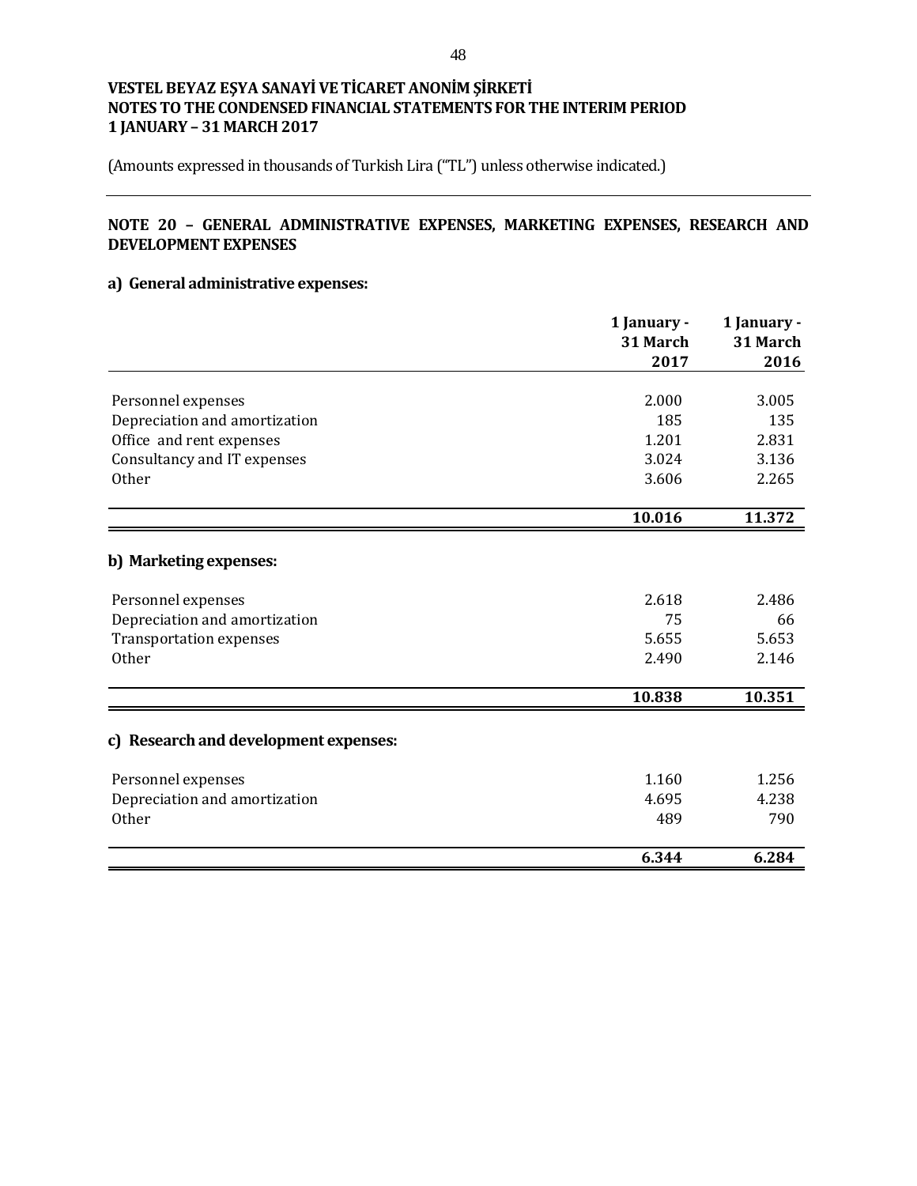VESTEL BEYAZ EŞYA SANAYİ VE TİCARET ANONİM ŞİRKETİ
NOTES TO THE CONDENSED FINANCIAL STATEMENTS FOR THE INTERIM PERIOD
1 JANUARY – 31 MARCH 2017

(Amounts expressed in thousands of Turkish Lira ("TL") unless otherwise indicated.)

## NOTE 20 – GENERAL ADMINISTRATIVE EXPENSES, MARKETING EXPENSES, RESEARCH AND DEVELOPMENT EXPENSES

### a) General administrative expenses:

| | 1 January - 31 March 2017 | 1 January - 31 March 2016 |
|---|---|---|
| Personnel expenses | 2.000 | 3.005 |
| Depreciation and amortization | 185 | 135 |
| Office and rent expenses | 1.201 | 2.831 |
| Consultancy and IT expenses | 3.024 | 3.136 |
| Other | 3.606 | 2.265 |
| | **10.016** | **11.372** |

### b) Marketing expenses:

| | 1 January - 31 March 2017 | 1 January - 31 March 2016 |
|---|---|---|
| Personnel expenses | 2.618 | 2.486 |
| Depreciation and amortization | 75 | 66 |
| Transportation expenses | 5.655 | 5.653 |
| Other | 2.490 | 2.146 |
| | **10.838** | **10.351** |

### c) Research and development expenses:

| | 1 January - 31 March 2017 | 1 January - 31 March 2016 |
|---|---|---|
| Personnel expenses | 1.160 | 1.256 |
| Depreciation and amortization | 4.695 | 4.238 |
| Other | 489 | 790 |
| | **6.344** | **6.284** |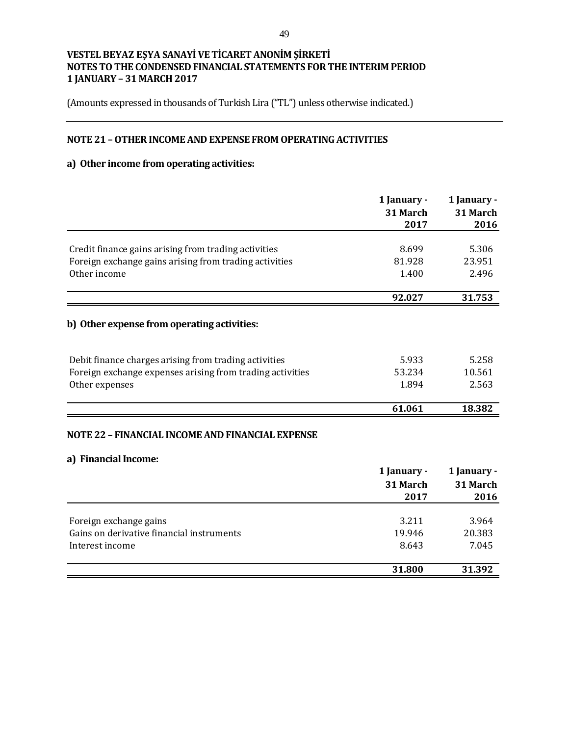**VESTEL BEYAZ EŞYA SANAYİ VE TİCARET ANONİM ŞİRKETİ**
**NOTES TO THE CONDENSED FINANCIAL STATEMENTS FOR THE INTERIM PERIOD**
**1 JANUARY – 31 MARCH 2017**

(Amounts expressed in thousands of Turkish Lira ("TL") unless otherwise indicated.)

## NOTE 21 – OTHER INCOME AND EXPENSE FROM OPERATING ACTIVITIES

### a) Other income from operating activities:

| | 1 January - 31 March 2017 | 1 January - 31 March 2016 |
|---|---|---|
| Credit finance gains arising from trading activities | 8.699 | 5.306 |
| Foreign exchange gains arising from trading activities | 81.928 | 23.951 |
| Other income | 1.400 | 2.496 |
| | **92.027** | **31.753** |

### b) Other expense from operating activities:

| | 1 January - 31 March 2017 | 1 January - 31 March 2016 |
|---|---|---|
| Debit finance charges arising from trading activities | 5.933 | 5.258 |
| Foreign exchange expenses arising from trading activities | 53.234 | 10.561 |
| Other expenses | 1.894 | 2.563 |
| | **61.061** | **18.382** |

## NOTE 22 – FINANCIAL INCOME AND FINANCIAL EXPENSE

### a) Financial Income:

| | 1 January - 31 March 2017 | 1 January - 31 March 2016 |
|---|---|---|
| Foreign exchange gains | 3.211 | 3.964 |
| Gains on derivative financial instruments | 19.946 | 20.383 |
| Interest income | 8.643 | 7.045 |
| | **31.800** | **31.392** |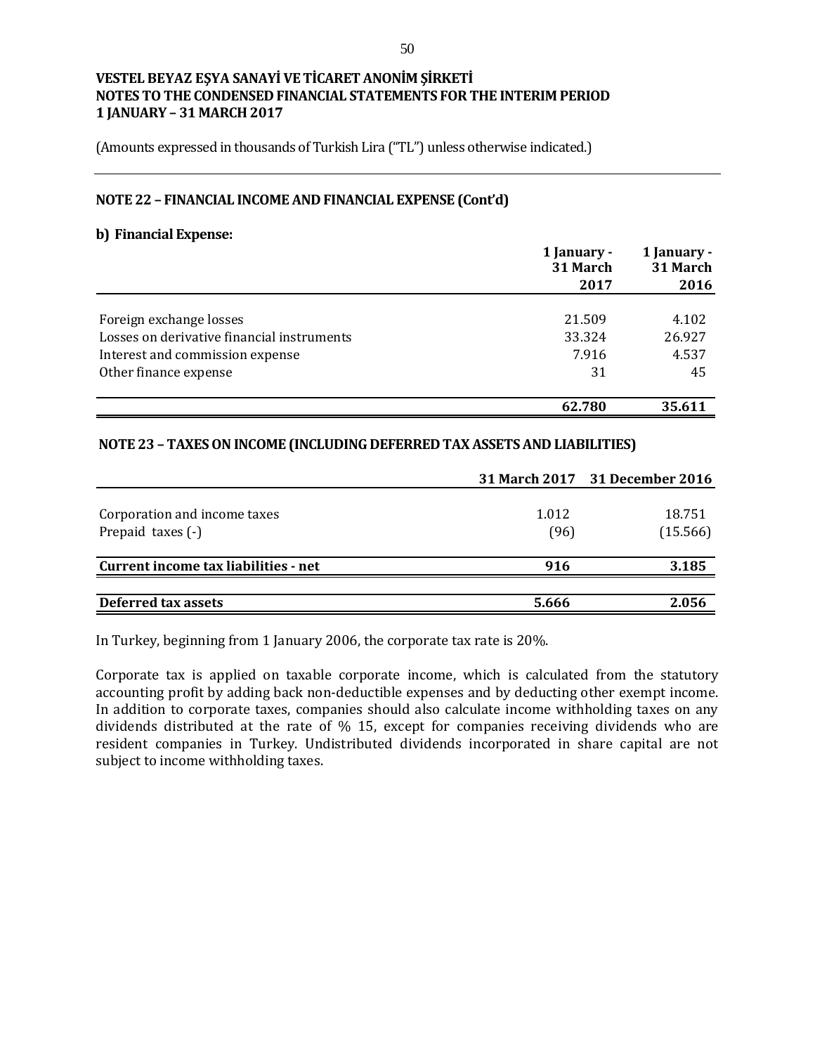(Amounts expressed in thousands of Turkish Lira ("TL") unless otherwise indicated.)

## NOTE 22 – FINANCIAL INCOME AND FINANCIAL EXPENSE (Cont'd)

### b) Financial Expense:

| | 1 January - 31 March 2017 | 1 January - 31 March 2016 |
|---|---|---|
| Foreign exchange losses | 21.509 | 4.102 |
| Losses on derivative financial instruments | 33.324 | 26.927 |
| Interest and commission expense | 7.916 | 4.537 |
| Other finance expense | 31 | 45 |
| | **62.780** | **35.611** |

## NOTE 23 – TAXES ON INCOME (INCLUDING DEFERRED TAX ASSETS AND LIABILITIES)

| | 31 March 2017 | 31 December 2016 |
|---|---|---|
| Corporation and income taxes | 1.012 | 18.751 |
| Prepaid taxes (-) | (96) | (15.566) |
| **Current income tax liabilities - net** | **916** | **3.185** |
| **Deferred tax assets** | **5.666** | **2.056** |

In Turkey, beginning from 1 January 2006, the corporate tax rate is 20%.

Corporate tax is applied on taxable corporate income, which is calculated from the statutory accounting profit by adding back non-deductible expenses and by deducting other exempt income. In addition to corporate taxes, companies should also calculate income withholding taxes on any dividends distributed at the rate of % 15, except for companies receiving dividends who are resident companies in Turkey. Undistributed dividends incorporated in share capital are not subject to income withholding taxes.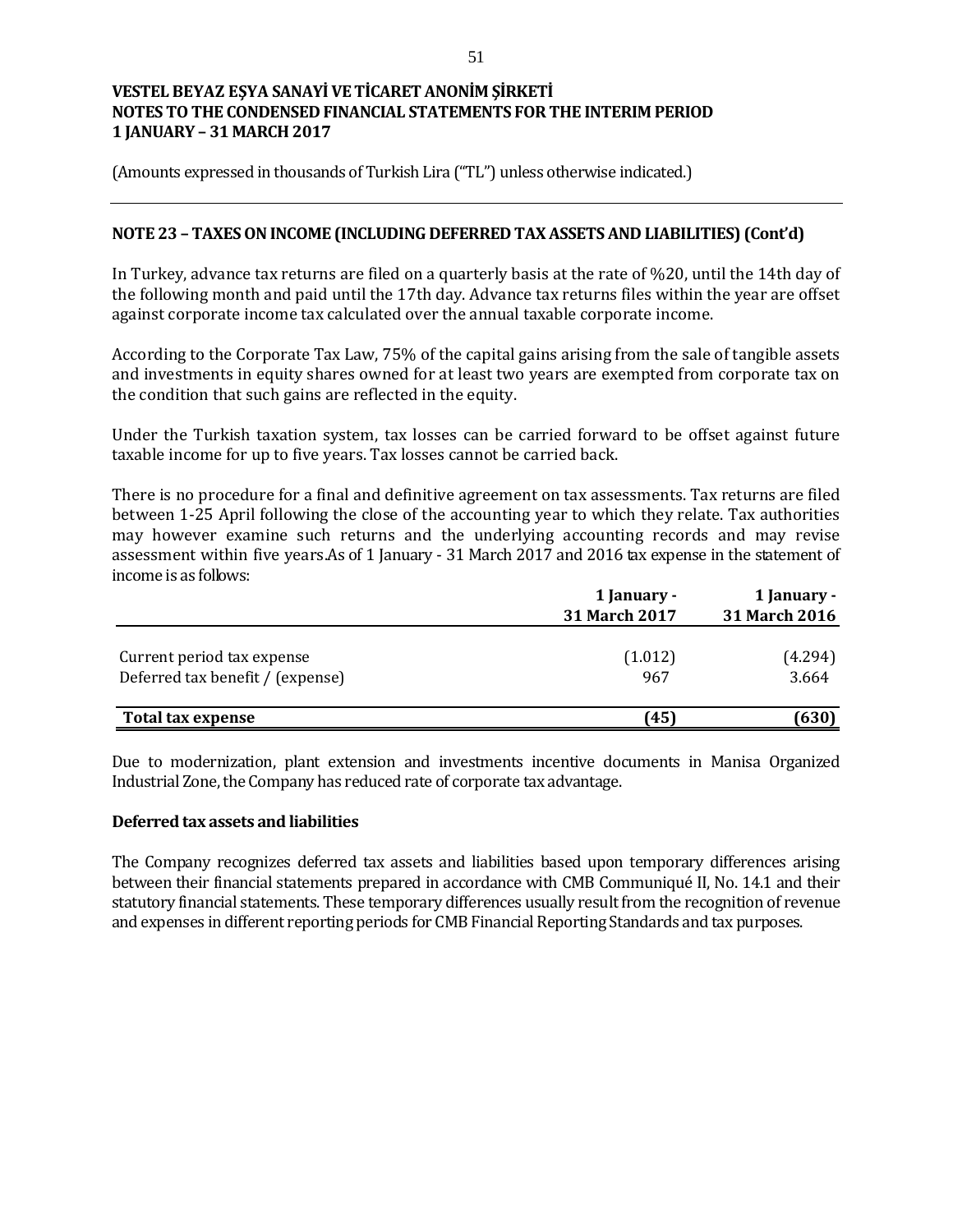# VESTEL BEYAZ EŞYA SANAYİ VE TİCARET ANONİM ŞİRKETİ
# NOTES TO THE CONDENSED FINANCIAL STATEMENTS FOR THE INTERIM PERIOD
# 1 JANUARY – 31 MARCH 2017

(Amounts expressed in thousands of Turkish Lira ("TL") unless otherwise indicated.)

## NOTE 23 – TAXES ON INCOME (INCLUDING DEFERRED TAX ASSETS AND LIABILITIES) (Cont'd)

In Turkey, advance tax returns are filed on a quarterly basis at the rate of %20, until the 14th day of the following month and paid until the 17th day. Advance tax returns files within the year are offset against corporate income tax calculated over the annual taxable corporate income.

According to the Corporate Tax Law, 75% of the capital gains arising from the sale of tangible assets and investments in equity shares owned for at least two years are exempted from corporate tax on the condition that such gains are reflected in the equity.

Under the Turkish taxation system, tax losses can be carried forward to be offset against future taxable income for up to five years. Tax losses cannot be carried back.

There is no procedure for a final and definitive agreement on tax assessments. Tax returns are filed between 1-25 April following the close of the accounting year to which they relate. Tax authorities may however examine such returns and the underlying accounting records and may revise assessment within five years.As of 1 January - 31 March 2017 and 2016 tax expense in the statement of income is as follows:

| | 1 January - 31 March 2017 | 1 January - 31 March 2016 |
|---|---|---|
| Current period tax expense | (1.012) | (4.294) |
| Deferred tax benefit / (expense) | 967 | 3.664 |
| **Total tax expense** | **(45)** | **(630)** |

Due to modernization, plant extension and investments incentive documents in Manisa Organized Industrial Zone, the Company has reduced rate of corporate tax advantage.

### Deferred tax assets and liabilities

The Company recognizes deferred tax assets and liabilities based upon temporary differences arising between their financial statements prepared in accordance with CMB Communiqué II, No. 14.1 and their statutory financial statements. These temporary differences usually result from the recognition of revenue and expenses in different reporting periods for CMB Financial Reporting Standards and tax purposes.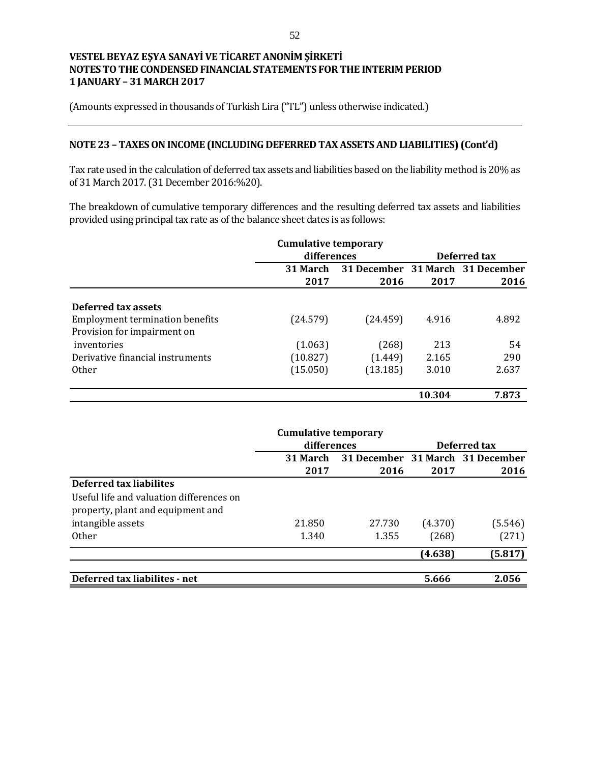**VESTEL BEYAZ EŞYA SANAYİ VE TİCARET ANONİM ŞİRKETİ**
**NOTES TO THE CONDENSED FINANCIAL STATEMENTS FOR THE INTERIM PERIOD**
**1 JANUARY – 31 MARCH 2017**

(Amounts expressed in thousands of Turkish Lira ("TL") unless otherwise indicated.)

## NOTE 23 – TAXES ON INCOME (INCLUDING DEFERRED TAX ASSETS AND LIABILITIES) (Cont'd)

Tax rate used in the calculation of deferred tax assets and liabilities based on the liability method is 20% as of 31 March 2017. (31 December 2016:%20).

The breakdown of cumulative temporary differences and the resulting deferred tax assets and liabilities provided using principal tax rate as of the balance sheet dates is as follows:

| | Cumulative temporary differences | | Deferred tax | |
|---|---|---|---|---|
| | 31 March 2017 | 31 December 2016 | 31 March 2017 | 31 December 2016 |
| **Deferred tax assets** | | | | |
| Employment termination benefits | (24.579) | (24.459) | 4.916 | 4.892 |
| Provision for impairment on inventories | (1.063) | (268) | 213 | 54 |
| Derivative financial instruments | (10.827) | (1.449) | 2.165 | 290 |
| Other | (15.050) | (13.185) | 3.010 | 2.637 |
| | | | **10.304** | **7.873** |

| | Cumulative temporary differences | | Deferred tax | |
|---|---|---|---|---|
| | 31 March 2017 | 31 December 2016 | 31 March 2017 | 31 December 2016 |
| **Deferred tax liabilites** | | | | |
| Useful life and valuation differences on property, plant and equipment and intangible assets | 21.850 | 27.730 | (4.370) | (5.546) |
| Other | 1.340 | 1.355 | (268) | (271) |
| | | | **(4.638)** | **(5.817)** |
| **Deferred tax liabilites - net** | | | **5.666** | **2.056** |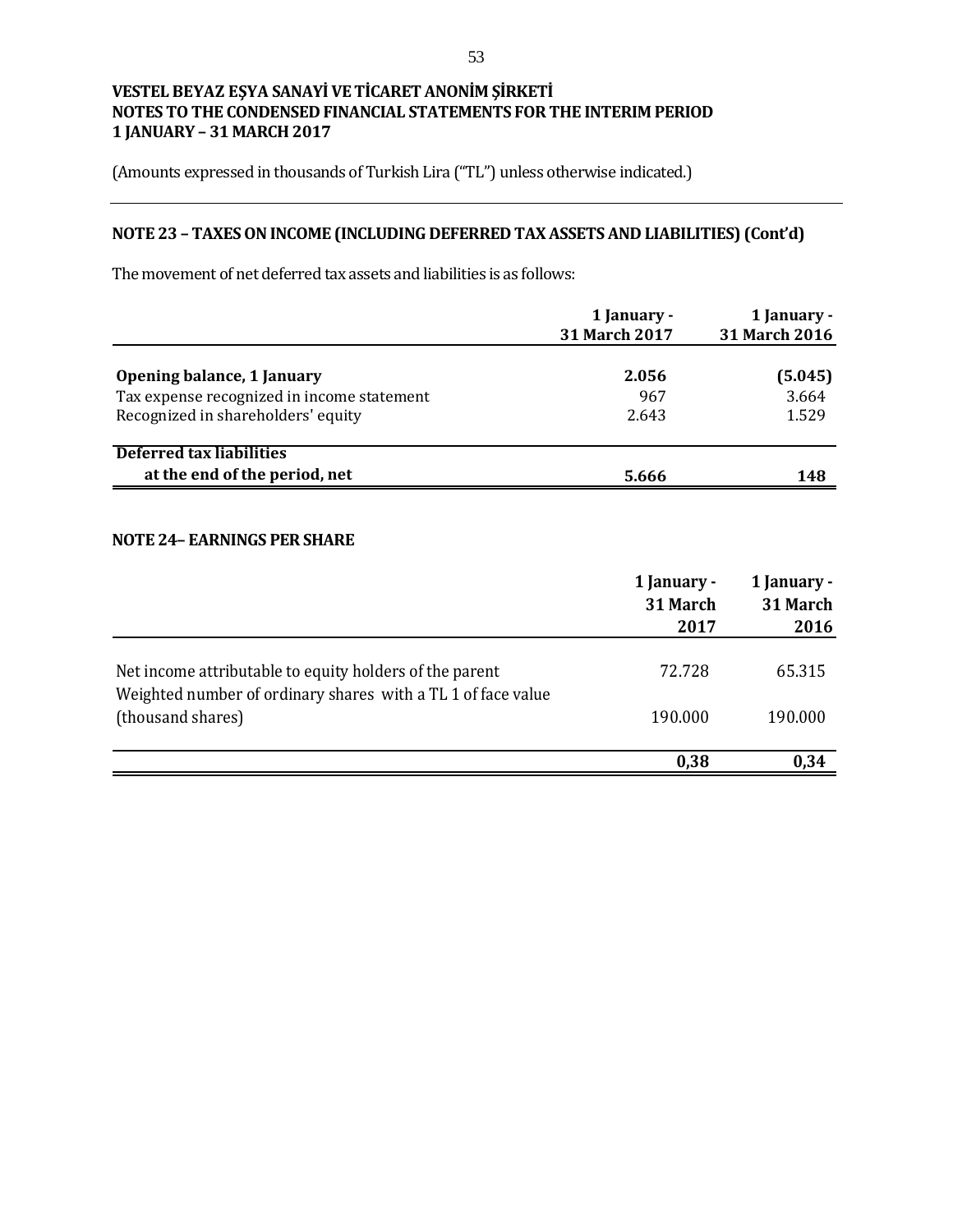**VESTEL BEYAZ EŞYA SANAYİ VE TİCARET ANONİM ŞİRKETİ**
**NOTES TO THE CONDENSED FINANCIAL STATEMENTS FOR THE INTERIM PERIOD**
**1 JANUARY – 31 MARCH 2017**

(Amounts expressed in thousands of Turkish Lira ("TL") unless otherwise indicated.)

## NOTE 23 – TAXES ON INCOME (INCLUDING DEFERRED TAX ASSETS AND LIABILITIES) (Cont'd)

The movement of net deferred tax assets and liabilities is as follows:

| | 1 January - 31 March 2017 | 1 January - 31 March 2016 |
|---|---|---|
| **Opening balance, 1 January** | **2.056** | **(5.045)** |
| Tax expense recognized in income statement | 967 | 3.664 |
| Recognized in shareholders' equity | 2.643 | 1.529 |
| **Deferred tax liabilities at the end of the period, net** | **5.666** | **148** |

## NOTE 24– EARNINGS PER SHARE

| | 1 January - 31 March 2017 | 1 January - 31 March 2016 |
|---|---|---|
| Net income attributable to equity holders of the parent | 72.728 | 65.315 |
| Weighted number of ordinary shares with a TL 1 of face value (thousand shares) | 190.000 | 190.000 |
| | **0,38** | **0,34** |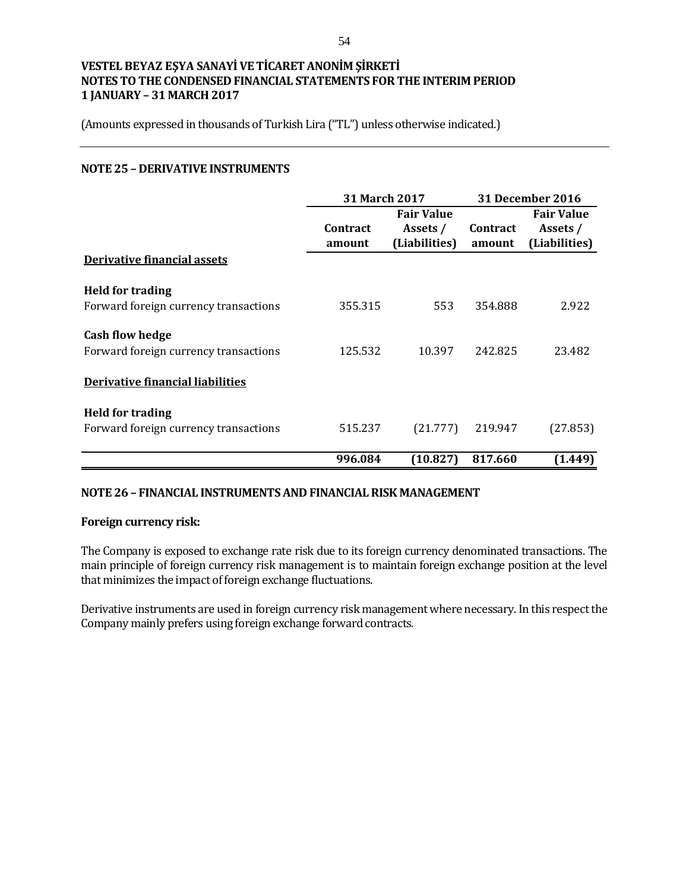VESTEL BEYAZ EŞYA SANAYİ VE TİCARET ANONİM ŞİRKETİ
NOTES TO THE CONDENSED FINANCIAL STATEMENTS FOR THE INTERIM PERIOD
1 JANUARY – 31 MARCH 2017

(Amounts expressed in thousands of Turkish Lira ("TL") unless otherwise indicated.)

## NOTE 25 – DERIVATIVE INSTRUMENTS

| | 31 March 2017 | | 31 December 2016 | |
|---|---|---|---|---|
| | Contract amount | Fair Value Assets / (Liabilities) | Contract amount | Fair Value Assets / (Liabilities) |
| **Derivative financial assets** | | | | |
| **Held for trading** | | | | |
| Forward foreign currency transactions | 355.315 | 553 | 354.888 | 2.922 |
| **Cash flow hedge** | | | | |
| Forward foreign currency transactions | 125.532 | 10.397 | 242.825 | 23.482 |
| **Derivative financial liabilities** | | | | |
| **Held for trading** | | | | |
| Forward foreign currency transactions | 515.237 | (21.777) | 219.947 | (27.853) |
| | **996.084** | **(10.827)** | **817.660** | **(1.449)** |

## NOTE 26 – FINANCIAL INSTRUMENTS AND FINANCIAL RISK MANAGEMENT

**Foreign currency risk:**

The Company is exposed to exchange rate risk due to its foreign currency denominated transactions. The main principle of foreign currency risk management is to maintain foreign exchange position at the level that minimizes the impact of foreign exchange fluctuations.

Derivative instruments are used in foreign currency risk management where necessary. In this respect the Company mainly prefers using foreign exchange forward contracts.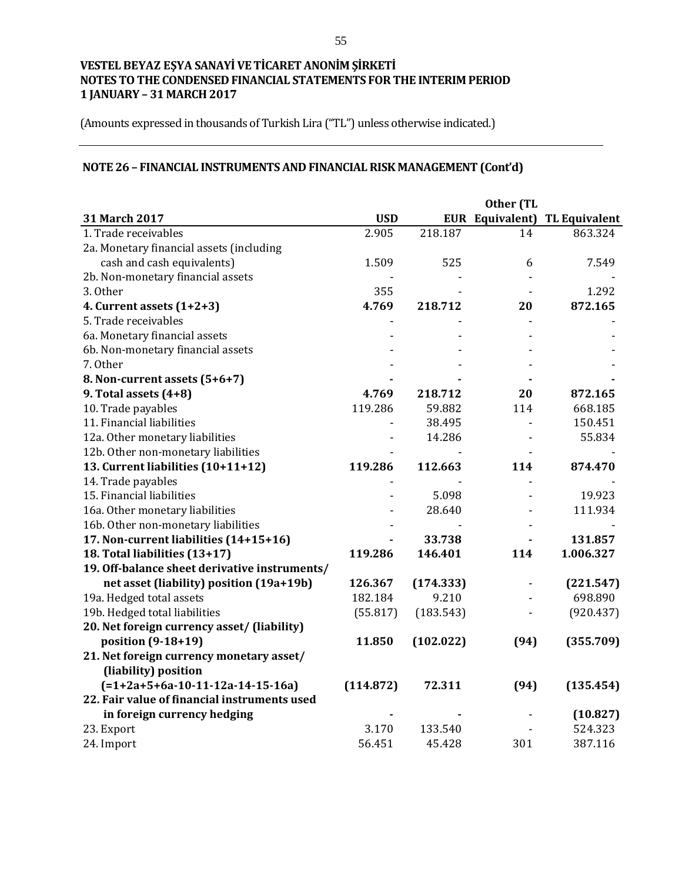**VESTEL BEYAZ EŞYA SANAYİ VE TİCARET ANONİM ŞİRKETİ**
**NOTES TO THE CONDENSED FINANCIAL STATEMENTS FOR THE INTERIM PERIOD**
**1 JANUARY – 31 MARCH 2017**

(Amounts expressed in thousands of Turkish Lira (“TL”) unless otherwise indicated.)

## NOTE 26 – FINANCIAL INSTRUMENTS AND FINANCIAL RISK MANAGEMENT (Cont’d)

| 31 March 2017 | USD | EUR | Other (TL Equivalent) | TL Equivalent |
|---|---|---|---|---|
| 1. Trade receivables | 2.905 | 218.187 | 14 | 863.324 |
| 2a. Monetary financial assets (including cash and cash equivalents) | 1.509 | 525 | 6 | 7.549 |
| 2b. Non-monetary financial assets | - | - | - | - |
| 3. Other | 355 | - | - | 1.292 |
| **4. Current assets (1+2+3)** | **4.769** | **218.712** | **20** | **872.165** |
| 5. Trade receivables | - | - | - | - |
| 6a. Monetary financial assets | - | - | - | - |
| 6b. Non-monetary financial assets | - | - | - | - |
| 7. Other | - | - | - | - |
| **8. Non-current assets (5+6+7)** | **-** | **-** | **-** | **-** |
| **9. Total assets (4+8)** | **4.769** | **218.712** | **20** | **872.165** |
| 10. Trade payables | 119.286 | 59.882 | 114 | 668.185 |
| 11. Financial liabilities | - | 38.495 | - | 150.451 |
| 12a. Other monetary liabilities | - | 14.286 | - | 55.834 |
| 12b. Other non-monetary liabilities | - | - | - | - |
| **13. Current liabilities (10+11+12)** | **119.286** | **112.663** | **114** | **874.470** |
| 14. Trade payables | - | - | - | - |
| 15. Financial liabilities | - | 5.098 | - | 19.923 |
| 16a. Other monetary liabilities | - | 28.640 | - | 111.934 |
| 16b. Other non-monetary liabilities | - | - | - | - |
| **17. Non-current liabilities (14+15+16)** | **-** | **33.738** | **-** | **131.857** |
| **18. Total liabilities (13+17)** | **119.286** | **146.401** | **114** | **1.006.327** |
| **19. Off-balance sheet derivative instruments/ net asset (liability) position (19a+19b)** | **126.367** | **(174.333)** | - | **(221.547)** |
| 19a. Hedged total assets | 182.184 | 9.210 | - | 698.890 |
| 19b. Hedged total liabilities | (55.817) | (183.543) | - | (920.437) |
| **20. Net foreign currency asset/ (liability) position (9-18+19)** | **11.850** | **(102.022)** | **(94)** | **(355.709)** |
| **21. Net foreign currency monetary asset/ (liability) position (=1+2a+5+6a-10-11-12a-14-15-16a)** | **(114.872)** | **72.311** | **(94)** | **(135.454)** |
| **22. Fair value of financial instruments used in foreign currency hedging** | **-** | **-** | - | **(10.827)** |
| 23. Export | 3.170 | 133.540 | - | 524.323 |
| 24. Import | 56.451 | 45.428 | 301 | 387.116 |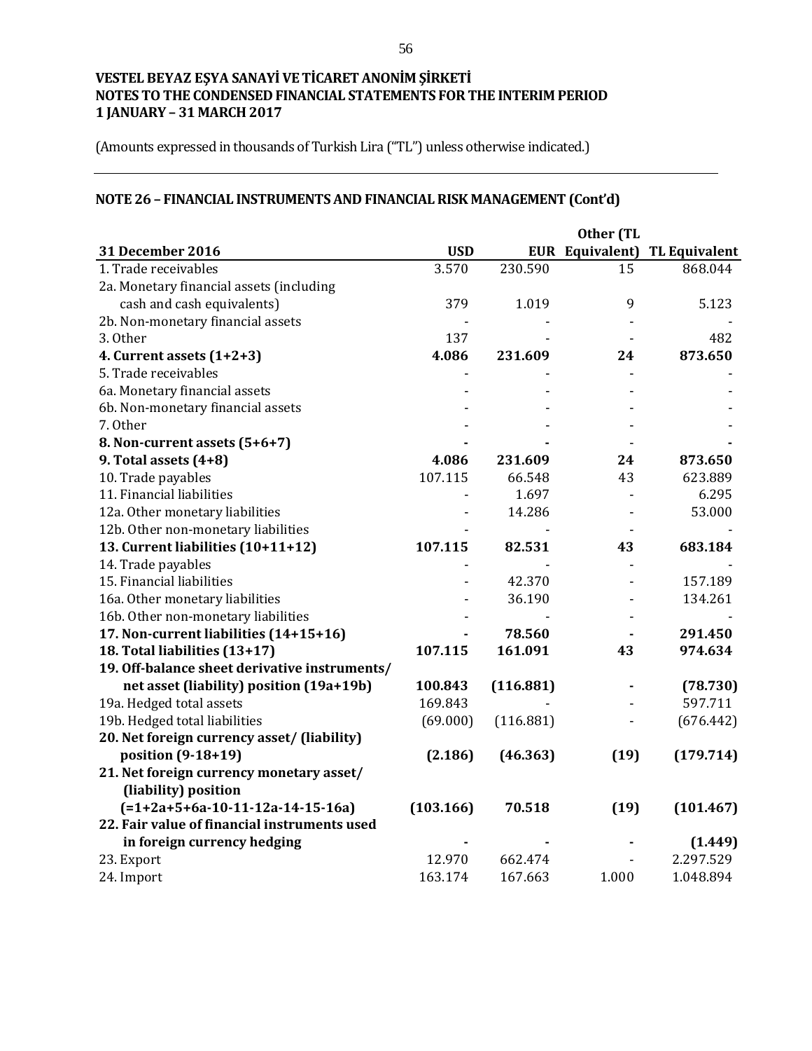**VESTEL BEYAZ EŞYA SANAYİ VE TİCARET ANONİM ŞİRKETİ**
**NOTES TO THE CONDENSED FINANCIAL STATEMENTS FOR THE INTERIM PERIOD**
**1 JANUARY – 31 MARCH 2017**

(Amounts expressed in thousands of Turkish Lira ("TL") unless otherwise indicated.)

## NOTE 26 – FINANCIAL INSTRUMENTS AND FINANCIAL RISK MANAGEMENT (Cont'd)

| 31 December 2016 | USD | EUR | Other (TL Equivalent) | TL Equivalent |
|---|---|---|---|---|
| 1. Trade receivables | 3.570 | 230.590 | 15 | 868.044 |
| 2a. Monetary financial assets (including cash and cash equivalents) | 379 | 1.019 | 9 | 5.123 |
| 2b. Non-monetary financial assets | - | - | - | - |
| 3. Other | 137 | - | - | 482 |
| **4. Current assets (1+2+3)** | **4.086** | **231.609** | **24** | **873.650** |
| 5. Trade receivables | - | - | - | - |
| 6a. Monetary financial assets | - | - | - | - |
| 6b. Non-monetary financial assets | - | - | - | - |
| 7. Other | - | - | - | - |
| **8. Non-current assets (5+6+7)** | **-** | **-** | - | **-** |
| **9. Total assets (4+8)** | **4.086** | **231.609** | **24** | **873.650** |
| 10. Trade payables | 107.115 | 66.548 | 43 | 623.889 |
| 11. Financial liabilities | - | 1.697 | - | 6.295 |
| 12a. Other monetary liabilities | - | 14.286 | - | 53.000 |
| 12b. Other non-monetary liabilities | - | - | - | - |
| **13. Current liabilities (10+11+12)** | **107.115** | **82.531** | **43** | **683.184** |
| 14. Trade payables | - | - | - | - |
| 15. Financial liabilities | - | 42.370 | - | 157.189 |
| 16a. Other monetary liabilities | - | 36.190 | - | 134.261 |
| 16b. Other non-monetary liabilities | - | - | - | - |
| **17. Non-current liabilities (14+15+16)** | **-** | **78.560** | **-** | **291.450** |
| **18. Total liabilities (13+17)** | **107.115** | **161.091** | **43** | **974.634** |
| **19. Off-balance sheet derivative instruments/ net asset (liability) position (19a+19b)** | **100.843** | **(116.881)** | **-** | **(78.730)** |
| 19a. Hedged total assets | 169.843 | - | - | 597.711 |
| 19b. Hedged total liabilities | (69.000) | (116.881) | - | (676.442) |
| **20. Net foreign currency asset/ (liability) position (9-18+19)** | **(2.186)** | **(46.363)** | **(19)** | **(179.714)** |
| **21. Net foreign currency monetary asset/ (liability) position (=1+2a+5+6a-10-11-12a-14-15-16a)** | **(103.166)** | **70.518** | **(19)** | **(101.467)** |
| **22. Fair value of financial instruments used in foreign currency hedging** | **-** | **-** | **-** | **(1.449)** |
| 23. Export | 12.970 | 662.474 | - | 2.297.529 |
| 24. Import | 163.174 | 167.663 | 1.000 | 1.048.894 |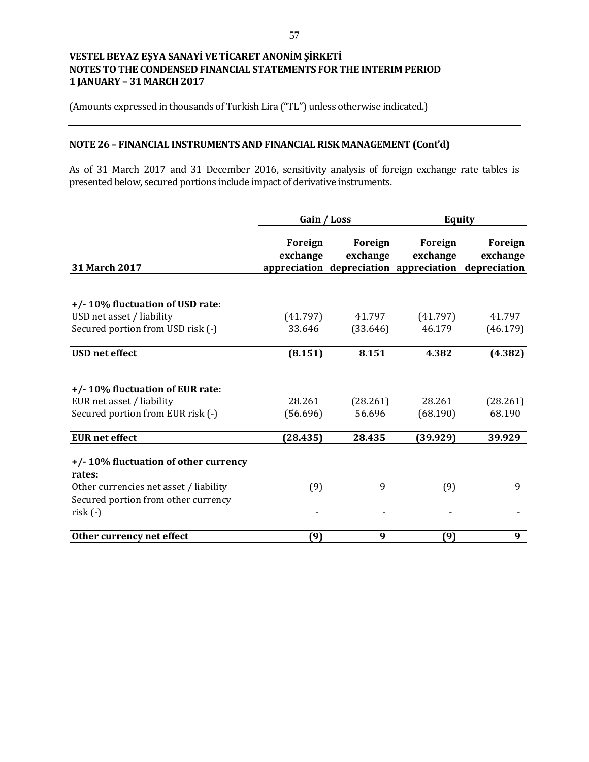**VESTEL BEYAZ EŞYA SANAYİ VE TİCARET ANONİM ŞİRKETİ**
**NOTES TO THE CONDENSED FINANCIAL STATEMENTS FOR THE INTERIM PERIOD**
**1 JANUARY – 31 MARCH 2017**

(Amounts expressed in thousands of Turkish Lira ("TL") unless otherwise indicated.)

## NOTE 26 – FINANCIAL INSTRUMENTS AND FINANCIAL RISK MANAGEMENT (Cont'd)

As of 31 March 2017 and 31 December 2016, sensitivity analysis of foreign exchange rate tables is presented below, secured portions include impact of derivative instruments.

| | Gain / Loss | | Equity | |
|---|---|---|---|---|
| **31 March 2017** | **Foreign exchange appreciation** | **Foreign exchange depreciation** | **Foreign exchange appreciation** | **Foreign exchange depreciation** |
| **+/- 10% fluctuation of USD rate:** | | | | |
| USD net asset / liability | (41.797) | 41.797 | (41.797) | 41.797 |
| Secured portion from USD risk (-) | 33.646 | (33.646) | 46.179 | (46.179) |
| **USD net effect** | **(8.151)** | **8.151** | **4.382** | **(4.382)** |
| **+/- 10% fluctuation of EUR rate:** | | | | |
| EUR net asset / liability | 28.261 | (28.261) | 28.261 | (28.261) |
| Secured portion from EUR risk (-) | (56.696) | 56.696 | (68.190) | 68.190 |
| **EUR net effect** | **(28.435)** | **28.435** | **(39.929)** | **39.929** |
| **+/- 10% fluctuation of other currency rates:** | | | | |
| Other currencies net asset / liability | (9) | 9 | (9) | 9 |
| Secured portion from other currency risk (-) | - | - | - | - |
| **Other currency net effect** | **(9)** | **9** | **(9)** | **9** |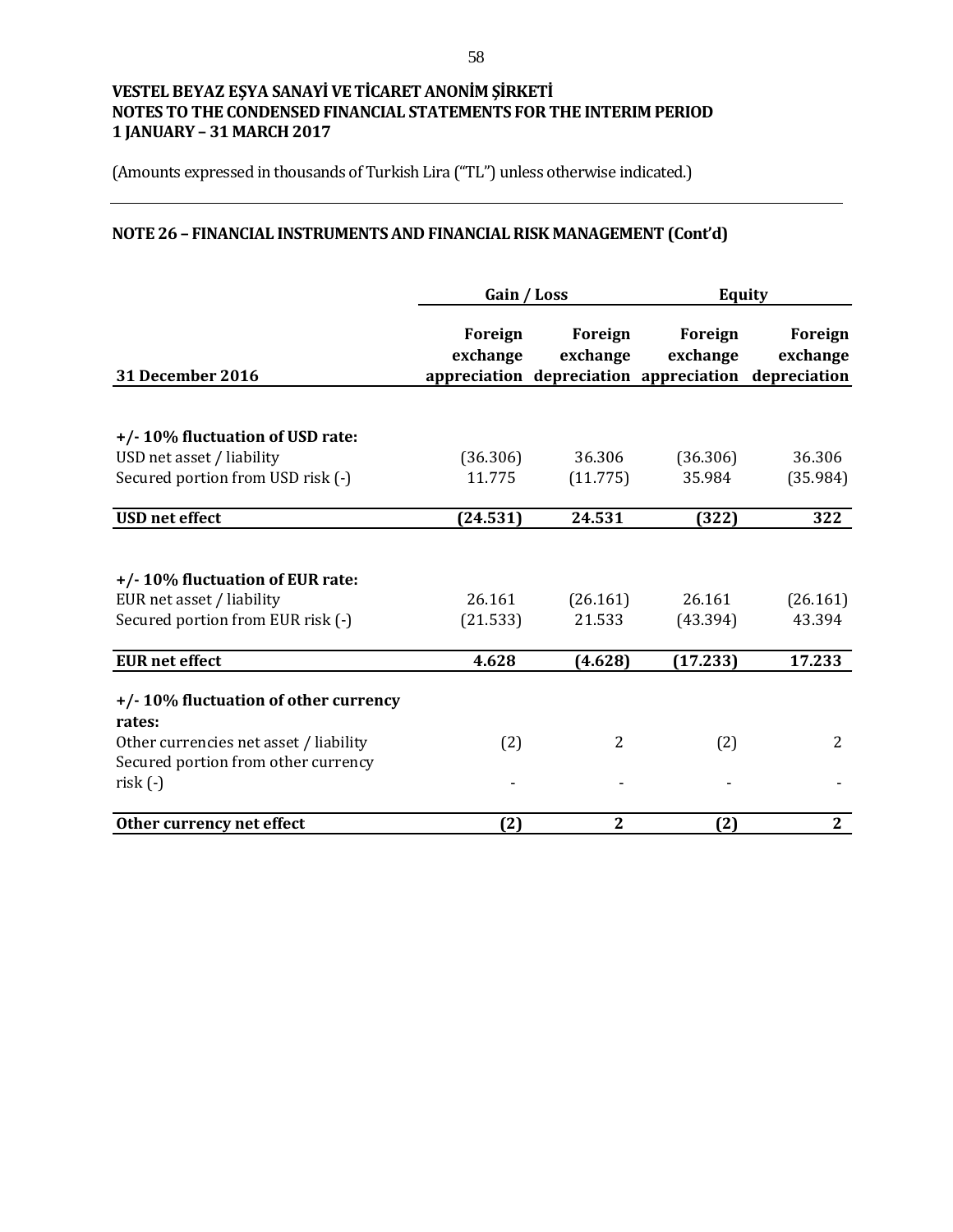VESTEL BEYAZ EŞYA SANAYİ VE TİCARET ANONİM ŞİRKETİ
NOTES TO THE CONDENSED FINANCIAL STATEMENTS FOR THE INTERIM PERIOD
1 JANUARY – 31 MARCH 2017

(Amounts expressed in thousands of Turkish Lira ("TL") unless otherwise indicated.)

## NOTE 26 – FINANCIAL INSTRUMENTS AND FINANCIAL RISK MANAGEMENT (Cont'd)

| | Gain / Loss | | Equity | |
|---|---|---|---|---|
| **31 December 2016** | **Foreign exchange appreciation** | **Foreign exchange depreciation** | **Foreign exchange appreciation** | **Foreign exchange depreciation** |
| **+/- 10% fluctuation of USD rate:** | | | | |
| USD net asset / liability | (36.306) | 36.306 | (36.306) | 36.306 |
| Secured portion from USD risk (-) | 11.775 | (11.775) | 35.984 | (35.984) |
| **USD net effect** | **(24.531)** | **24.531** | **(322)** | **322** |
| **+/- 10% fluctuation of EUR rate:** | | | | |
| EUR net asset / liability | 26.161 | (26.161) | 26.161 | (26.161) |
| Secured portion from EUR risk (-) | (21.533) | 21.533 | (43.394) | 43.394 |
| **EUR net effect** | **4.628** | **(4.628)** | **(17.233)** | **17.233** |
| **+/- 10% fluctuation of other currency rates:** | | | | |
| Other currencies net asset / liability | (2) | 2 | (2) | 2 |
| Secured portion from other currency risk (-) | - | - | - | - |
| **Other currency net effect** | **(2)** | **2** | **(2)** | **2** |